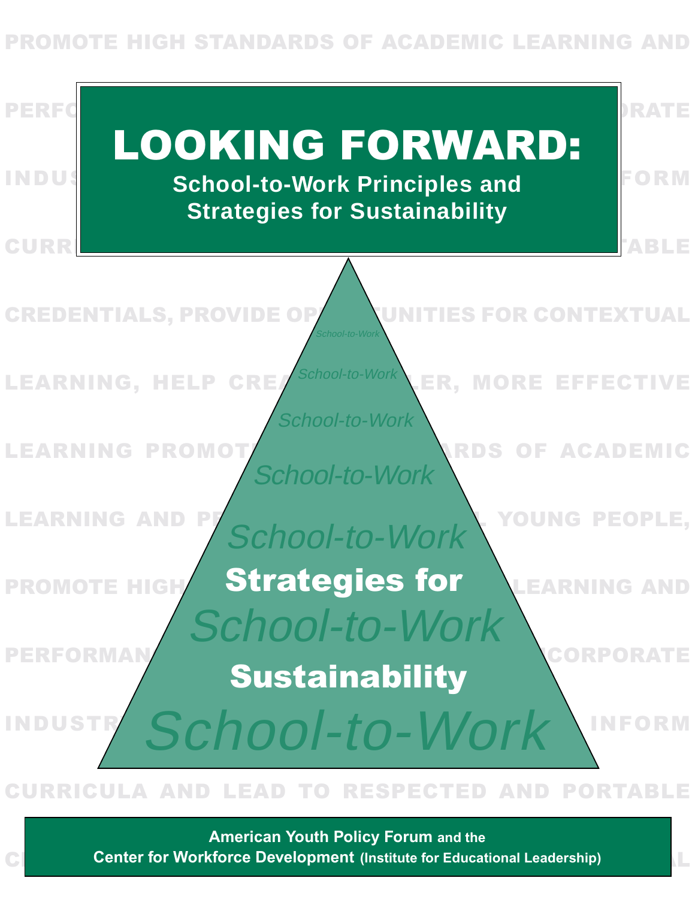# LOOKING FORWARD:

## School-to-Work Principles and Strategies for Sustainability

**Strategies for**

**Sustainability**

**American Youth Policy Forum** and the
**Center for Workforce Development** (Institute for Educational Leadership)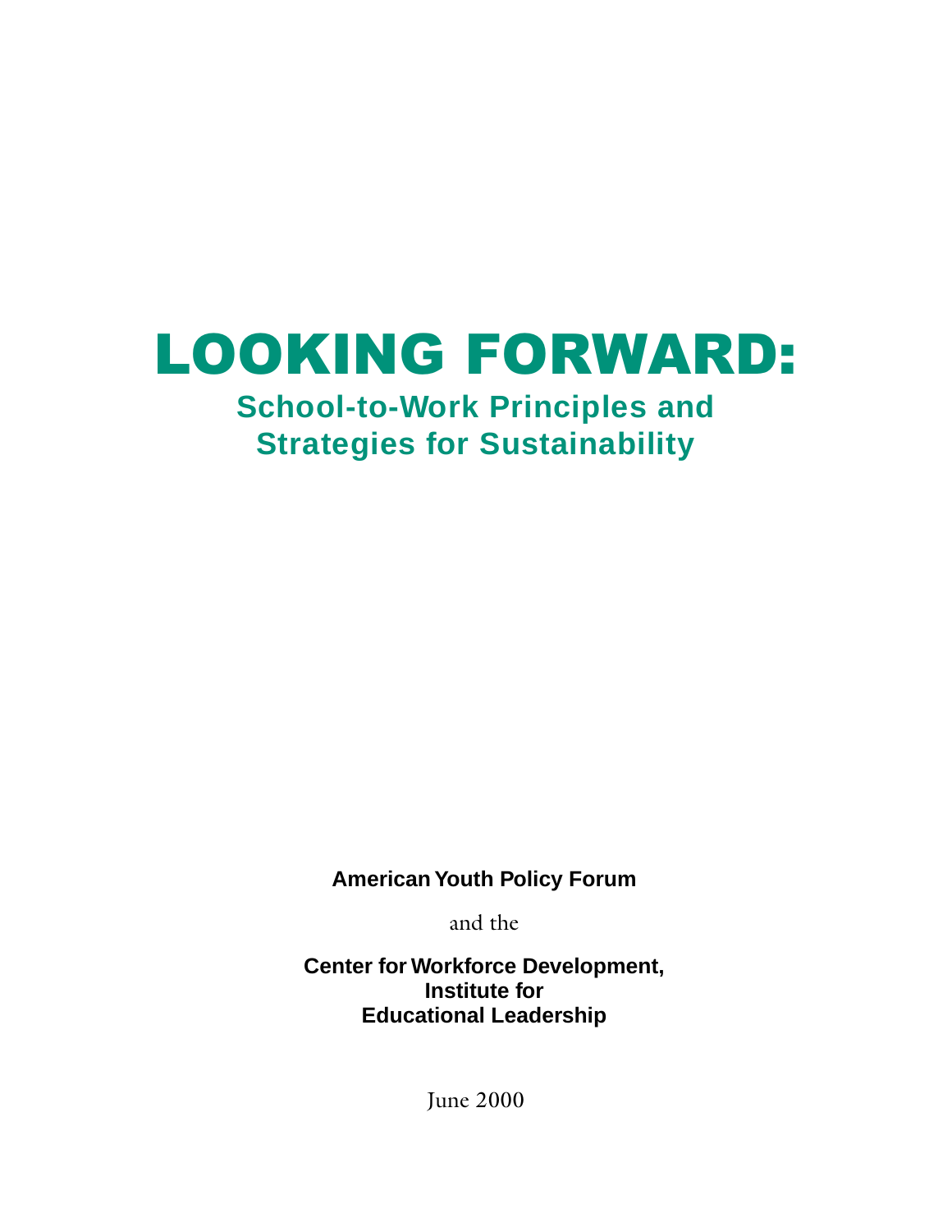# LOOKING FORWARD:

## School-to-Work Principles and Strategies for Sustainability

**American Youth Policy Forum**

and the

**Center for Workforce Development, Institute for Educational Leadership**

June 2000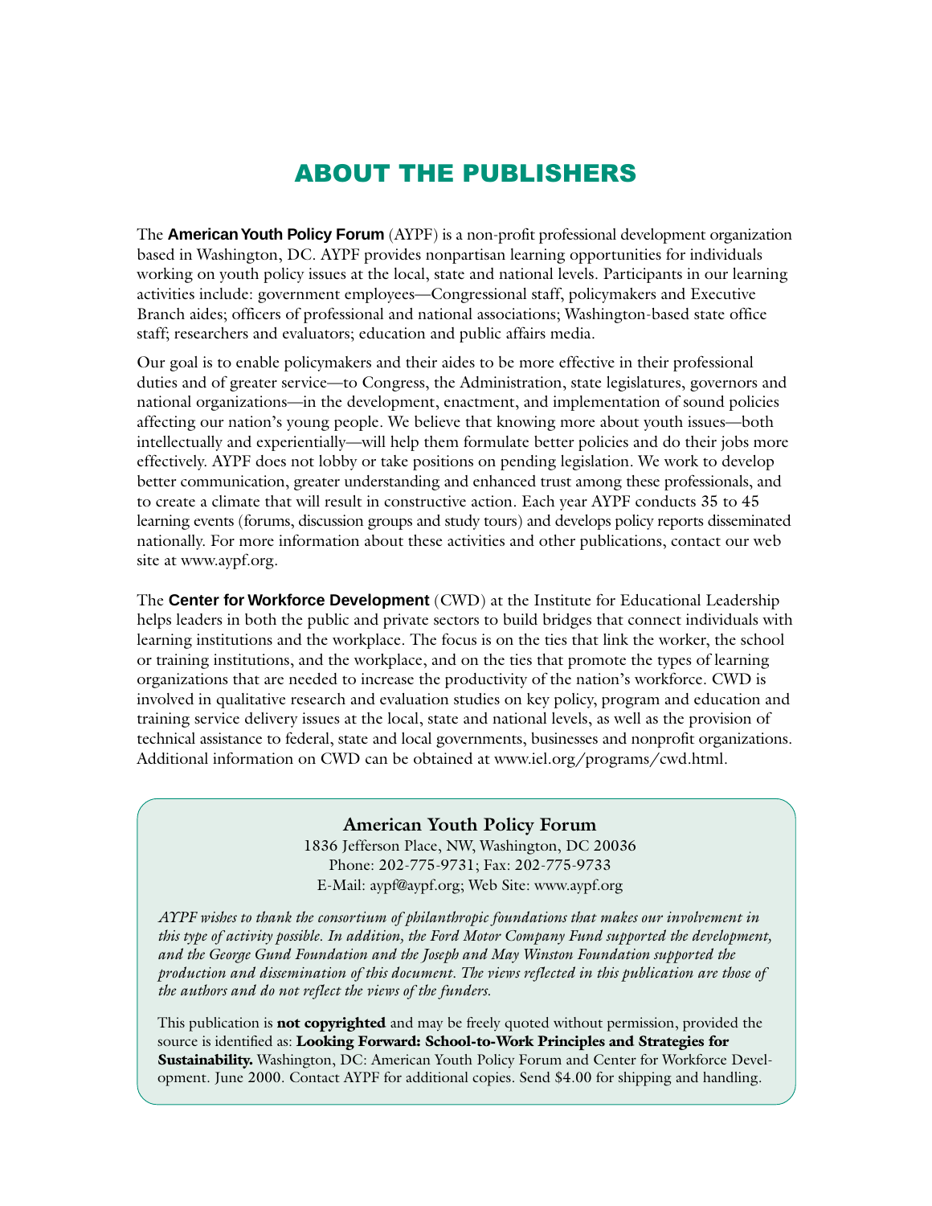# ABOUT THE PUBLISHERS

The **American Youth Policy Forum** (AYPF) is a non-profit professional development organization based in Washington, DC. AYPF provides nonpartisan learning opportunities for individuals working on youth policy issues at the local, state and national levels. Participants in our learning activities include: government employees—Congressional staff, policymakers and Executive Branch aides; officers of professional and national associations; Washington-based state office staff; researchers and evaluators; education and public affairs media.

Our goal is to enable policymakers and their aides to be more effective in their professional duties and of greater service—to Congress, the Administration, state legislatures, governors and national organizations—in the development, enactment, and implementation of sound policies affecting our nation's young people. We believe that knowing more about youth issues—both intellectually and experientially—will help them formulate better policies and do their jobs more effectively. AYPF does not lobby or take positions on pending legislation. We work to develop better communication, greater understanding and enhanced trust among these professionals, and to create a climate that will result in constructive action. Each year AYPF conducts 35 to 45 learning events (forums, discussion groups and study tours) and develops policy reports disseminated nationally. For more information about these activities and other publications, contact our web site at www.aypf.org.

The **Center for Workforce Development** (CWD) at the Institute for Educational Leadership helps leaders in both the public and private sectors to build bridges that connect individuals with learning institutions and the workplace. The focus is on the ties that link the worker, the school or training institutions, and the workplace, and on the ties that promote the types of learning organizations that are needed to increase the productivity of the nation's workforce. CWD is involved in qualitative research and evaluation studies on key policy, program and education and training service delivery issues at the local, state and national levels, as well as the provision of technical assistance to federal, state and local governments, businesses and nonprofit organizations. Additional information on CWD can be obtained at www.iel.org/programs/cwd.html.

**American Youth Policy Forum**
1836 Jefferson Place, NW, Washington, DC 20036
Phone: 202-775-9731; Fax: 202-775-9733
E-Mail: aypf@aypf.org; Web Site: www.aypf.org

*AYPF wishes to thank the consortium of philanthropic foundations that makes our involvement in this type of activity possible. In addition, the Ford Motor Company Fund supported the development, and the George Gund Foundation and the Joseph and May Winston Foundation supported the production and dissemination of this document. The views reflected in this publication are those of the authors and do not reflect the views of the funders.*

This publication is **not copyrighted** and may be freely quoted without permission, provided the source is identified as: **Looking Forward: School-to-Work Principles and Strategies for Sustainability.** Washington, DC: American Youth Policy Forum and Center for Workforce Development. June 2000. Contact AYPF for additional copies. Send $4.00 for shipping and handling.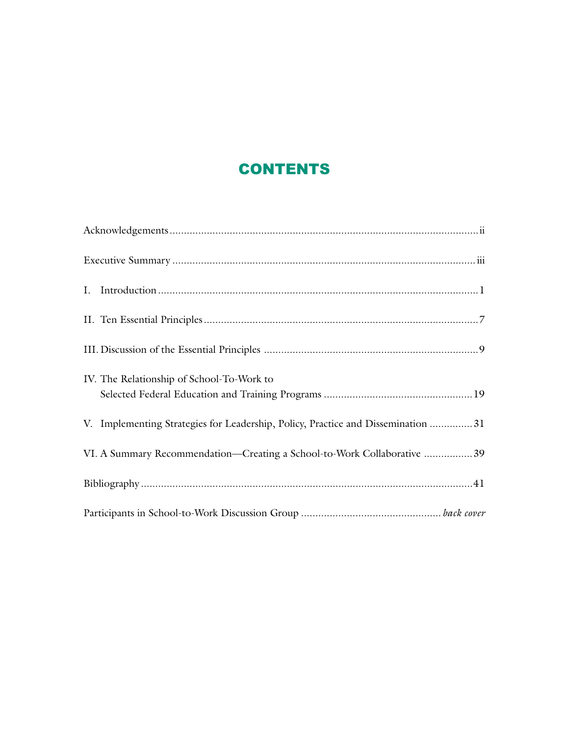# CONTENTS

Acknowledgements .......... ii

Executive Summary .......... iii

I. Introduction .......... 1

II. Ten Essential Principles .......... 7

III. Discussion of the Essential Principles .......... 9

IV. The Relationship of School-To-Work to Selected Federal Education and Training Programs .......... 19

V. Implementing Strategies for Leadership, Policy, Practice and Dissemination .......... 31

VI. A Summary Recommendation—Creating a School-to-Work Collaborative .......... 39

Bibliography .......... 41

Participants in School-to-Work Discussion Group .......... *back cover*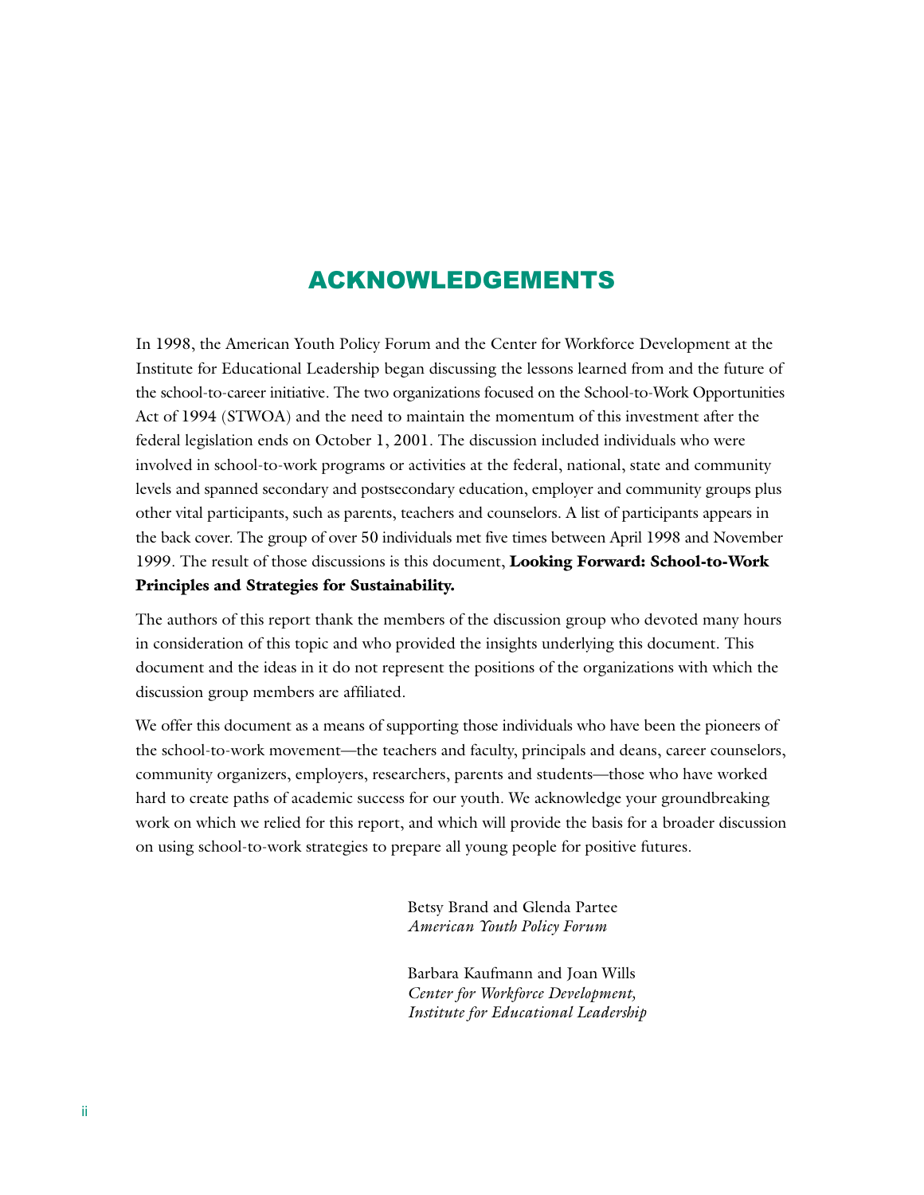# ACKNOWLEDGEMENTS

In 1998, the American Youth Policy Forum and the Center for Workforce Development at the Institute for Educational Leadership began discussing the lessons learned from and the future of the school-to-career initiative. The two organizations focused on the School-to-Work Opportunities Act of 1994 (STWOA) and the need to maintain the momentum of this investment after the federal legislation ends on October 1, 2001. The discussion included individuals who were involved in school-to-work programs or activities at the federal, national, state and community levels and spanned secondary and postsecondary education, employer and community groups plus other vital participants, such as parents, teachers and counselors. A list of participants appears in the back cover. The group of over 50 individuals met five times between April 1998 and November 1999. The result of those discussions is this document, **Looking Forward: School-to-Work Principles and Strategies for Sustainability.**

The authors of this report thank the members of the discussion group who devoted many hours in consideration of this topic and who provided the insights underlying this document. This document and the ideas in it do not represent the positions of the organizations with which the discussion group members are affiliated.

We offer this document as a means of supporting those individuals who have been the pioneers of the school-to-work movement—the teachers and faculty, principals and deans, career counselors, community organizers, employers, researchers, parents and students—those who have worked hard to create paths of academic success for our youth. We acknowledge your groundbreaking work on which we relied for this report, and which will provide the basis for a broader discussion on using school-to-work strategies to prepare all young people for positive futures.

Betsy Brand and Glenda Partee
*American Youth Policy Forum*

Barbara Kaufmann and Joan Wills
*Center for Workforce Development,*
*Institute for Educational Leadership*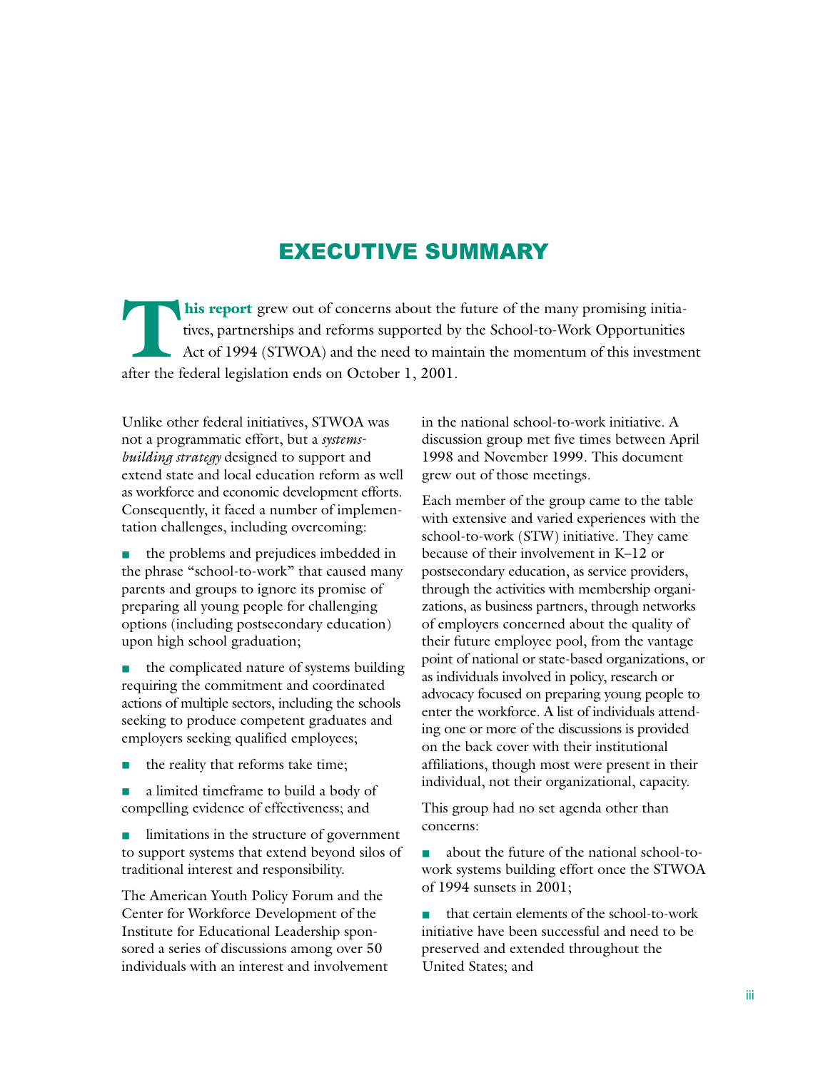# EXECUTIVE SUMMARY

**This report** grew out of concerns about the future of the many promising initiatives, partnerships and reforms supported by the School-to-Work Opportunities Act of 1994 (STWOA) and the need to maintain the momentum of this investment after the federal legislation ends on October 1, 2001.

Unlike other federal initiatives, STWOA was not a programmatic effort, but a *systems-building strategy* designed to support and extend state and local education reform as well as workforce and economic development efforts. Consequently, it faced a number of implementation challenges, including overcoming:

- the problems and prejudices imbedded in the phrase "school-to-work" that caused many parents and groups to ignore its promise of preparing all young people for challenging options (including postsecondary education) upon high school graduation;
- the complicated nature of systems building requiring the commitment and coordinated actions of multiple sectors, including the schools seeking to produce competent graduates and employers seeking qualified employees;
- the reality that reforms take time;
- a limited timeframe to build a body of compelling evidence of effectiveness; and
- limitations in the structure of government to support systems that extend beyond silos of traditional interest and responsibility.

The American Youth Policy Forum and the Center for Workforce Development of the Institute for Educational Leadership sponsored a series of discussions among over 50 individuals with an interest and involvement in the national school-to-work initiative. A discussion group met five times between April 1998 and November 1999. This document grew out of those meetings.

Each member of the group came to the table with extensive and varied experiences with the school-to-work (STW) initiative. They came because of their involvement in K–12 or postsecondary education, as service providers, through the activities with membership organizations, as business partners, through networks of employers concerned about the quality of their future employee pool, from the vantage point of national or state-based organizations, or as individuals involved in policy, research or advocacy focused on preparing young people to enter the workforce. A list of individuals attending one or more of the discussions is provided on the back cover with their institutional affiliations, though most were present in their individual, not their organizational, capacity.

This group had no set agenda other than concerns:

- about the future of the national school-to-work systems building effort once the STWOA of 1994 sunsets in 2001;
- that certain elements of the school-to-work initiative have been successful and need to be preserved and extended throughout the United States; and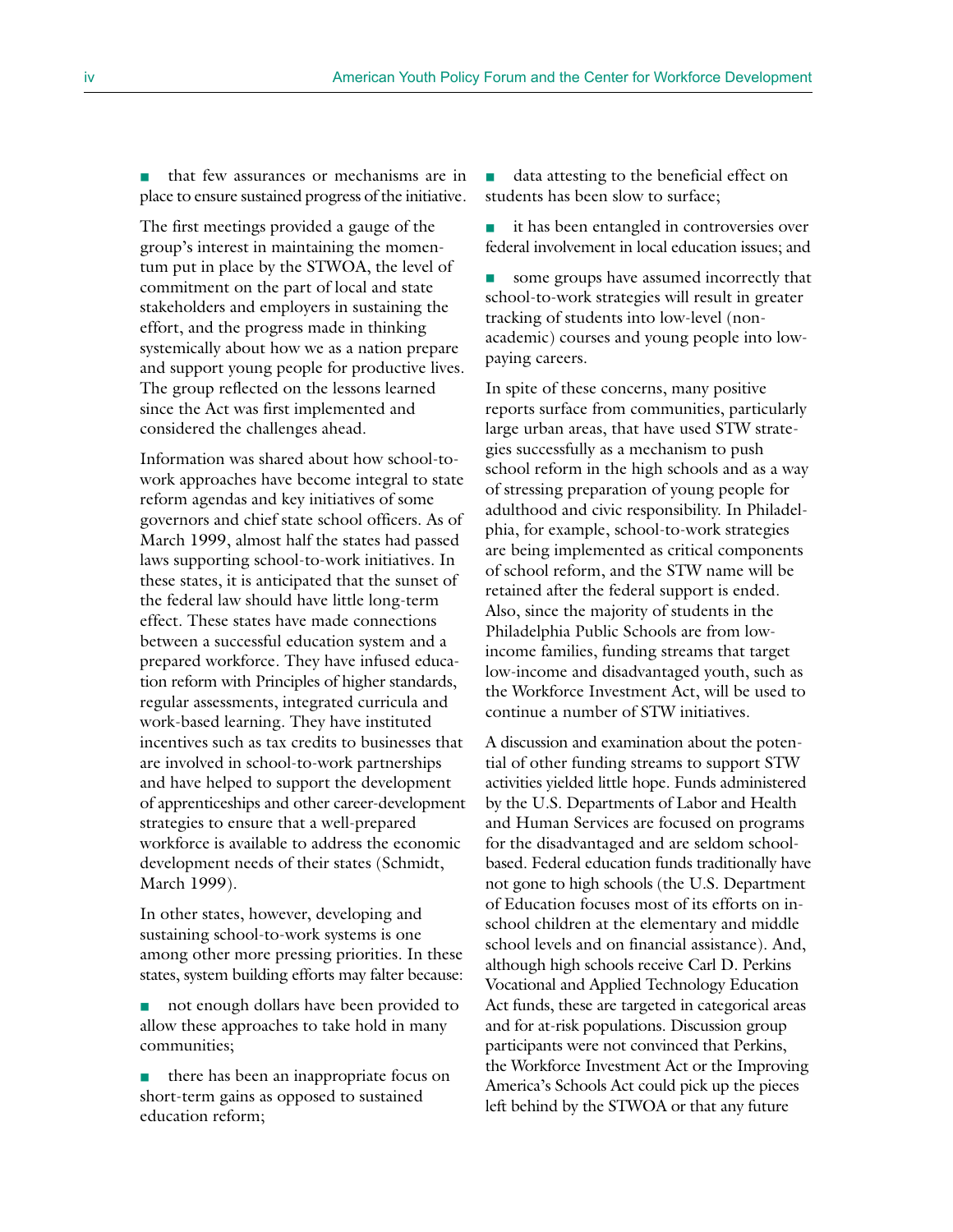- that few assurances or mechanisms are in place to ensure sustained progress of the initiative.

The first meetings provided a gauge of the group's interest in maintaining the momentum put in place by the STWOA, the level of commitment on the part of local and state stakeholders and employers in sustaining the effort, and the progress made in thinking systemically about how we as a nation prepare and support young people for productive lives. The group reflected on the lessons learned since the Act was first implemented and considered the challenges ahead.

Information was shared about how school-to-work approaches have become integral to state reform agendas and key initiatives of some governors and chief state school officers. As of March 1999, almost half the states had passed laws supporting school-to-work initiatives. In these states, it is anticipated that the sunset of the federal law should have little long-term effect. These states have made connections between a successful education system and a prepared workforce. They have infused education reform with Principles of higher standards, regular assessments, integrated curricula and work-based learning. They have instituted incentives such as tax credits to businesses that are involved in school-to-work partnerships and have helped to support the development of apprenticeships and other career-development strategies to ensure that a well-prepared workforce is available to address the economic development needs of their states (Schmidt, March 1999).

In other states, however, developing and sustaining school-to-work systems is one among other more pressing priorities. In these states, system building efforts may falter because:

- not enough dollars have been provided to allow these approaches to take hold in many communities;
- there has been an inappropriate focus on short-term gains as opposed to sustained education reform;
- data attesting to the beneficial effect on students has been slow to surface;
- it has been entangled in controversies over federal involvement in local education issues; and
- some groups have assumed incorrectly that school-to-work strategies will result in greater tracking of students into low-level (non-academic) courses and young people into low-paying careers.

In spite of these concerns, many positive reports surface from communities, particularly large urban areas, that have used STW strategies successfully as a mechanism to push school reform in the high schools and as a way of stressing preparation of young people for adulthood and civic responsibility. In Philadelphia, for example, school-to-work strategies are being implemented as critical components of school reform, and the STW name will be retained after the federal support is ended. Also, since the majority of students in the Philadelphia Public Schools are from low-income families, funding streams that target low-income and disadvantaged youth, such as the Workforce Investment Act, will be used to continue a number of STW initiatives.

A discussion and examination about the potential of other funding streams to support STW activities yielded little hope. Funds administered by the U.S. Departments of Labor and Health and Human Services are focused on programs for the disadvantaged and are seldom school-based. Federal education funds traditionally have not gone to high schools (the U.S. Department of Education focuses most of its efforts on in-school children at the elementary and middle school levels and on financial assistance). And, although high schools receive Carl D. Perkins Vocational and Applied Technology Education Act funds, these are targeted in categorical areas and for at-risk populations. Discussion group participants were not convinced that Perkins, the Workforce Investment Act or the Improving America's Schools Act could pick up the pieces left behind by the STWOA or that any future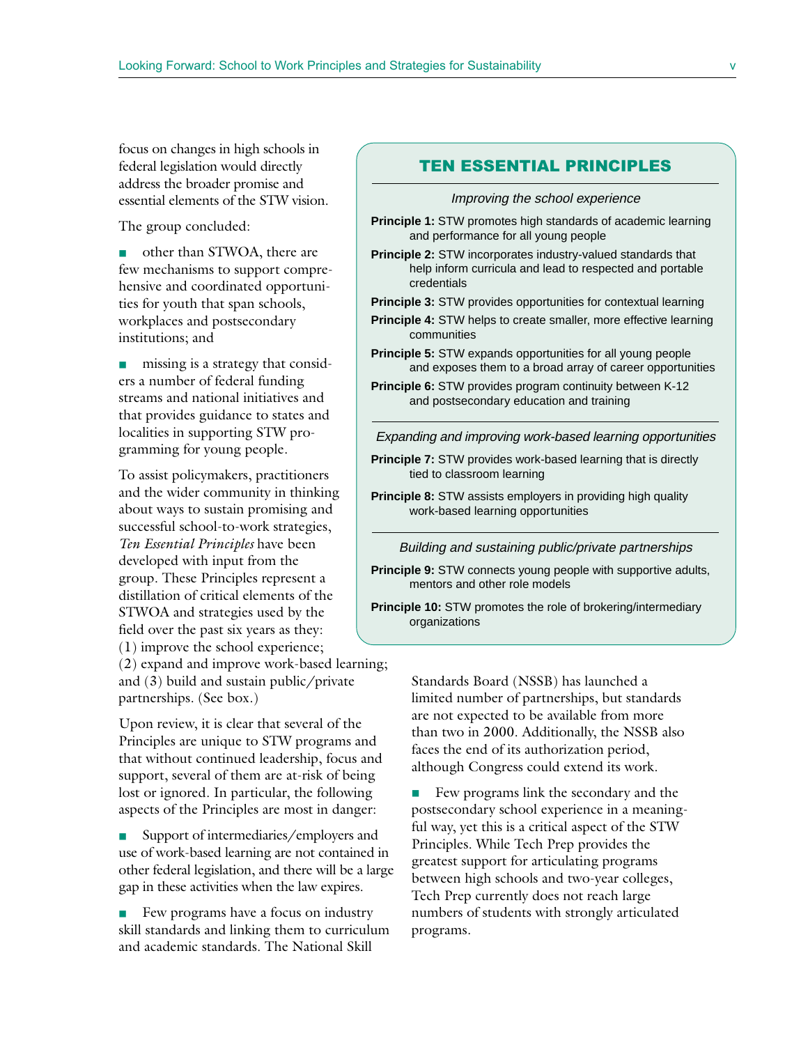focus on changes in high schools in federal legislation would directly address the broader promise and essential elements of the STW vision.

The group concluded:

- other than STWOA, there are few mechanisms to support comprehensive and coordinated opportunities for youth that span schools, workplaces and postsecondary institutions; and
- missing is a strategy that considers a number of federal funding streams and national initiatives and that provides guidance to states and localities in supporting STW programming for young people.

To assist policymakers, practitioners and the wider community in thinking about ways to sustain promising and successful school-to-work strategies, *Ten Essential Principles* have been developed with input from the group. These Principles represent a distillation of critical elements of the STWOA and strategies used by the field over the past six years as they: (1) improve the school experience; (2) expand and improve work-based learning; and (3) build and sustain public/private partnerships. (See box.)

> ## TEN ESSENTIAL PRINCIPLES
>
> *Improving the school experience*
>
> **Principle 1:** STW promotes high standards of academic learning and performance for all young people
>
> **Principle 2:** STW incorporates industry-valued standards that help inform curricula and lead to respected and portable credentials
>
> **Principle 3:** STW provides opportunities for contextual learning
>
> **Principle 4:** STW helps to create smaller, more effective learning communities
>
> **Principle 5:** STW expands opportunities for all young people and exposes them to a broad array of career opportunities
>
> **Principle 6:** STW provides program continuity between K-12 and postsecondary education and training
>
> *Expanding and improving work-based learning opportunities*
>
> **Principle 7:** STW provides work-based learning that is directly tied to classroom learning
>
> **Principle 8:** STW assists employers in providing high quality work-based learning opportunities
>
> *Building and sustaining public/private partnerships*
>
> **Principle 9:** STW connects young people with supportive adults, mentors and other role models
>
> **Principle 10:** STW promotes the role of brokering/intermediary organizations

Upon review, it is clear that several of the Principles are unique to STW programs and that without continued leadership, focus and support, several of them are at-risk of being lost or ignored. In particular, the following aspects of the Principles are most in danger:

- Support of intermediaries/employers and use of work-based learning are not contained in other federal legislation, and there will be a large gap in these activities when the law expires.
- Few programs have a focus on industry skill standards and linking them to curriculum and academic standards. The National Skill Standards Board (NSSB) has launched a limited number of partnerships, but standards are not expected to be available from more than two in 2000. Additionally, the NSSB also faces the end of its authorization period, although Congress could extend its work.
- Few programs link the secondary and the postsecondary school experience in a meaningful way, yet this is a critical aspect of the STW Principles. While Tech Prep provides the greatest support for articulating programs between high schools and two-year colleges, Tech Prep currently does not reach large numbers of students with strongly articulated programs.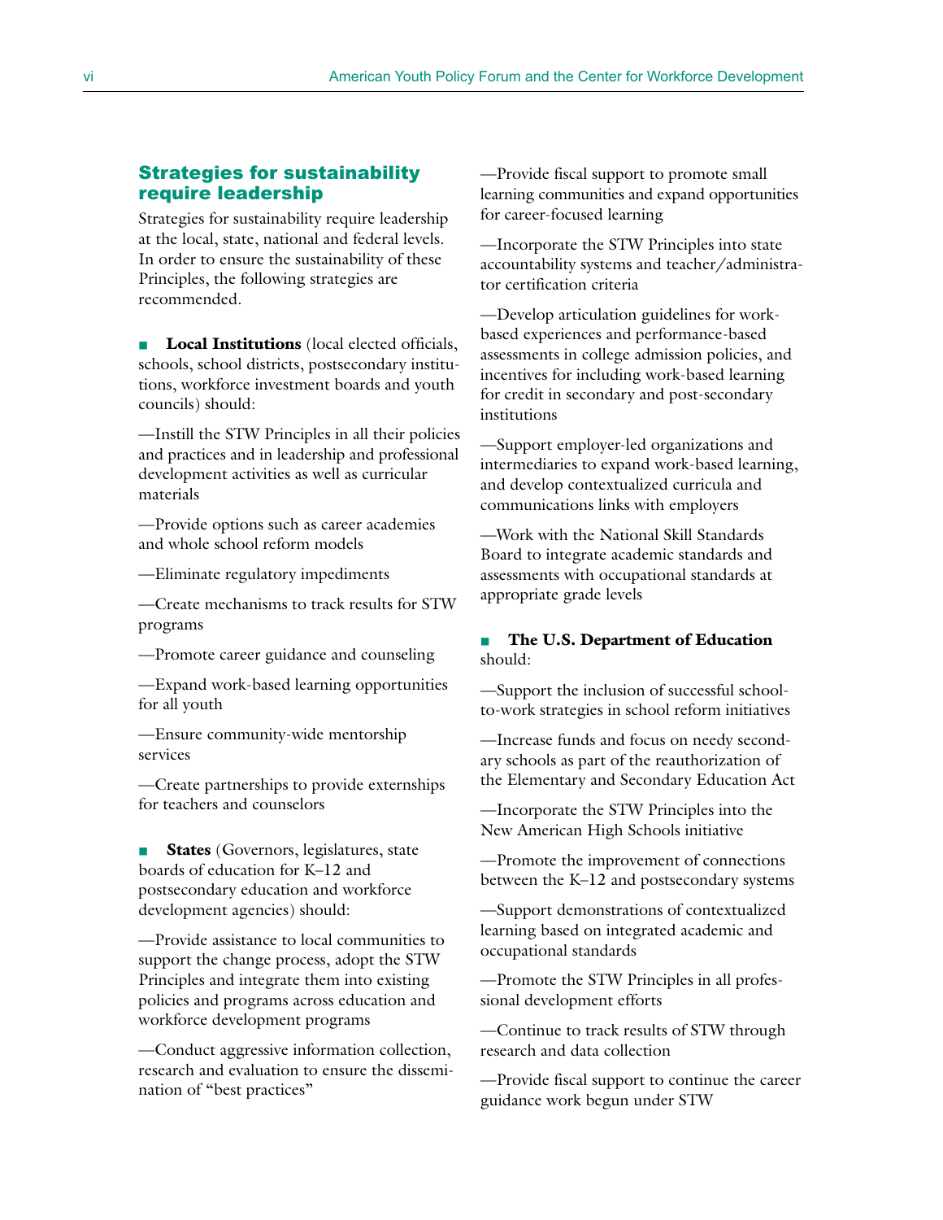## Strategies for sustainability require leadership

Strategies for sustainability require leadership at the local, state, national and federal levels. In order to ensure the sustainability of these Principles, the following strategies are recommended.

■ **Local Institutions** (local elected officials, schools, school districts, postsecondary institutions, workforce investment boards and youth councils) should:

—Instill the STW Principles in all their policies and practices and in leadership and professional development activities as well as curricular materials

—Provide options such as career academies and whole school reform models

—Eliminate regulatory impediments

—Create mechanisms to track results for STW programs

—Promote career guidance and counseling

—Expand work-based learning opportunities for all youth

—Ensure community-wide mentorship services

—Create partnerships to provide externships for teachers and counselors

■ **States** (Governors, legislatures, state boards of education for K–12 and postsecondary education and workforce development agencies) should:

—Provide assistance to local communities to support the change process, adopt the STW Principles and integrate them into existing policies and programs across education and workforce development programs

—Conduct aggressive information collection, research and evaluation to ensure the dissemination of "best practices"

—Provide fiscal support to promote small learning communities and expand opportunities for career-focused learning

—Incorporate the STW Principles into state accountability systems and teacher/administrator certification criteria

—Develop articulation guidelines for work-based experiences and performance-based assessments in college admission policies, and incentives for including work-based learning for credit in secondary and post-secondary institutions

—Support employer-led organizations and intermediaries to expand work-based learning, and develop contextualized curricula and communications links with employers

—Work with the National Skill Standards Board to integrate academic standards and assessments with occupational standards at appropriate grade levels

■ **The U.S. Department of Education** should:

—Support the inclusion of successful school-to-work strategies in school reform initiatives

—Increase funds and focus on needy secondary schools as part of the reauthorization of the Elementary and Secondary Education Act

—Incorporate the STW Principles into the New American High Schools initiative

—Promote the improvement of connections between the K–12 and postsecondary systems

—Support demonstrations of contextualized learning based on integrated academic and occupational standards

—Promote the STW Principles in all professional development efforts

—Continue to track results of STW through research and data collection

—Provide fiscal support to continue the career guidance work begun under STW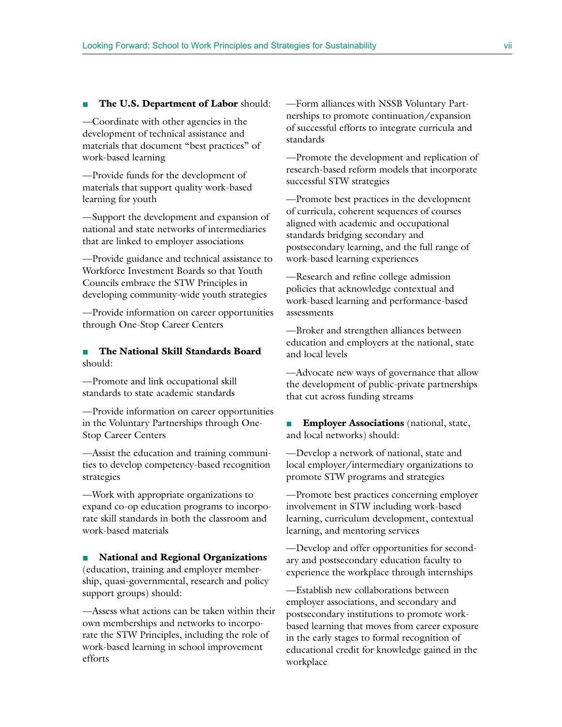■ **The U.S. Department of Labor** should:

—Coordinate with other agencies in the development of technical assistance and materials that document "best practices" of work-based learning

—Provide funds for the development of materials that support quality work-based learning for youth

—Support the development and expansion of national and state networks of intermediaries that are linked to employer associations

—Provide guidance and technical assistance to Workforce Investment Boards so that Youth Councils embrace the STW Principles in developing community-wide youth strategies

—Provide information on career opportunities through One-Stop Career Centers

■ **The National Skill Standards Board** should:

—Promote and link occupational skill standards to state academic standards

—Provide information on career opportunities in the Voluntary Partnerships through One-Stop Career Centers

—Assist the education and training communities to develop competency-based recognition strategies

—Work with appropriate organizations to expand co-op education programs to incorporate skill standards in both the classroom and work-based materials

■ **National and Regional Organizations** (education, training and employer membership, quasi-governmental, research and policy support groups) should:

—Assess what actions can be taken within their own memberships and networks to incorporate the STW Principles, including the role of work-based learning in school improvement efforts

—Form alliances with NSSB Voluntary Partnerships to promote continuation/expansion of successful efforts to integrate curricula and standards

—Promote the development and replication of research-based reform models that incorporate successful STW strategies

—Promote best practices in the development of curricula, coherent sequences of courses aligned with academic and occupational standards bridging secondary and postsecondary learning, and the full range of work-based learning experiences

—Research and refine college admission policies that acknowledge contextual and work-based learning and performance-based assessments

—Broker and strengthen alliances between education and employers at the national, state and local levels

—Advocate new ways of governance that allow the development of public-private partnerships that cut across funding streams

■ **Employer Associations** (national, state, and local networks) should:

—Develop a network of national, state and local employer/intermediary organizations to promote STW programs and strategies

—Promote best practices concerning employer involvement in STW including work-based learning, curriculum development, contextual learning, and mentoring services

—Develop and offer opportunities for secondary and postsecondary education faculty to experience the workplace through internships

—Establish new collaborations between employer associations, and secondary and postsecondary institutions to promote work-based learning that moves from career exposure in the early stages to formal recognition of educational credit for knowledge gained in the workplace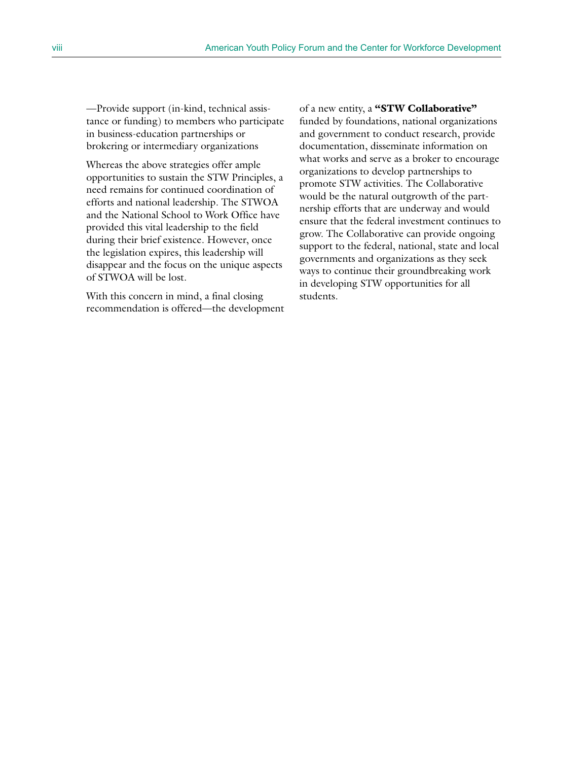—Provide support (in-kind, technical assistance or funding) to members who participate in business-education partnerships or brokering or intermediary organizations

Whereas the above strategies offer ample opportunities to sustain the STW Principles, a need remains for continued coordination of efforts and national leadership. The STWOA and the National School to Work Office have provided this vital leadership to the field during their brief existence. However, once the legislation expires, this leadership will disappear and the focus on the unique aspects of STWOA will be lost.

With this concern in mind, a final closing recommendation is offered—the development of a new entity, a **"STW Collaborative"** funded by foundations, national organizations and government to conduct research, provide documentation, disseminate information on what works and serve as a broker to encourage organizations to develop partnerships to promote STW activities. The Collaborative would be the natural outgrowth of the partnership efforts that are underway and would ensure that the federal investment continues to grow. The Collaborative can provide ongoing support to the federal, national, state and local governments and organizations as they seek ways to continue their groundbreaking work in developing STW opportunities for all students.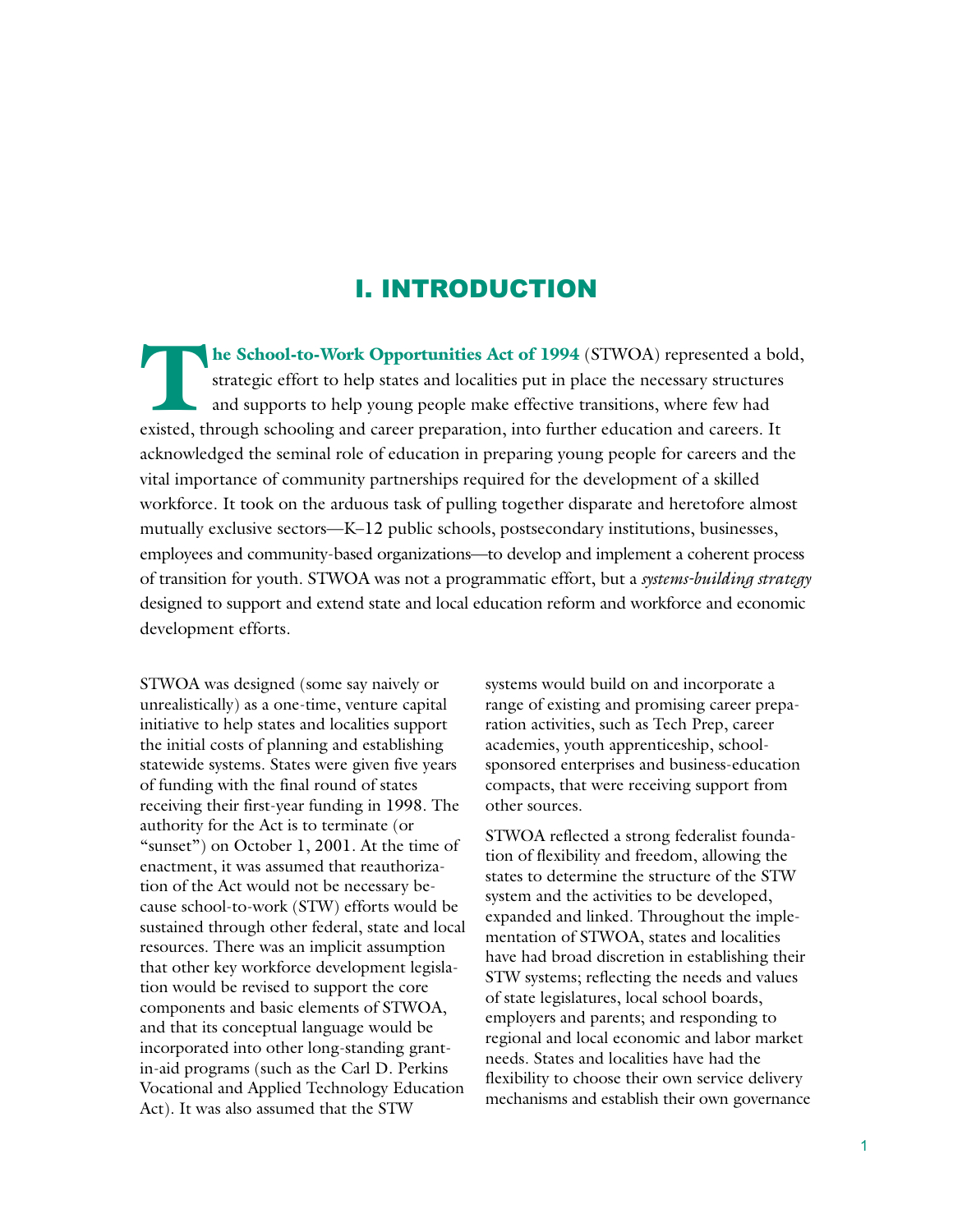# I. INTRODUCTION

**The School-to-Work Opportunities Act of 1994** (STWOA) represented a bold, strategic effort to help states and localities put in place the necessary structures and supports to help young people make effective transitions, where few had existed, through schooling and career preparation, into further education and careers. It acknowledged the seminal role of education in preparing young people for careers and the vital importance of community partnerships required for the development of a skilled workforce. It took on the arduous task of pulling together disparate and heretofore almost mutually exclusive sectors—K–12 public schools, postsecondary institutions, businesses, employees and community-based organizations—to develop and implement a coherent process of transition for youth. STWOA was not a programmatic effort, but a *systems-building strategy* designed to support and extend state and local education reform and workforce and economic development efforts.

STWOA was designed (some say naively or unrealistically) as a one-time, venture capital initiative to help states and localities support the initial costs of planning and establishing statewide systems. States were given five years of funding with the final round of states receiving their first-year funding in 1998. The authority for the Act is to terminate (or "sunset") on October 1, 2001. At the time of enactment, it was assumed that reauthorization of the Act would not be necessary because school-to-work (STW) efforts would be sustained through other federal, state and local resources. There was an implicit assumption that other key workforce development legislation would be revised to support the core components and basic elements of STWOA, and that its conceptual language would be incorporated into other long-standing grant-in-aid programs (such as the Carl D. Perkins Vocational and Applied Technology Education Act). It was also assumed that the STW systems would build on and incorporate a range of existing and promising career preparation activities, such as Tech Prep, career academies, youth apprenticeship, school-sponsored enterprises and business-education compacts, that were receiving support from other sources.

STWOA reflected a strong federalist foundation of flexibility and freedom, allowing the states to determine the structure of the STW system and the activities to be developed, expanded and linked. Throughout the implementation of STWOA, states and localities have had broad discretion in establishing their STW systems; reflecting the needs and values of state legislatures, local school boards, employers and parents; and responding to regional and local economic and labor market needs. States and localities have had the flexibility to choose their own service delivery mechanisms and establish their own governance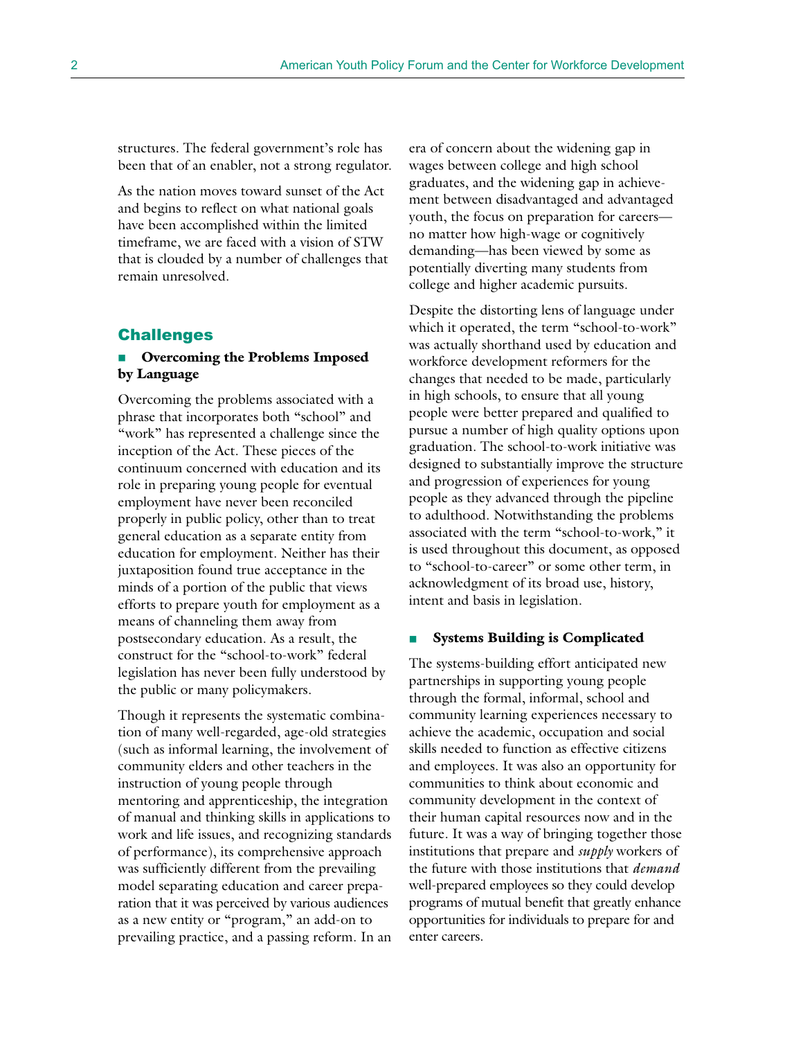structures. The federal government's role has been that of an enabler, not a strong regulator.

As the nation moves toward sunset of the Act and begins to reflect on what national goals have been accomplished within the limited timeframe, we are faced with a vision of STW that is clouded by a number of challenges that remain unresolved.

## Challenges

### ■ Overcoming the Problems Imposed by Language

Overcoming the problems associated with a phrase that incorporates both "school" and "work" has represented a challenge since the inception of the Act. These pieces of the continuum concerned with education and its role in preparing young people for eventual employment have never been reconciled properly in public policy, other than to treat general education as a separate entity from education for employment. Neither has their juxtaposition found true acceptance in the minds of a portion of the public that views efforts to prepare youth for employment as a means of channeling them away from postsecondary education. As a result, the construct for the "school-to-work" federal legislation has never been fully understood by the public or many policymakers.

Though it represents the systematic combination of many well-regarded, age-old strategies (such as informal learning, the involvement of community elders and other teachers in the instruction of young people through mentoring and apprenticeship, the integration of manual and thinking skills in applications to work and life issues, and recognizing standards of performance), its comprehensive approach was sufficiently different from the prevailing model separating education and career preparation that it was perceived by various audiences as a new entity or "program," an add-on to prevailing practice, and a passing reform. In an era of concern about the widening gap in wages between college and high school graduates, and the widening gap in achievement between disadvantaged and advantaged youth, the focus on preparation for careers—no matter how high-wage or cognitively demanding—has been viewed by some as potentially diverting many students from college and higher academic pursuits.

Despite the distorting lens of language under which it operated, the term "school-to-work" was actually shorthand used by education and workforce development reformers for the changes that needed to be made, particularly in high schools, to ensure that all young people were better prepared and qualified to pursue a number of high quality options upon graduation. The school-to-work initiative was designed to substantially improve the structure and progression of experiences for young people as they advanced through the pipeline to adulthood. Notwithstanding the problems associated with the term "school-to-work," it is used throughout this document, as opposed to "school-to-career" or some other term, in acknowledgment of its broad use, history, intent and basis in legislation.

### ■ Systems Building is Complicated

The systems-building effort anticipated new partnerships in supporting young people through the formal, informal, school and community learning experiences necessary to achieve the academic, occupation and social skills needed to function as effective citizens and employees. It was also an opportunity for communities to think about economic and community development in the context of their human capital resources now and in the future. It was a way of bringing together those institutions that prepare and *supply* workers of the future with those institutions that *demand* well-prepared employees so they could develop programs of mutual benefit that greatly enhance opportunities for individuals to prepare for and enter careers.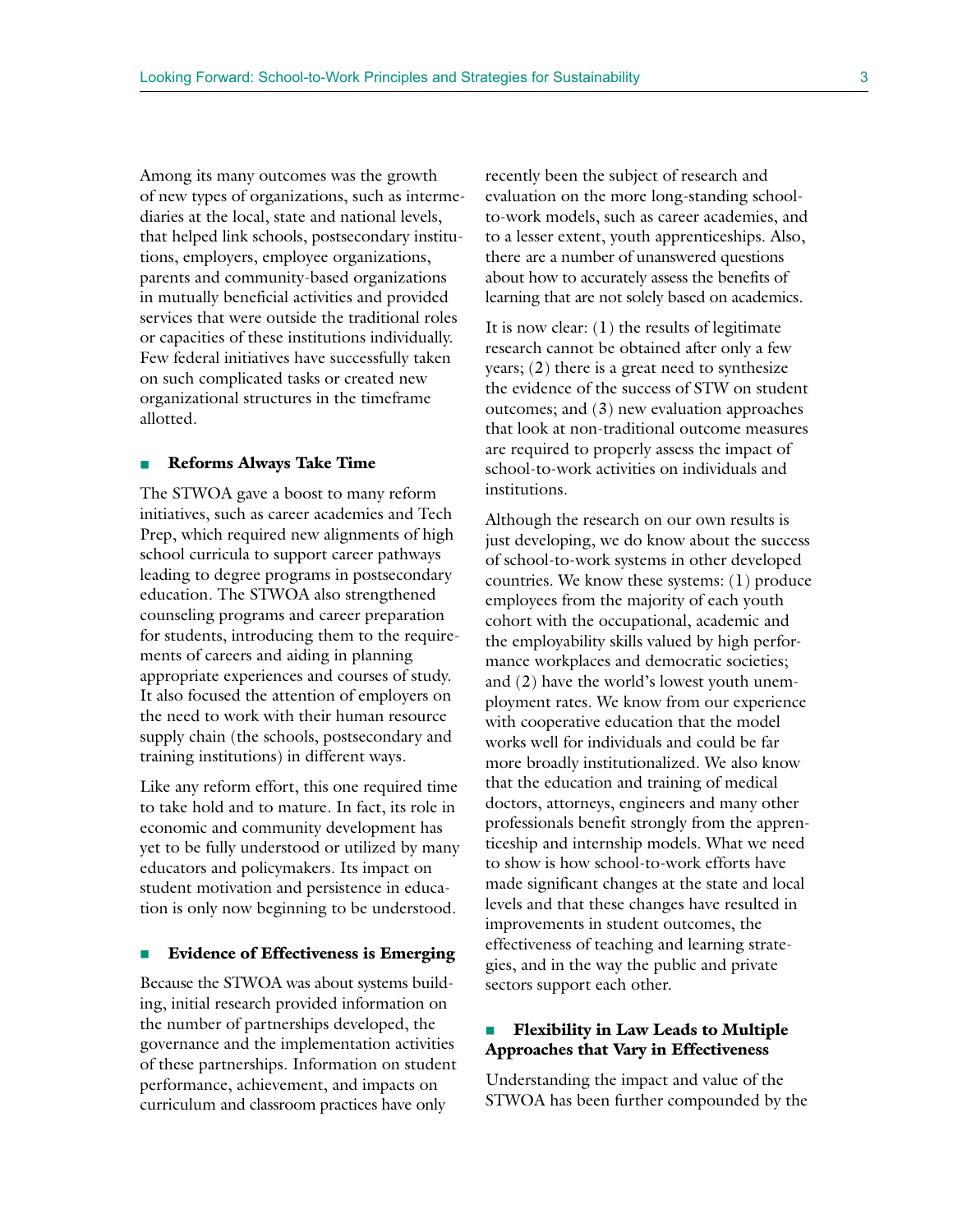Among its many outcomes was the growth of new types of organizations, such as intermediaries at the local, state and national levels, that helped link schools, postsecondary institutions, employers, employee organizations, parents and community-based organizations in mutually beneficial activities and provided services that were outside the traditional roles or capacities of these institutions individually. Few federal initiatives have successfully taken on such complicated tasks or created new organizational structures in the timeframe allotted.

### Reforms Always Take Time

The STWOA gave a boost to many reform initiatives, such as career academies and Tech Prep, which required new alignments of high school curricula to support career pathways leading to degree programs in postsecondary education. The STWOA also strengthened counseling programs and career preparation for students, introducing them to the requirements of careers and aiding in planning appropriate experiences and courses of study. It also focused the attention of employers on the need to work with their human resource supply chain (the schools, postsecondary and training institutions) in different ways.

Like any reform effort, this one required time to take hold and to mature. In fact, its role in economic and community development has yet to be fully understood or utilized by many educators and policymakers. Its impact on student motivation and persistence in education is only now beginning to be understood.

### Evidence of Effectiveness is Emerging

Because the STWOA was about systems building, initial research provided information on the number of partnerships developed, the governance and the implementation activities of these partnerships. Information on student performance, achievement, and impacts on curriculum and classroom practices have only recently been the subject of research and evaluation on the more long-standing school-to-work models, such as career academies, and to a lesser extent, youth apprenticeships. Also, there are a number of unanswered questions about how to accurately assess the benefits of learning that are not solely based on academics.

It is now clear: (1) the results of legitimate research cannot be obtained after only a few years; (2) there is a great need to synthesize the evidence of the success of STW on student outcomes; and (3) new evaluation approaches that look at non-traditional outcome measures are required to properly assess the impact of school-to-work activities on individuals and institutions.

Although the research on our own results is just developing, we do know about the success of school-to-work systems in other developed countries. We know these systems: (1) produce employees from the majority of each youth cohort with the occupational, academic and the employability skills valued by high performance workplaces and democratic societies; and (2) have the world's lowest youth unemployment rates. We know from our experience with cooperative education that the model works well for individuals and could be far more broadly institutionalized. We also know that the education and training of medical doctors, attorneys, engineers and many other professionals benefit strongly from the apprenticeship and internship models. What we need to show is how school-to-work efforts have made significant changes at the state and local levels and that these changes have resulted in improvements in student outcomes, the effectiveness of teaching and learning strategies, and in the way the public and private sectors support each other.

### Flexibility in Law Leads to Multiple Approaches that Vary in Effectiveness

Understanding the impact and value of the STWOA has been further compounded by the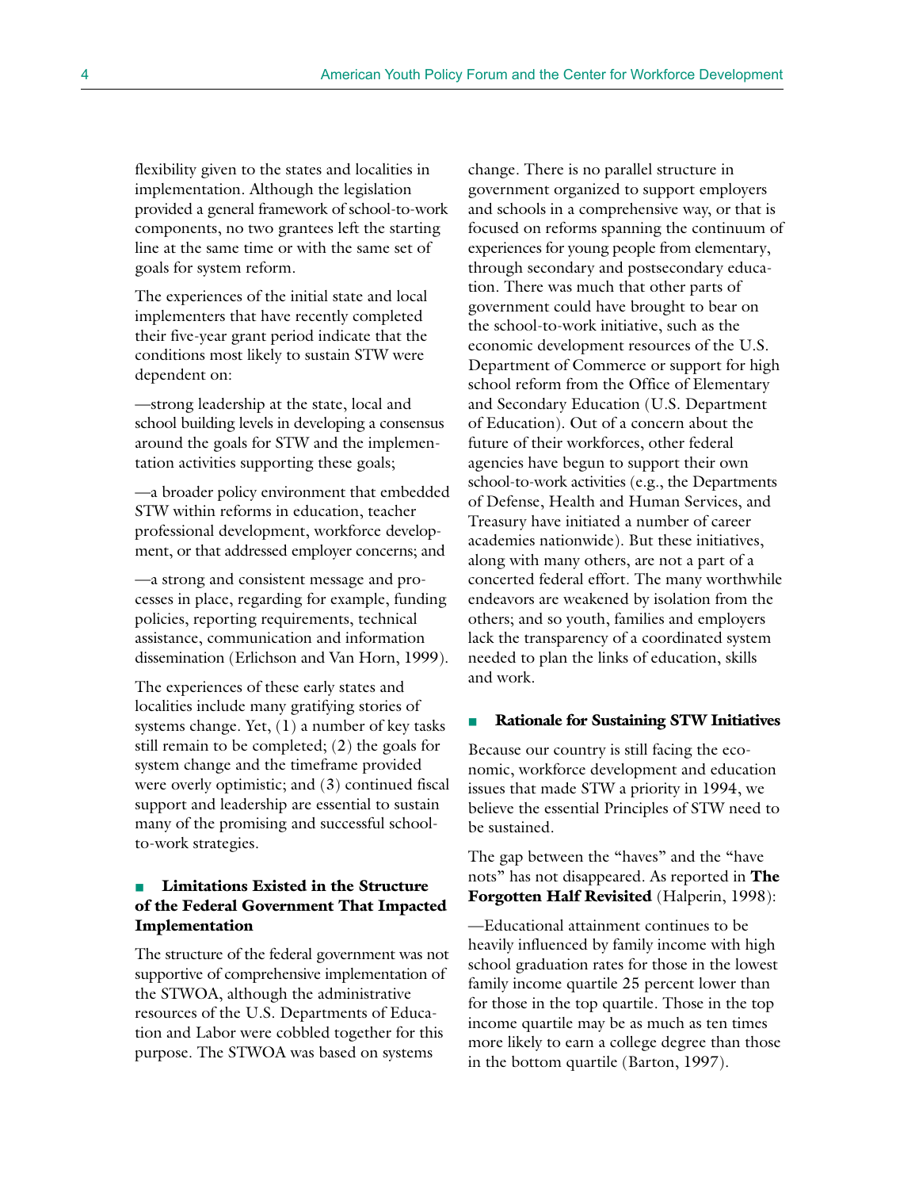flexibility given to the states and localities in implementation. Although the legislation provided a general framework of school-to-work components, no two grantees left the starting line at the same time or with the same set of goals for system reform.

The experiences of the initial state and local implementers that have recently completed their five-year grant period indicate that the conditions most likely to sustain STW were dependent on:

—strong leadership at the state, local and school building levels in developing a consensus around the goals for STW and the implementation activities supporting these goals;

—a broader policy environment that embedded STW within reforms in education, teacher professional development, workforce development, or that addressed employer concerns; and

—a strong and consistent message and processes in place, regarding for example, funding policies, reporting requirements, technical assistance, communication and information dissemination (Erlichson and Van Horn, 1999).

The experiences of these early states and localities include many gratifying stories of systems change. Yet, (1) a number of key tasks still remain to be completed; (2) the goals for system change and the timeframe provided were overly optimistic; and (3) continued fiscal support and leadership are essential to sustain many of the promising and successful school-to-work strategies.

## Limitations Existed in the Structure of the Federal Government That Impacted Implementation

The structure of the federal government was not supportive of comprehensive implementation of the STWOA, although the administrative resources of the U.S. Departments of Education and Labor were cobbled together for this purpose. The STWOA was based on systems change. There is no parallel structure in government organized to support employers and schools in a comprehensive way, or that is focused on reforms spanning the continuum of experiences for young people from elementary, through secondary and postsecondary education. There was much that other parts of government could have brought to bear on the school-to-work initiative, such as the economic development resources of the U.S. Department of Commerce or support for high school reform from the Office of Elementary and Secondary Education (U.S. Department of Education). Out of a concern about the future of their workforces, other federal agencies have begun to support their own school-to-work activities (e.g., the Departments of Defense, Health and Human Services, and Treasury have initiated a number of career academies nationwide). But these initiatives, along with many others, are not a part of a concerted federal effort. The many worthwhile endeavors are weakened by isolation from the others; and so youth, families and employers lack the transparency of a coordinated system needed to plan the links of education, skills and work.

## Rationale for Sustaining STW Initiatives

Because our country is still facing the economic, workforce development and education issues that made STW a priority in 1994, we believe the essential Principles of STW need to be sustained.

The gap between the "haves" and the "have nots" has not disappeared. As reported in **The Forgotten Half Revisited** (Halperin, 1998):

—Educational attainment continues to be heavily influenced by family income with high school graduation rates for those in the lowest family income quartile 25 percent lower than for those in the top quartile. Those in the top income quartile may be as much as ten times more likely to earn a college degree than those in the bottom quartile (Barton, 1997).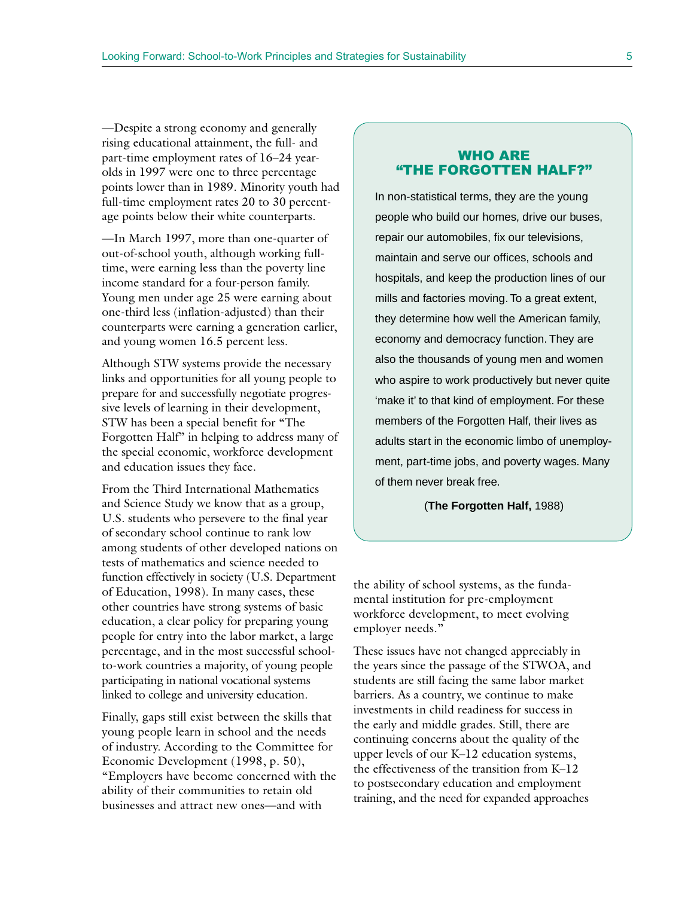—Despite a strong economy and generally rising educational attainment, the full- and part-time employment rates of 16–24 year-olds in 1997 were one to three percentage points lower than in 1989. Minority youth had full-time employment rates 20 to 30 percentage points below their white counterparts.

—In March 1997, more than one-quarter of out-of-school youth, although working full-time, were earning less than the poverty line income standard for a four-person family. Young men under age 25 were earning about one-third less (inflation-adjusted) than their counterparts were earning a generation earlier, and young women 16.5 percent less.

Although STW systems provide the necessary links and opportunities for all young people to prepare for and successfully negotiate progressive levels of learning in their development, STW has been a special benefit for "The Forgotten Half" in helping to address many of the special economic, workforce development and education issues they face.

From the Third International Mathematics and Science Study we know that as a group, U.S. students who persevere to the final year of secondary school continue to rank low among students of other developed nations on tests of mathematics and science needed to function effectively in society (U.S. Department of Education, 1998). In many cases, these other countries have strong systems of basic education, a clear policy for preparing young people for entry into the labor market, a large percentage, and in the most successful school-to-work countries a majority, of young people participating in national vocational systems linked to college and university education.

Finally, gaps still exist between the skills that young people learn in school and the needs of industry. According to the Committee for Economic Development (1998, p. 50), "Employers have become concerned with the ability of their communities to retain old businesses and attract new ones—and with the ability of school systems, as the fundamental institution for pre-employment workforce development, to meet evolving employer needs."

These issues have not changed appreciably in the years since the passage of the STWOA, and students are still facing the same labor market barriers. As a country, we continue to make investments in child readiness for success in the early and middle grades. Still, there are continuing concerns about the quality of the upper levels of our K–12 education systems, the effectiveness of the transition from K–12 to postsecondary education and employment training, and the need for expanded approaches

## WHO ARE "THE FORGOTTEN HALF?"

In non-statistical terms, they are the young people who build our homes, drive our buses, repair our automobiles, fix our televisions, maintain and serve our offices, schools and hospitals, and keep the production lines of our mills and factories moving. To a great extent, they determine how well the American family, economy and democracy function. They are also the thousands of young men and women who aspire to work productively but never quite 'make it' to that kind of employment. For these members of the Forgotten Half, their lives as adults start in the economic limbo of unemployment, part-time jobs, and poverty wages. Many of them never break free.

(**The Forgotten Half,** 1988)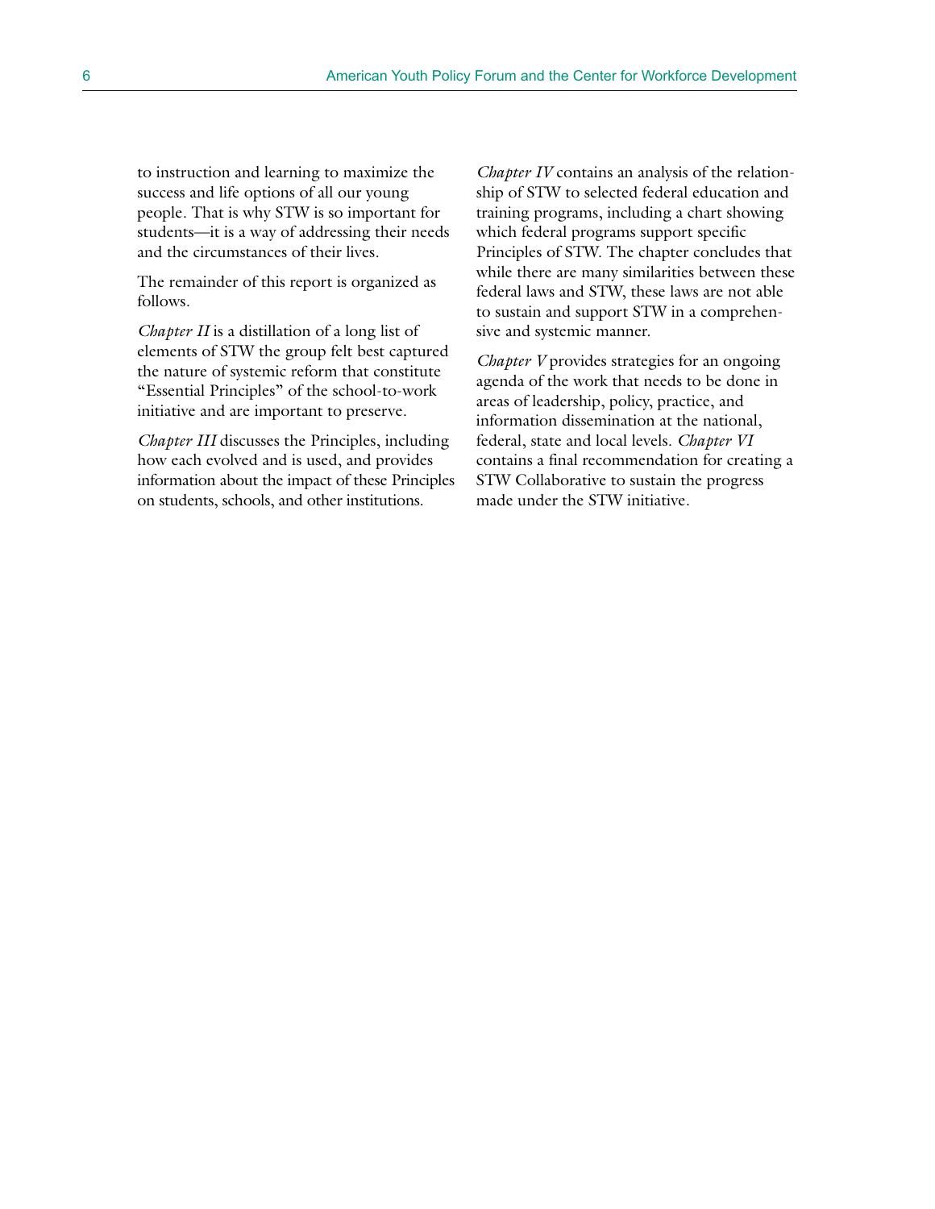to instruction and learning to maximize the success and life options of all our young people. That is why STW is so important for students—it is a way of addressing their needs and the circumstances of their lives.

The remainder of this report is organized as follows.

*Chapter II* is a distillation of a long list of elements of STW the group felt best captured the nature of systemic reform that constitute "Essential Principles" of the school-to-work initiative and are important to preserve.

*Chapter III* discusses the Principles, including how each evolved and is used, and provides information about the impact of these Principles on students, schools, and other institutions.

*Chapter IV* contains an analysis of the relationship of STW to selected federal education and training programs, including a chart showing which federal programs support specific Principles of STW. The chapter concludes that while there are many similarities between these federal laws and STW, these laws are not able to sustain and support STW in a comprehensive and systemic manner.

*Chapter V* provides strategies for an ongoing agenda of the work that needs to be done in areas of leadership, policy, practice, and information dissemination at the national, federal, state and local levels. *Chapter VI* contains a final recommendation for creating a STW Collaborative to sustain the progress made under the STW initiative.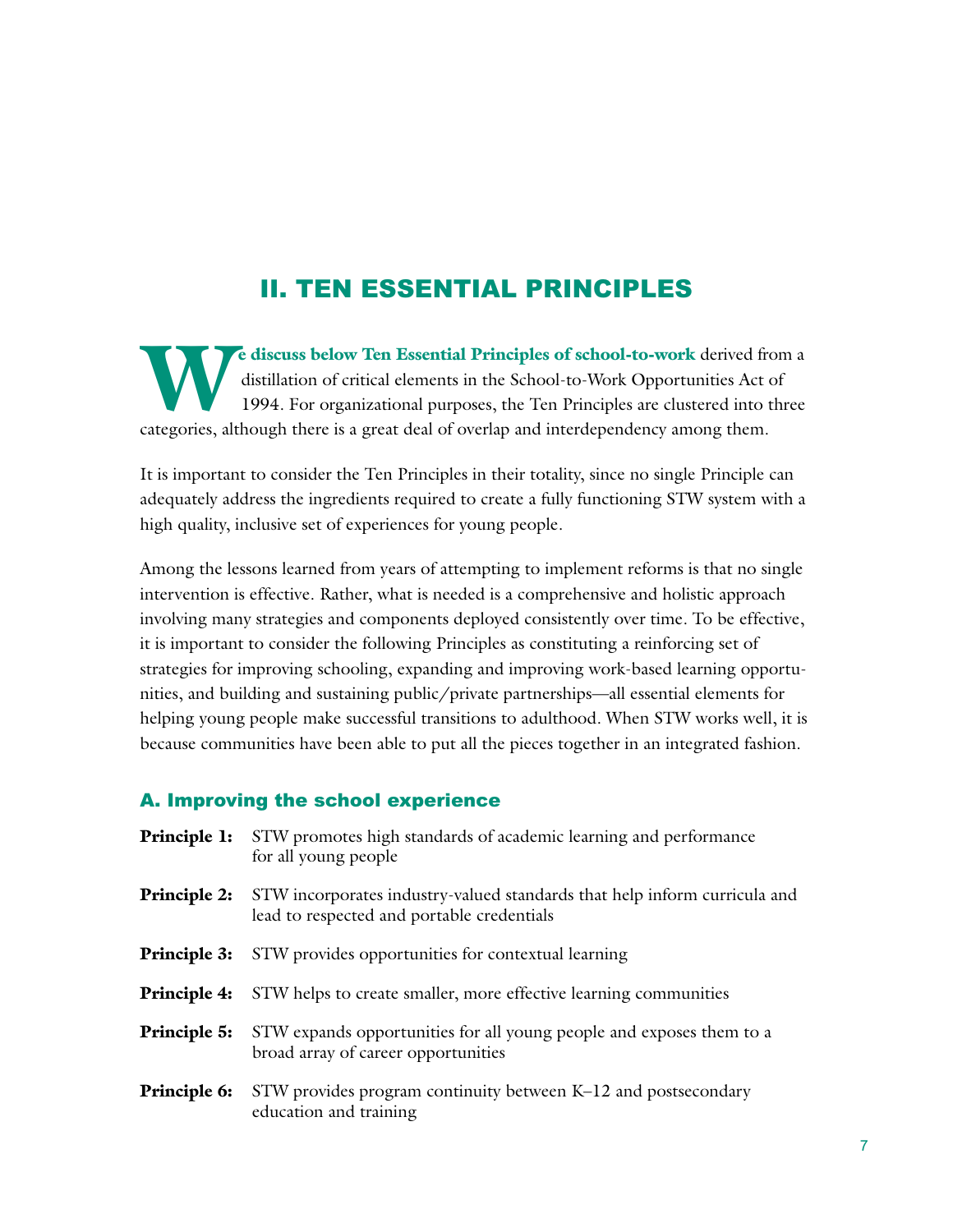## II. TEN ESSENTIAL PRINCIPLES

**We discuss below Ten Essential Principles of school-to-work** derived from a distillation of critical elements in the School-to-Work Opportunities Act of 1994. For organizational purposes, the Ten Principles are clustered into three categories, although there is a great deal of overlap and interdependency among them.

It is important to consider the Ten Principles in their totality, since no single Principle can adequately address the ingredients required to create a fully functioning STW system with a high quality, inclusive set of experiences for young people.

Among the lessons learned from years of attempting to implement reforms is that no single intervention is effective. Rather, what is needed is a comprehensive and holistic approach involving many strategies and components deployed consistently over time. To be effective, it is important to consider the following Principles as constituting a reinforcing set of strategies for improving schooling, expanding and improving work-based learning opportunities, and building and sustaining public/private partnerships—all essential elements for helping young people make successful transitions to adulthood. When STW works well, it is because communities have been able to put all the pieces together in an integrated fashion.

### A. Improving the school experience

**Principle 1:** STW promotes high standards of academic learning and performance for all young people

**Principle 2:** STW incorporates industry-valued standards that help inform curricula and lead to respected and portable credentials

**Principle 3:** STW provides opportunities for contextual learning

**Principle 4:** STW helps to create smaller, more effective learning communities

**Principle 5:** STW expands opportunities for all young people and exposes them to a broad array of career opportunities

**Principle 6:** STW provides program continuity between K–12 and postsecondary education and training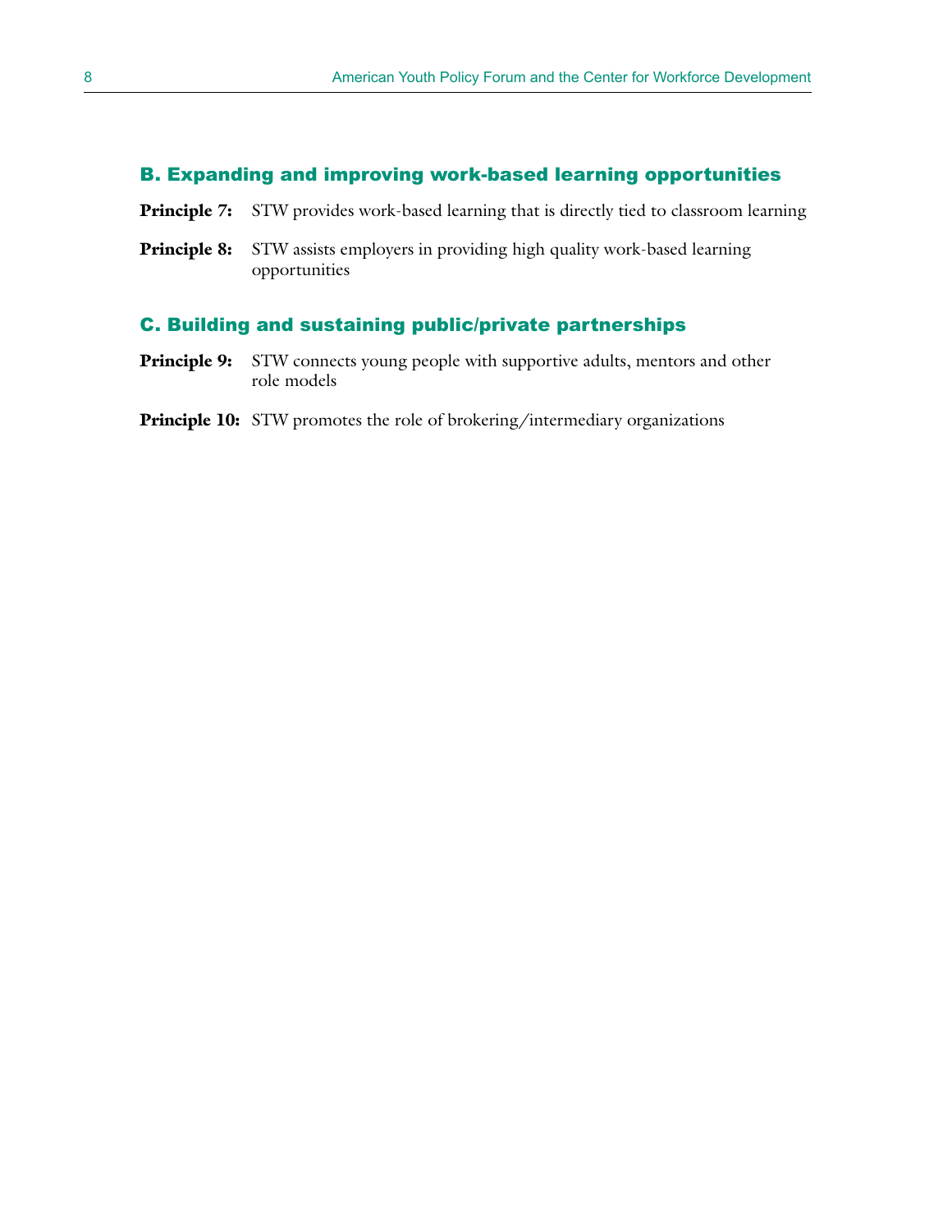### B. Expanding and improving work-based learning opportunities

**Principle 7:** STW provides work-based learning that is directly tied to classroom learning

**Principle 8:** STW assists employers in providing high quality work-based learning opportunities

### C. Building and sustaining public/private partnerships

**Principle 9:** STW connects young people with supportive adults, mentors and other role models

**Principle 10:** STW promotes the role of brokering/intermediary organizations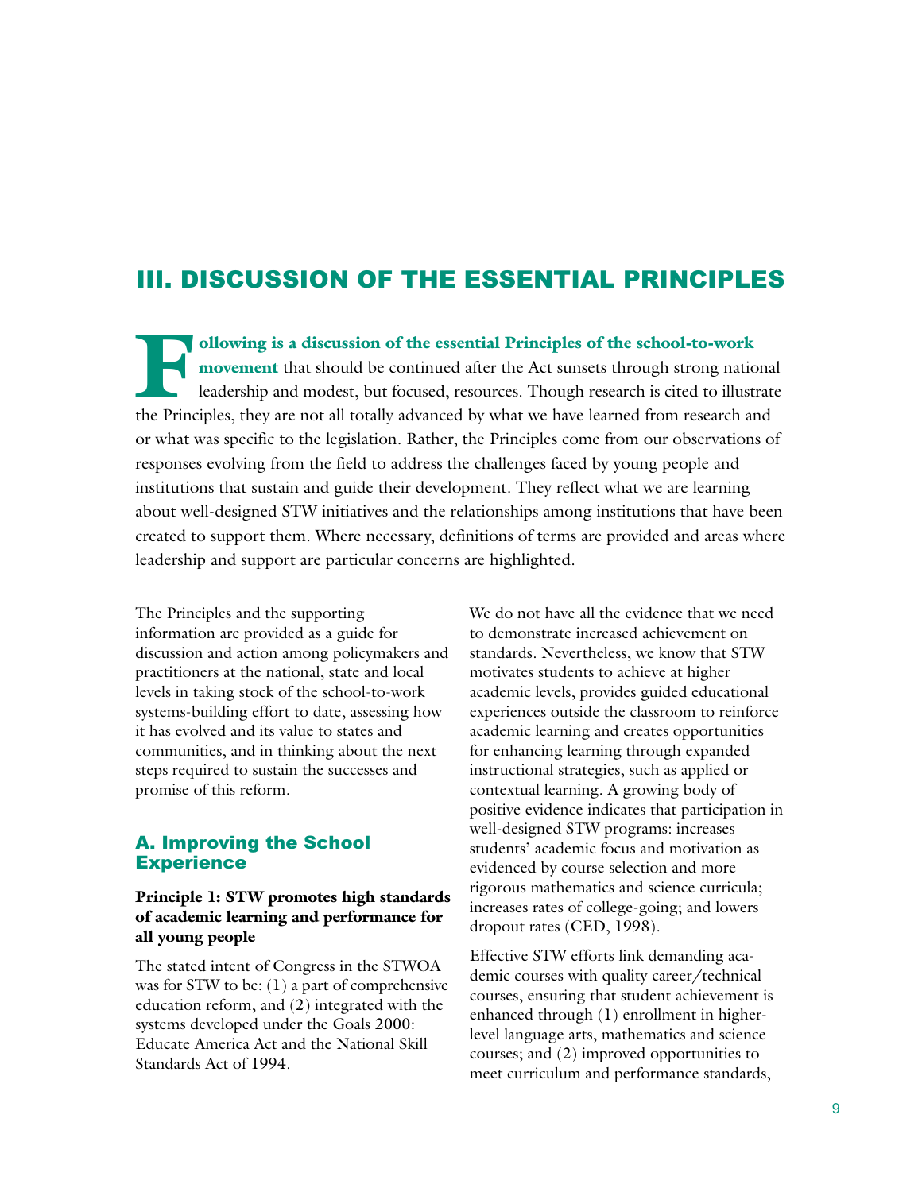# III. DISCUSSION OF THE ESSENTIAL PRINCIPLES

**Following is a discussion of the essential Principles of the school-to-work movement** that should be continued after the Act sunsets through strong national leadership and modest, but focused, resources. Though research is cited to illustrate the Principles, they are not all totally advanced by what we have learned from research and or what was specific to the legislation. Rather, the Principles come from our observations of responses evolving from the field to address the challenges faced by young people and institutions that sustain and guide their development. They reflect what we are learning about well-designed STW initiatives and the relationships among institutions that have been created to support them. Where necessary, definitions of terms are provided and areas where leadership and support are particular concerns are highlighted.

The Principles and the supporting information are provided as a guide for discussion and action among policymakers and practitioners at the national, state and local levels in taking stock of the school-to-work systems-building effort to date, assessing how it has evolved and its value to states and communities, and in thinking about the next steps required to sustain the successes and promise of this reform.

## A. Improving the School Experience

### Principle 1: STW promotes high standards of academic learning and performance for all young people

The stated intent of Congress in the STWOA was for STW to be: (1) a part of comprehensive education reform, and (2) integrated with the systems developed under the Goals 2000: Educate America Act and the National Skill Standards Act of 1994.

We do not have all the evidence that we need to demonstrate increased achievement on standards. Nevertheless, we know that STW motivates students to achieve at higher academic levels, provides guided educational experiences outside the classroom to reinforce academic learning and creates opportunities for enhancing learning through expanded instructional strategies, such as applied or contextual learning. A growing body of positive evidence indicates that participation in well-designed STW programs: increases students' academic focus and motivation as evidenced by course selection and more rigorous mathematics and science curricula; increases rates of college-going; and lowers dropout rates (CED, 1998).

Effective STW efforts link demanding academic courses with quality career/technical courses, ensuring that student achievement is enhanced through (1) enrollment in higher-level language arts, mathematics and science courses; and (2) improved opportunities to meet curriculum and performance standards,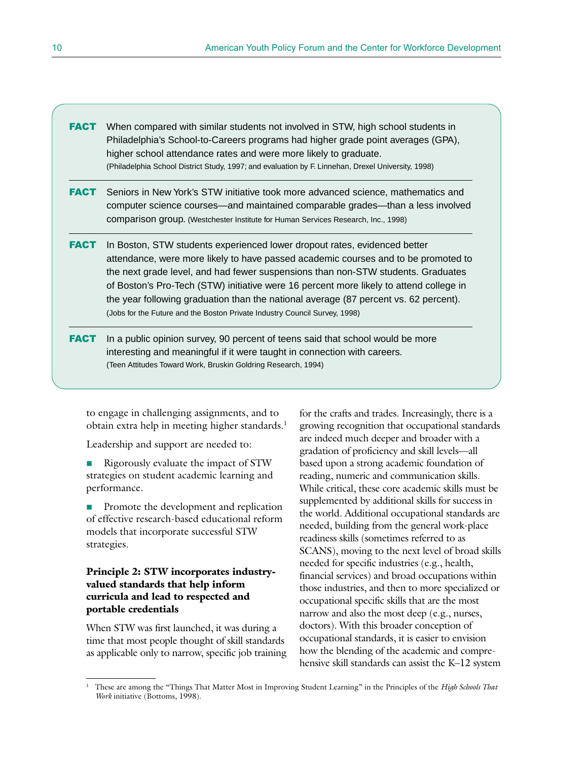**FACT** When compared with similar students not involved in STW, high school students in Philadelphia's School-to-Careers programs had higher grade point averages (GPA), higher school attendance rates and were more likely to graduate. (Philadelphia School District Study, 1997; and evaluation by F. Linnehan, Drexel University, 1998)

**FACT** Seniors in New York's STW initiative took more advanced science, mathematics and computer science courses—and maintained comparable grades—than a less involved comparison group. (Westchester Institute for Human Services Research, Inc., 1998)

**FACT** In Boston, STW students experienced lower dropout rates, evidenced better attendance, were more likely to have passed academic courses and to be promoted to the next grade level, and had fewer suspensions than non-STW students. Graduates of Boston's Pro-Tech (STW) initiative were 16 percent more likely to attend college in the year following graduation than the national average (87 percent vs. 62 percent). (Jobs for the Future and the Boston Private Industry Council Survey, 1998)

**FACT** In a public opinion survey, 90 percent of teens said that school would be more interesting and meaningful if it were taught in connection with careers. (Teen Attitudes Toward Work, Bruskin Goldring Research, 1994)

to engage in challenging assignments, and to obtain extra help in meeting higher standards.[1]

Leadership and support are needed to:

- Rigorously evaluate the impact of STW strategies on student academic learning and performance.
- Promote the development and replication of effective research-based educational reform models that incorporate successful STW strategies.

**Principle 2: STW incorporates industry-valued standards that help inform curricula and lead to respected and portable credentials**

When STW was first launched, it was during a time that most people thought of skill standards as applicable only to narrow, specific job training for the crafts and trades. Increasingly, there is a growing recognition that occupational standards are indeed much deeper and broader with a gradation of proficiency and skill levels—all based upon a strong academic foundation of reading, numeric and communication skills. While critical, these core academic skills must be supplemented by additional skills for success in the world. Additional occupational standards are needed, building from the general work-place readiness skills (sometimes referred to as SCANS), moving to the next level of broad skills needed for specific industries (e.g., health, financial services) and broad occupations within those industries, and then to more specialized or occupational specific skills that are the most narrow and also the most deep (e.g., nurses, doctors). With this broader conception of occupational standards, it is easier to envision how the blending of the academic and comprehensive skill standards can assist the K–12 system

[1] These are among the "Things That Matter Most in Improving Student Learning" in the Principles of the *High Schools That Work* initiative (Bottoms, 1998).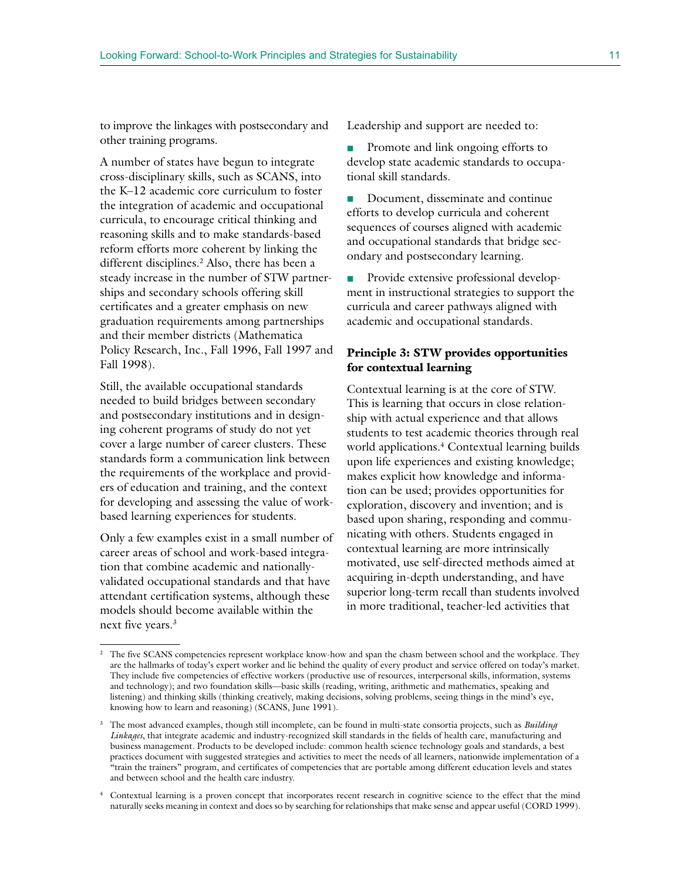to improve the linkages with postsecondary and other training programs.

A number of states have begun to integrate cross-disciplinary skills, such as SCANS, into the K–12 academic core curriculum to foster the integration of academic and occupational curricula, to encourage critical thinking and reasoning skills and to make standards-based reform efforts more coherent by linking the different disciplines.[2] Also, there has been a steady increase in the number of STW partnerships and secondary schools offering skill certificates and a greater emphasis on new graduation requirements among partnerships and their member districts (Mathematica Policy Research, Inc., Fall 1996, Fall 1997 and Fall 1998).

Still, the available occupational standards needed to build bridges between secondary and postsecondary institutions and in designing coherent programs of study do not yet cover a large number of career clusters. These standards form a communication link between the requirements of the workplace and providers of education and training, and the context for developing and assessing the value of work-based learning experiences for students.

Only a few examples exist in a small number of career areas of school and work-based integration that combine academic and nationally-validated occupational standards and that have attendant certification systems, although these models should become available within the next five years.[3]

Leadership and support are needed to:

- Promote and link ongoing efforts to develop state academic standards to occupational skill standards.
- Document, disseminate and continue efforts to develop curricula and coherent sequences of courses aligned with academic and occupational standards that bridge secondary and postsecondary learning.
- Provide extensive professional development in instructional strategies to support the curricula and career pathways aligned with academic and occupational standards.

### Principle 3: STW provides opportunities for contextual learning

Contextual learning is at the core of STW. This is learning that occurs in close relationship with actual experience and that allows students to test academic theories through real world applications.[4] Contextual learning builds upon life experiences and existing knowledge; makes explicit how knowledge and information can be used; provides opportunities for exploration, discovery and invention; and is based upon sharing, responding and communicating with others. Students engaged in contextual learning are more intrinsically motivated, use self-directed methods aimed at acquiring in-depth understanding, and have superior long-term recall than students involved in more traditional, teacher-led activities that

---

[2] The five SCANS competencies represent workplace know-how and span the chasm between school and the workplace. They are the hallmarks of today's expert worker and lie behind the quality of every product and service offered on today's market. They include five competencies of effective workers (productive use of resources, interpersonal skills, information, systems and technology); and two foundation skills—basic skills (reading, writing, arithmetic and mathematics, speaking and listening) and thinking skills (thinking creatively, making decisions, solving problems, seeing things in the mind's eye, knowing how to learn and reasoning) (SCANS, June 1991).

[3] The most advanced examples, though still incomplete, can be found in multi-state consortia projects, such as *Building Linkages*, that integrate academic and industry-recognized skill standards in the fields of health care, manufacturing and business management. Products to be developed include: common health science technology goals and standards, a best practices document with suggested strategies and activities to meet the needs of all learners, nationwide implementation of a "train the trainers" program, and certificates of competencies that are portable among different education levels and states and between school and the health care industry.

[4] Contextual learning is a proven concept that incorporates recent research in cognitive science to the effect that the mind naturally seeks meaning in context and does so by searching for relationships that make sense and appear useful (CORD 1999).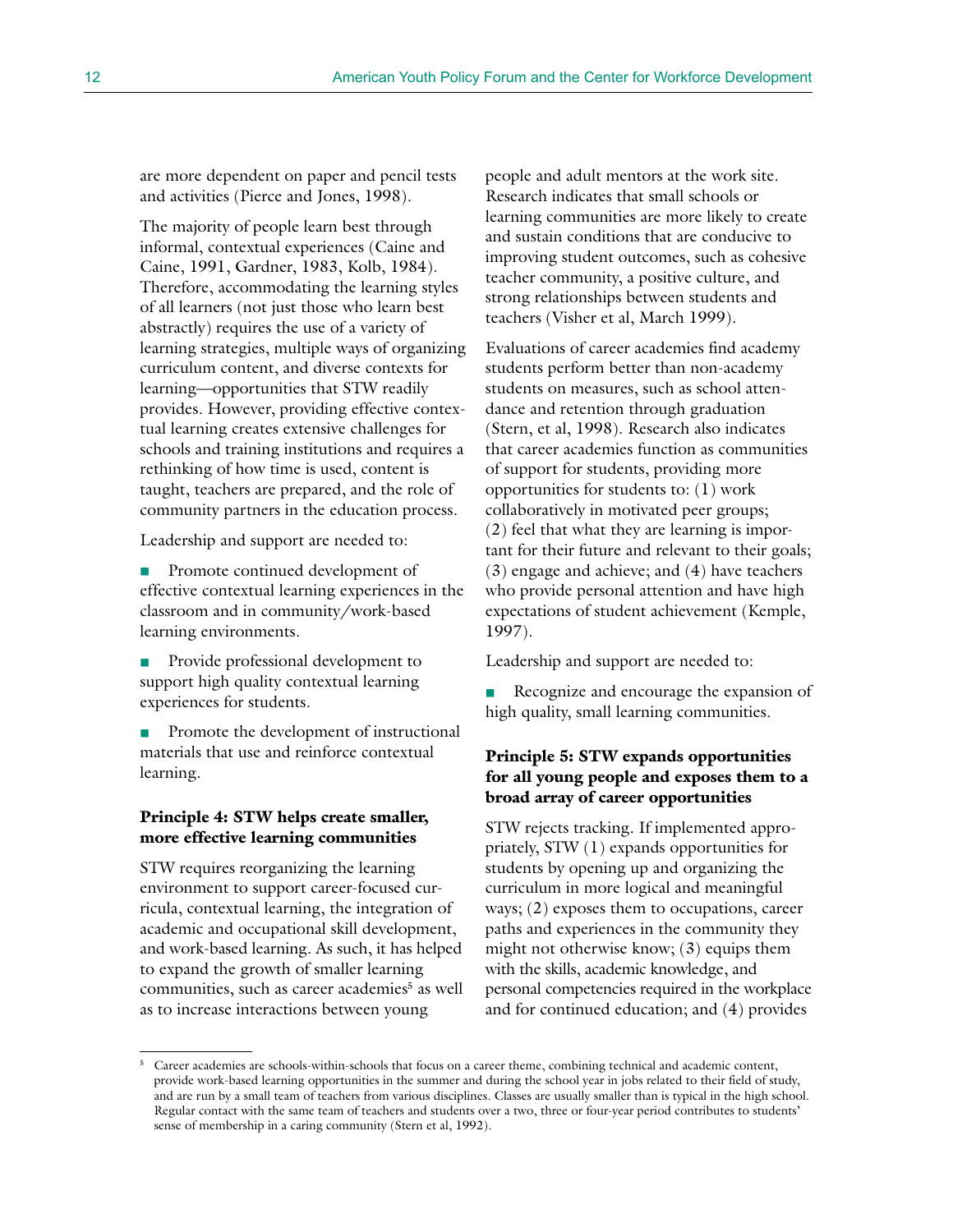are more dependent on paper and pencil tests and activities (Pierce and Jones, 1998).

The majority of people learn best through informal, contextual experiences (Caine and Caine, 1991, Gardner, 1983, Kolb, 1984). Therefore, accommodating the learning styles of all learners (not just those who learn best abstractly) requires the use of a variety of learning strategies, multiple ways of organizing curriculum content, and diverse contexts for learning—opportunities that STW readily provides. However, providing effective contextual learning creates extensive challenges for schools and training institutions and requires a rethinking of how time is used, content is taught, teachers are prepared, and the role of community partners in the education process.

Leadership and support are needed to:

- Promote continued development of effective contextual learning experiences in the classroom and in community/work-based learning environments.
- Provide professional development to support high quality contextual learning experiences for students.
- Promote the development of instructional materials that use and reinforce contextual learning.

### Principle 4: STW helps create smaller, more effective learning communities

STW requires reorganizing the learning environment to support career-focused curricula, contextual learning, the integration of academic and occupational skill development, and work-based learning. As such, it has helped to expand the growth of smaller learning communities, such as career academies[5] as well as to increase interactions between young people and adult mentors at the work site. Research indicates that small schools or learning communities are more likely to create and sustain conditions that are conducive to improving student outcomes, such as cohesive teacher community, a positive culture, and strong relationships between students and teachers (Visher et al, March 1999).

Evaluations of career academies find academy students perform better than non-academy students on measures, such as school attendance and retention through graduation (Stern, et al, 1998). Research also indicates that career academies function as communities of support for students, providing more opportunities for students to: (1) work collaboratively in motivated peer groups; (2) feel that what they are learning is important for their future and relevant to their goals; (3) engage and achieve; and (4) have teachers who provide personal attention and have high expectations of student achievement (Kemple, 1997).

Leadership and support are needed to:

- Recognize and encourage the expansion of high quality, small learning communities.

### Principle 5: STW expands opportunities for all young people and exposes them to a broad array of career opportunities

STW rejects tracking. If implemented appropriately, STW (1) expands opportunities for students by opening up and organizing the curriculum in more logical and meaningful ways; (2) exposes them to occupations, career paths and experiences in the community they might not otherwise know; (3) equips them with the skills, academic knowledge, and personal competencies required in the workplace and for continued education; and (4) provides

---

[5] Career academies are schools-within-schools that focus on a career theme, combining technical and academic content, provide work-based learning opportunities in the summer and during the school year in jobs related to their field of study, and are run by a small team of teachers from various disciplines. Classes are usually smaller than is typical in the high school. Regular contact with the same team of teachers and students over a two, three or four-year period contributes to students' sense of membership in a caring community (Stern et al, 1992).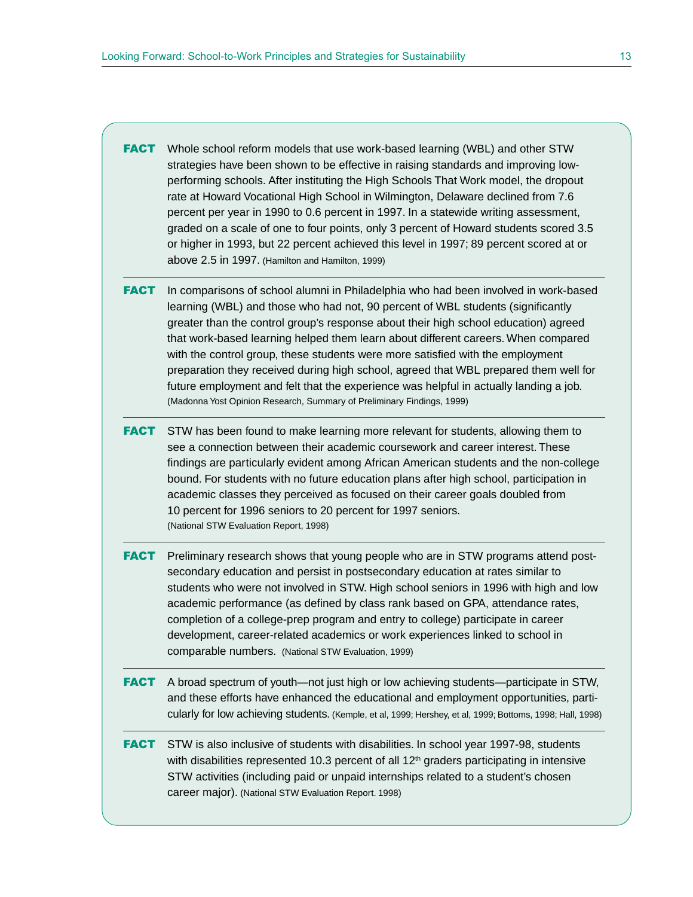**FACT** Whole school reform models that use work-based learning (WBL) and other STW strategies have been shown to be effective in raising standards and improving low-performing schools. After instituting the High Schools That Work model, the dropout rate at Howard Vocational High School in Wilmington, Delaware declined from 7.6 percent per year in 1990 to 0.6 percent in 1997. In a statewide writing assessment, graded on a scale of one to four points, only 3 percent of Howard students scored 3.5 or higher in 1993, but 22 percent achieved this level in 1997; 89 percent scored at or above 2.5 in 1997. (Hamilton and Hamilton, 1999)

---

**FACT** In comparisons of school alumni in Philadelphia who had been involved in work-based learning (WBL) and those who had not, 90 percent of WBL students (significantly greater than the control group's response about their high school education) agreed that work-based learning helped them learn about different careers. When compared with the control group, these students were more satisfied with the employment preparation they received during high school, agreed that WBL prepared them well for future employment and felt that the experience was helpful in actually landing a job. (Madonna Yost Opinion Research, Summary of Preliminary Findings, 1999)

---

**FACT** STW has been found to make learning more relevant for students, allowing them to see a connection between their academic coursework and career interest. These findings are particularly evident among African American students and the non-college bound. For students with no future education plans after high school, participation in academic classes they perceived as focused on their career goals doubled from 10 percent for 1996 seniors to 20 percent for 1997 seniors. (National STW Evaluation Report, 1998)

---

**FACT** Preliminary research shows that young people who are in STW programs attend post-secondary education and persist in postsecondary education at rates similar to students who were not involved in STW. High school seniors in 1996 with high and low academic performance (as defined by class rank based on GPA, attendance rates, completion of a college-prep program and entry to college) participate in career development, career-related academics or work experiences linked to school in comparable numbers. (National STW Evaluation, 1999)

---

**FACT** A broad spectrum of youth—not just high or low achieving students—participate in STW, and these efforts have enhanced the educational and employment opportunities, particularly for low achieving students. (Kemple, et al, 1999; Hershey, et al, 1999; Bottoms, 1998; Hall, 1998)

---

**FACT** STW is also inclusive of students with disabilities. In school year 1997-98, students with disabilities represented 10.3 percent of all 12th graders participating in intensive STW activities (including paid or unpaid internships related to a student's chosen career major). (National STW Evaluation Report. 1998)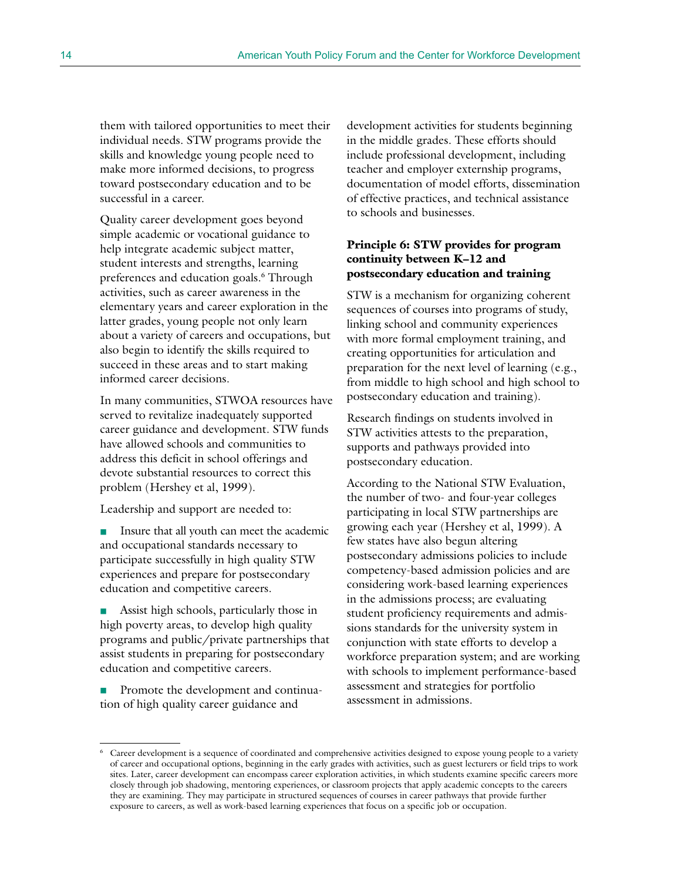them with tailored opportunities to meet their individual needs. STW programs provide the skills and knowledge young people need to make more informed decisions, to progress toward postsecondary education and to be successful in a career.

Quality career development goes beyond simple academic or vocational guidance to help integrate academic subject matter, student interests and strengths, learning preferences and education goals.[6] Through activities, such as career awareness in the elementary years and career exploration in the latter grades, young people not only learn about a variety of careers and occupations, but also begin to identify the skills required to succeed in these areas and to start making informed career decisions.

In many communities, STWOA resources have served to revitalize inadequately supported career guidance and development. STW funds have allowed schools and communities to address this deficit in school offerings and devote substantial resources to correct this problem (Hershey et al, 1999).

Leadership and support are needed to:

- Insure that all youth can meet the academic and occupational standards necessary to participate successfully in high quality STW experiences and prepare for postsecondary education and competitive careers.
- Assist high schools, particularly those in high poverty areas, to develop high quality programs and public/private partnerships that assist students in preparing for postsecondary education and competitive careers.
- Promote the development and continuation of high quality career guidance and development activities for students beginning in the middle grades. These efforts should include professional development, including teacher and employer externship programs, documentation of model efforts, dissemination of effective practices, and technical assistance to schools and businesses.

### Principle 6: STW provides for program continuity between K–12 and postsecondary education and training

STW is a mechanism for organizing coherent sequences of courses into programs of study, linking school and community experiences with more formal employment training, and creating opportunities for articulation and preparation for the next level of learning (e.g., from middle to high school and high school to postsecondary education and training).

Research findings on students involved in STW activities attests to the preparation, supports and pathways provided into postsecondary education.

According to the National STW Evaluation, the number of two- and four-year colleges participating in local STW partnerships are growing each year (Hershey et al, 1999). A few states have also begun altering postsecondary admissions policies to include competency-based admission policies and are considering work-based learning experiences in the admissions process; are evaluating student proficiency requirements and admissions standards for the university system in conjunction with state efforts to develop a workforce preparation system; and are working with schools to implement performance-based assessment and strategies for portfolio assessment in admissions.

---

[6] Career development is a sequence of coordinated and comprehensive activities designed to expose young people to a variety of career and occupational options, beginning in the early grades with activities, such as guest lecturers or field trips to work sites. Later, career development can encompass career exploration activities, in which students examine specific careers more closely through job shadowing, mentoring experiences, or classroom projects that apply academic concepts to the careers they are examining. They may participate in structured sequences of courses in career pathways that provide further exposure to careers, as well as work-based learning experiences that focus on a specific job or occupation.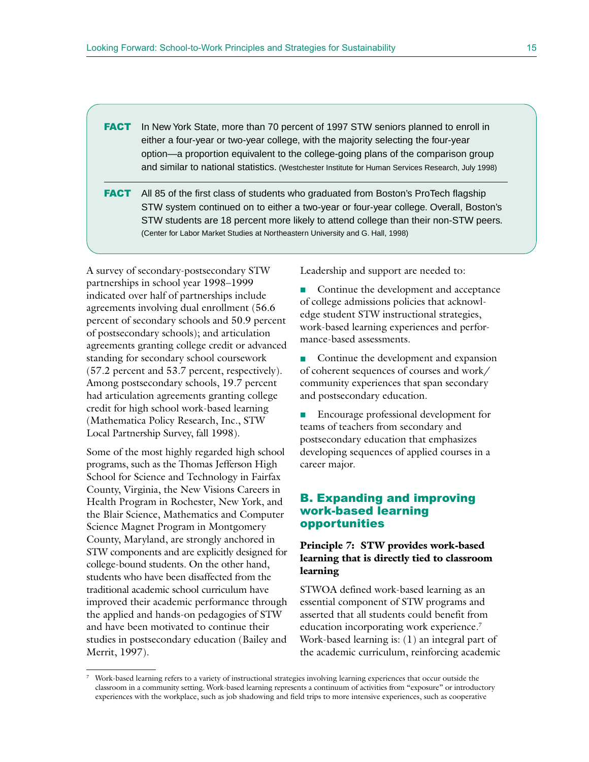**FACT** In New York State, more than 70 percent of 1997 STW seniors planned to enroll in either a four-year or two-year college, with the majority selecting the four-year option—a proportion equivalent to the college-going plans of the comparison group and similar to national statistics. (Westchester Institute for Human Services Research, July 1998)

---

**FACT** All 85 of the first class of students who graduated from Boston's ProTech flagship STW system continued on to either a two-year or four-year college. Overall, Boston's STW students are 18 percent more likely to attend college than their non-STW peers. (Center for Labor Market Studies at Northeastern University and G. Hall, 1998)

A survey of secondary-postsecondary STW partnerships in school year 1998–1999 indicated over half of partnerships include agreements involving dual enrollment (56.6 percent of secondary schools and 50.9 percent of postsecondary schools); and articulation agreements granting college credit or advanced standing for secondary school coursework (57.2 percent and 53.7 percent, respectively). Among postsecondary schools, 19.7 percent had articulation agreements granting college credit for high school work-based learning (Mathematica Policy Research, Inc., STW Local Partnership Survey, fall 1998).

Some of the most highly regarded high school programs, such as the Thomas Jefferson High School for Science and Technology in Fairfax County, Virginia, the New Visions Careers in Health Program in Rochester, New York, and the Blair Science, Mathematics and Computer Science Magnet Program in Montgomery County, Maryland, are strongly anchored in STW components and are explicitly designed for college-bound students. On the other hand, students who have been disaffected from the traditional academic school curriculum have improved their academic performance through the applied and hands-on pedagogies of STW and have been motivated to continue their studies in postsecondary education (Bailey and Merrit, 1997).

Leadership and support are needed to:

- Continue the development and acceptance of college admissions policies that acknowledge student STW instructional strategies, work-based learning experiences and performance-based assessments.
- Continue the development and expansion of coherent sequences of courses and work/community experiences that span secondary and postsecondary education.
- Encourage professional development for teams of teachers from secondary and postsecondary education that emphasizes developing sequences of applied courses in a career major.

## B. Expanding and improving work-based learning opportunities

### Principle 7: STW provides work-based learning that is directly tied to classroom learning

STWOA defined work-based learning as an essential component of STW programs and asserted that all students could benefit from education incorporating work experience.[7] Work-based learning is: (1) an integral part of the academic curriculum, reinforcing academic

[7] Work-based learning refers to a variety of instructional strategies involving learning experiences that occur outside the classroom in a community setting. Work-based learning represents a continuum of activities from "exposure" or introductory experiences with the workplace, such as job shadowing and field trips to more intensive experiences, such as cooperative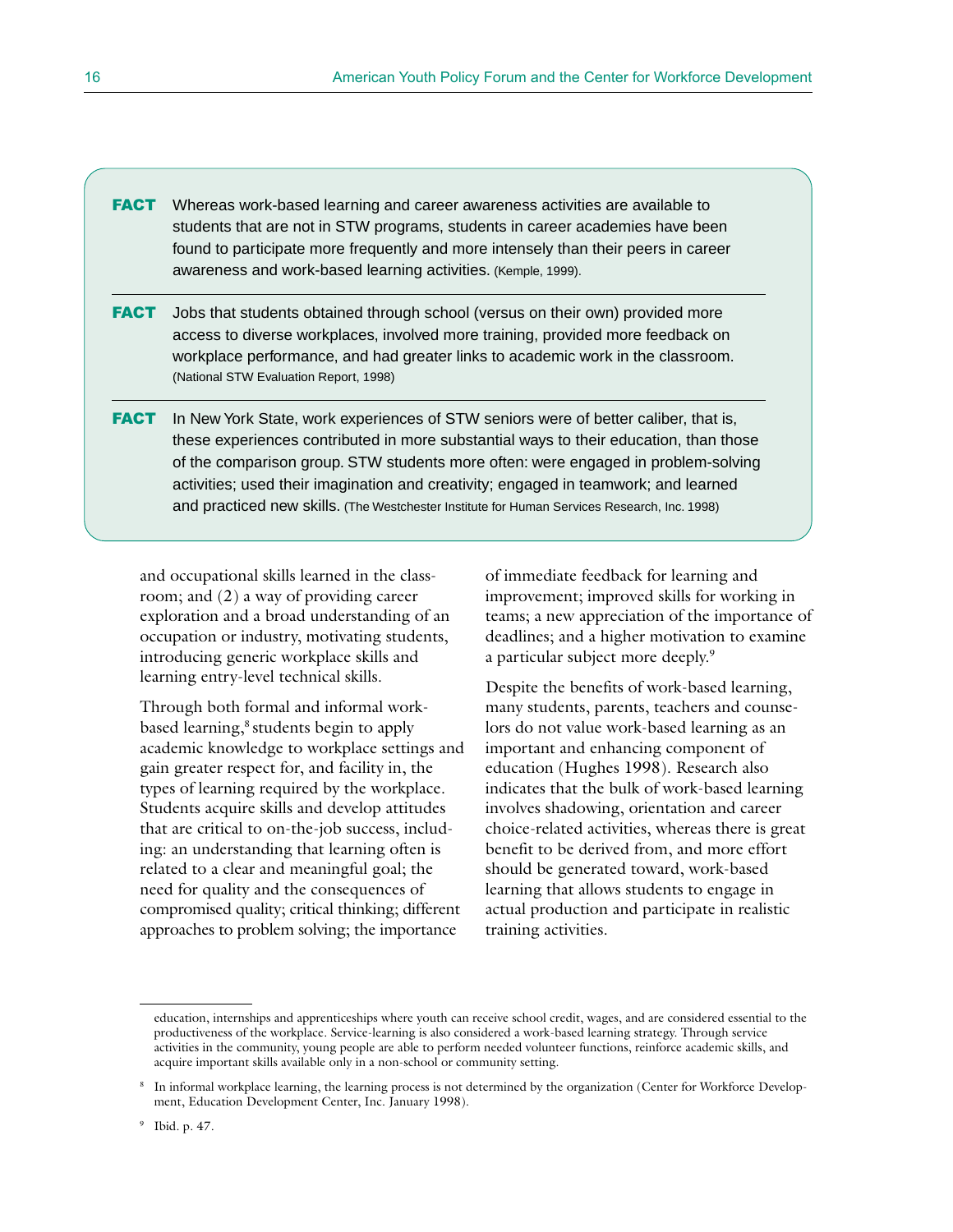**FACT** Whereas work-based learning and career awareness activities are available to students that are not in STW programs, students in career academies have been found to participate more frequently and more intensely than their peers in career awareness and work-based learning activities. (Kemple, 1999).

**FACT** Jobs that students obtained through school (versus on their own) provided more access to diverse workplaces, involved more training, provided more feedback on workplace performance, and had greater links to academic work in the classroom. (National STW Evaluation Report, 1998)

**FACT** In New York State, work experiences of STW seniors were of better caliber, that is, these experiences contributed in more substantial ways to their education, than those of the comparison group. STW students more often: were engaged in problem-solving activities; used their imagination and creativity; engaged in teamwork; and learned and practiced new skills. (The Westchester Institute for Human Services Research, Inc. 1998)

and occupational skills learned in the classroom; and (2) a way of providing career exploration and a broad understanding of an occupation or industry, motivating students, introducing generic workplace skills and learning entry-level technical skills.

Through both formal and informal work-based learning,[8] students begin to apply academic knowledge to workplace settings and gain greater respect for, and facility in, the types of learning required by the workplace. Students acquire skills and develop attitudes that are critical to on-the-job success, including: an understanding that learning often is related to a clear and meaningful goal; the need for quality and the consequences of compromised quality; critical thinking; different approaches to problem solving; the importance of immediate feedback for learning and improvement; improved skills for working in teams; a new appreciation of the importance of deadlines; and a higher motivation to examine a particular subject more deeply.[9]

Despite the benefits of work-based learning, many students, parents, teachers and counselors do not value work-based learning as an important and enhancing component of education (Hughes 1998). Research also indicates that the bulk of work-based learning involves shadowing, orientation and career choice-related activities, whereas there is great benefit to be derived from, and more effort should be generated toward, work-based learning that allows students to engage in actual production and participate in realistic training activities.

---

education, internships and apprenticeships where youth can receive school credit, wages, and are considered essential to the productiveness of the workplace. Service-learning is also considered a work-based learning strategy. Through service activities in the community, young people are able to perform needed volunteer functions, reinforce academic skills, and acquire important skills available only in a non-school or community setting.

[8] In informal workplace learning, the learning process is not determined by the organization (Center for Workforce Development, Education Development Center, Inc. January 1998).

[9] Ibid. p. 47.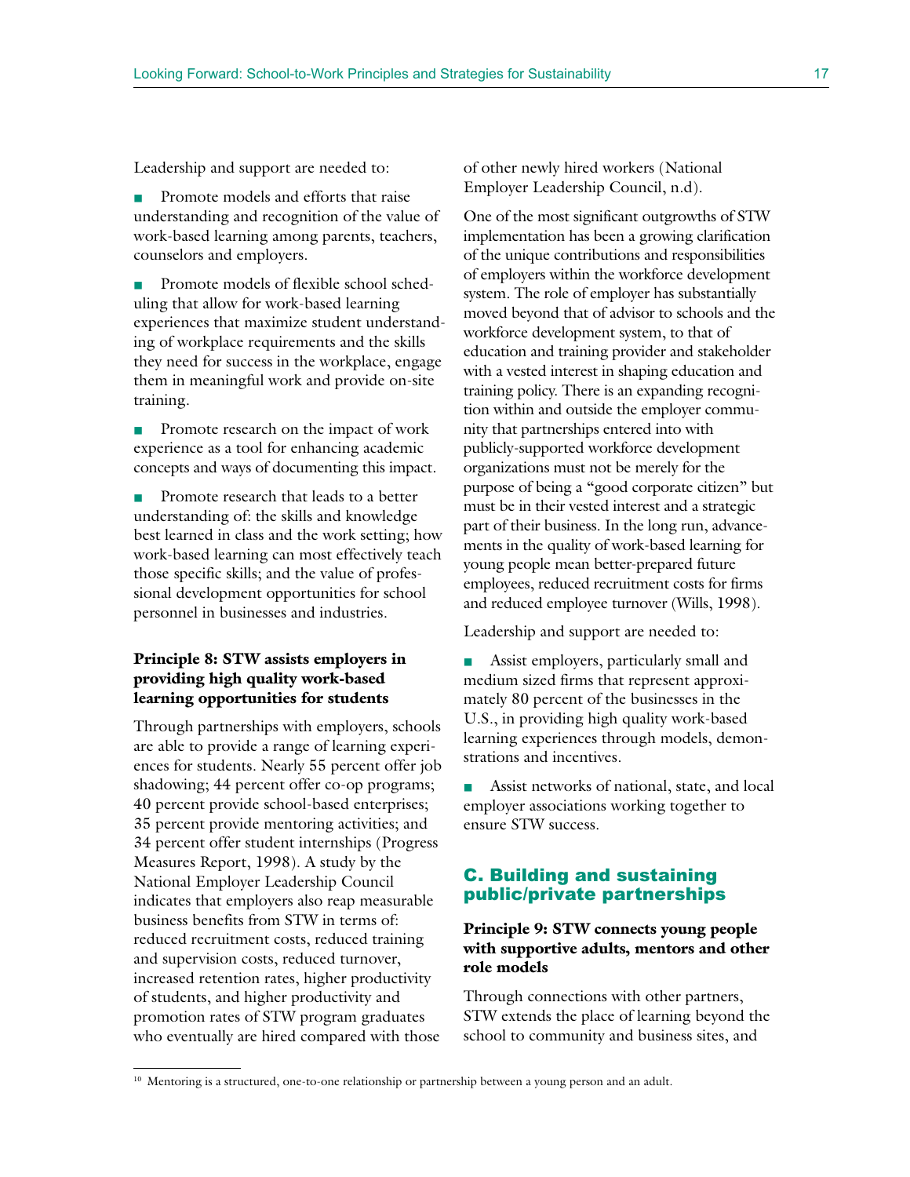Leadership and support are needed to:

- Promote models and efforts that raise understanding and recognition of the value of work-based learning among parents, teachers, counselors and employers.
- Promote models of flexible school scheduling that allow for work-based learning experiences that maximize student understanding of workplace requirements and the skills they need for success in the workplace, engage them in meaningful work and provide on-site training.
- Promote research on the impact of work experience as a tool for enhancing academic concepts and ways of documenting this impact.
- Promote research that leads to a better understanding of: the skills and knowledge best learned in class and the work setting; how work-based learning can most effectively teach those specific skills; and the value of professional development opportunities for school personnel in businesses and industries.

### Principle 8: STW assists employers in providing high quality work-based learning opportunities for students

Through partnerships with employers, schools are able to provide a range of learning experiences for students. Nearly 55 percent offer job shadowing; 44 percent offer co-op programs; 40 percent provide school-based enterprises; 35 percent provide mentoring activities; and 34 percent offer student internships (Progress Measures Report, 1998). A study by the National Employer Leadership Council indicates that employers also reap measurable business benefits from STW in terms of: reduced recruitment costs, reduced training and supervision costs, reduced turnover, increased retention rates, higher productivity of students, and higher productivity and promotion rates of STW program graduates who eventually are hired compared with those of other newly hired workers (National Employer Leadership Council, n.d).

One of the most significant outgrowths of STW implementation has been a growing clarification of the unique contributions and responsibilities of employers within the workforce development system. The role of employer has substantially moved beyond that of advisor to schools and the workforce development system, to that of education and training provider and stakeholder with a vested interest in shaping education and training policy. There is an expanding recognition within and outside the employer community that partnerships entered into with publicly-supported workforce development organizations must not be merely for the purpose of being a "good corporate citizen" but must be in their vested interest and a strategic part of their business. In the long run, advancements in the quality of work-based learning for young people mean better-prepared future employees, reduced recruitment costs for firms and reduced employee turnover (Wills, 1998).

Leadership and support are needed to:

- Assist employers, particularly small and medium sized firms that represent approximately 80 percent of the businesses in the U.S., in providing high quality work-based learning experiences through models, demonstrations and incentives.
- Assist networks of national, state, and local employer associations working together to ensure STW success.

## C. Building and sustaining public/private partnerships

### Principle 9: STW connects young people with supportive adults, mentors and other role models

Through connections with other partners, STW extends the place of learning beyond the school to community and business sites, and

[10] Mentoring is a structured, one-to-one relationship or partnership between a young person and an adult.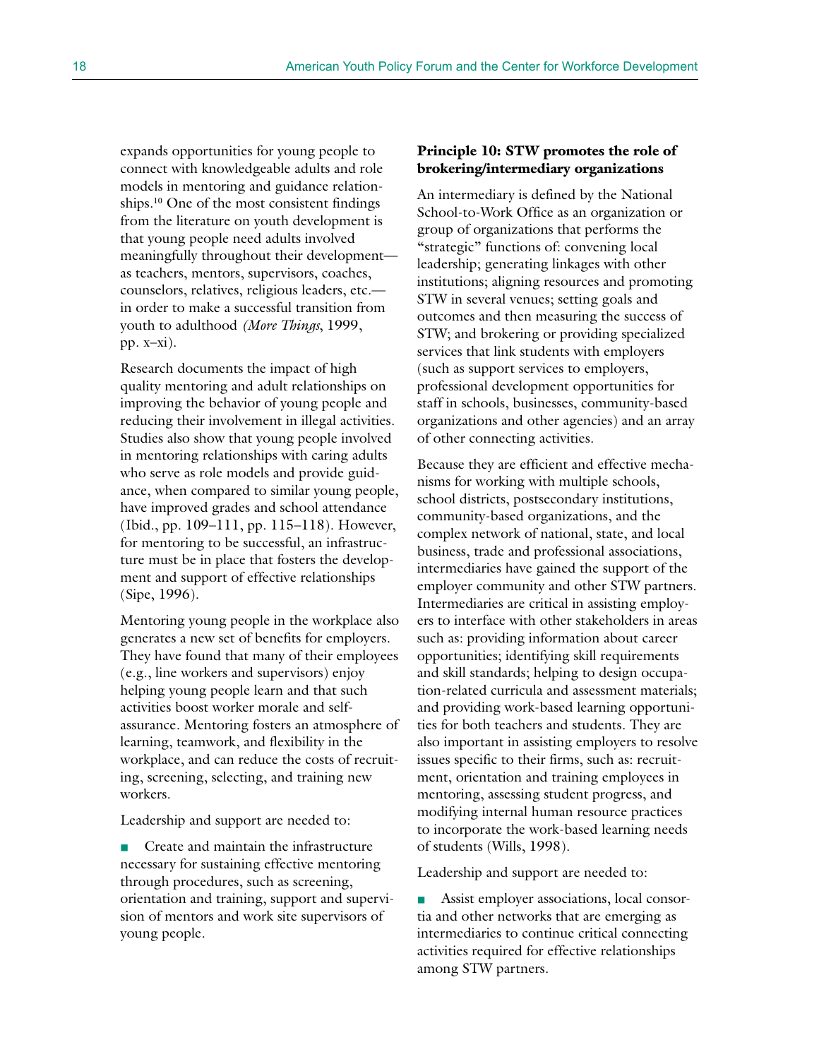expands opportunities for young people to connect with knowledgeable adults and role models in mentoring and guidance relationships.[10] One of the most consistent findings from the literature on youth development is that young people need adults involved meaningfully throughout their development—as teachers, mentors, supervisors, coaches, counselors, relatives, religious leaders, etc.—in order to make a successful transition from youth to adulthood (*More Things*, 1999, pp. x–xi).

Research documents the impact of high quality mentoring and adult relationships on improving the behavior of young people and reducing their involvement in illegal activities. Studies also show that young people involved in mentoring relationships with caring adults who serve as role models and provide guidance, when compared to similar young people, have improved grades and school attendance (Ibid., pp. 109–111, pp. 115–118). However, for mentoring to be successful, an infrastructure must be in place that fosters the development and support of effective relationships (Sipe, 1996).

Mentoring young people in the workplace also generates a new set of benefits for employers. They have found that many of their employees (e.g., line workers and supervisors) enjoy helping young people learn and that such activities boost worker morale and self-assurance. Mentoring fosters an atmosphere of learning, teamwork, and flexibility in the workplace, and can reduce the costs of recruiting, screening, selecting, and training new workers.

Leadership and support are needed to:

- Create and maintain the infrastructure necessary for sustaining effective mentoring through procedures, such as screening, orientation and training, support and supervision of mentors and work site supervisors of young people.

**Principle 10: STW promotes the role of brokering/intermediary organizations**

An intermediary is defined by the National School-to-Work Office as an organization or group of organizations that performs the "strategic" functions of: convening local leadership; generating linkages with other institutions; aligning resources and promoting STW in several venues; setting goals and outcomes and then measuring the success of STW; and brokering or providing specialized services that link students with employers (such as support services to employers, professional development opportunities for staff in schools, businesses, community-based organizations and other agencies) and an array of other connecting activities.

Because they are efficient and effective mechanisms for working with multiple schools, school districts, postsecondary institutions, community-based organizations, and the complex network of national, state, and local business, trade and professional associations, intermediaries have gained the support of the employer community and other STW partners. Intermediaries are critical in assisting employers to interface with other stakeholders in areas such as: providing information about career opportunities; identifying skill requirements and skill standards; helping to design occupation-related curricula and assessment materials; and providing work-based learning opportunities for both teachers and students. They are also important in assisting employers to resolve issues specific to their firms, such as: recruitment, orientation and training employees in mentoring, assessing student progress, and modifying internal human resource practices to incorporate the work-based learning needs of students (Wills, 1998).

Leadership and support are needed to:

- Assist employer associations, local consortia and other networks that are emerging as intermediaries to continue critical connecting activities required for effective relationships among STW partners.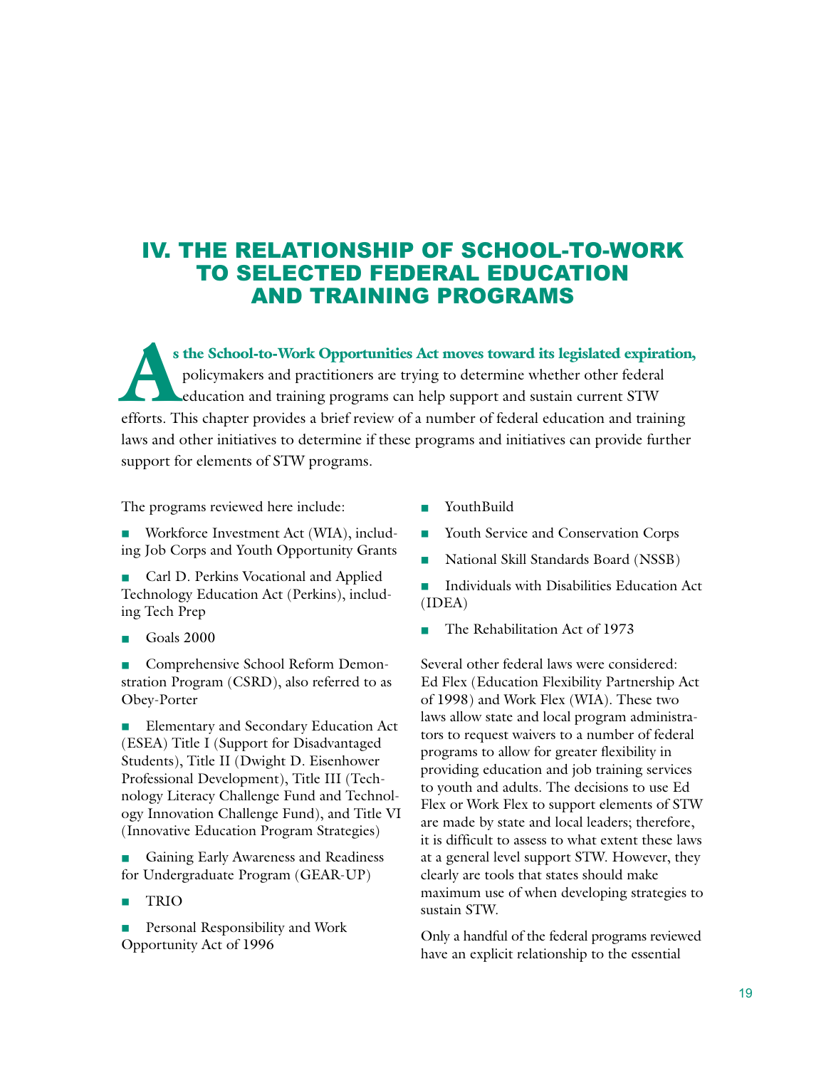# IV. THE RELATIONSHIP OF SCHOOL-TO-WORK TO SELECTED FEDERAL EDUCATION AND TRAINING PROGRAMS

**As the School-to-Work Opportunities Act moves toward its legislated expiration,** policymakers and practitioners are trying to determine whether other federal education and training programs can help support and sustain current STW efforts. This chapter provides a brief review of a number of federal education and training laws and other initiatives to determine if these programs and initiatives can provide further support for elements of STW programs.

The programs reviewed here include:

- Workforce Investment Act (WIA), including Job Corps and Youth Opportunity Grants
- Carl D. Perkins Vocational and Applied Technology Education Act (Perkins), including Tech Prep
- Goals 2000
- Comprehensive School Reform Demonstration Program (CSRD), also referred to as Obey-Porter
- Elementary and Secondary Education Act (ESEA) Title I (Support for Disadvantaged Students), Title II (Dwight D. Eisenhower Professional Development), Title III (Technology Literacy Challenge Fund and Technology Innovation Challenge Fund), and Title VI (Innovative Education Program Strategies)
- Gaining Early Awareness and Readiness for Undergraduate Program (GEAR-UP)
- TRIO
- Personal Responsibility and Work Opportunity Act of 1996
- YouthBuild
- Youth Service and Conservation Corps
- National Skill Standards Board (NSSB)
- Individuals with Disabilities Education Act (IDEA)
- The Rehabilitation Act of 1973

Several other federal laws were considered: Ed Flex (Education Flexibility Partnership Act of 1998) and Work Flex (WIA). These two laws allow state and local program administrators to request waivers to a number of federal programs to allow for greater flexibility in providing education and job training services to youth and adults. The decisions to use Ed Flex or Work Flex to support elements of STW are made by state and local leaders; therefore, it is difficult to assess to what extent these laws at a general level support STW. However, they clearly are tools that states should make maximum use of when developing strategies to sustain STW.

Only a handful of the federal programs reviewed have an explicit relationship to the essential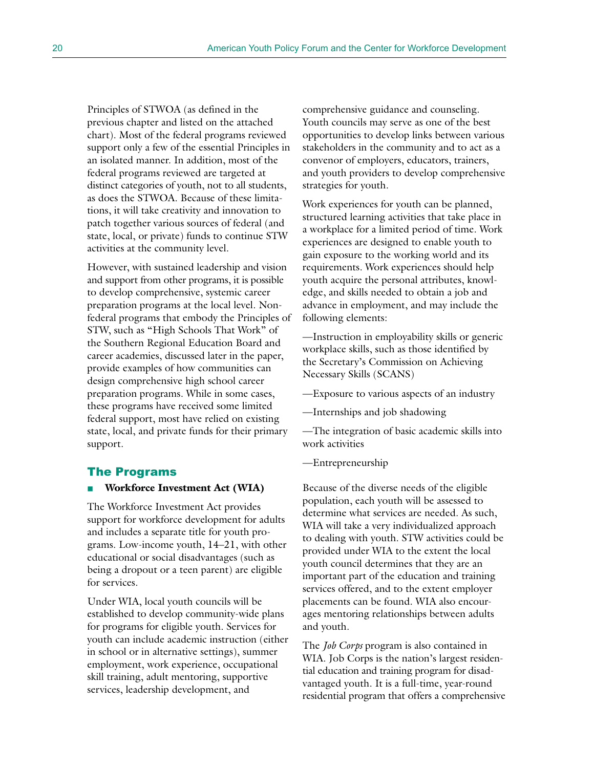Principles of STWOA (as defined in the previous chapter and listed on the attached chart). Most of the federal programs reviewed support only a few of the essential Principles in an isolated manner. In addition, most of the federal programs reviewed are targeted at distinct categories of youth, not to all students, as does the STWOA. Because of these limitations, it will take creativity and innovation to patch together various sources of federal (and state, local, or private) funds to continue STW activities at the community level.

However, with sustained leadership and vision and support from other programs, it is possible to develop comprehensive, systemic career preparation programs at the local level. Non-federal programs that embody the Principles of STW, such as "High Schools That Work" of the Southern Regional Education Board and career academies, discussed later in the paper, provide examples of how communities can design comprehensive high school career preparation programs. While in some cases, these programs have received some limited federal support, most have relied on existing state, local, and private funds for their primary support.

## The Programs

### Workforce Investment Act (WIA)

The Workforce Investment Act provides support for workforce development for adults and includes a separate title for youth programs. Low-income youth, 14–21, with other educational or social disadvantages (such as being a dropout or a teen parent) are eligible for services.

Under WIA, local youth councils will be established to develop community-wide plans for programs for eligible youth. Services for youth can include academic instruction (either in school or in alternative settings), summer employment, work experience, occupational skill training, adult mentoring, supportive services, leadership development, and comprehensive guidance and counseling. Youth councils may serve as one of the best opportunities to develop links between various stakeholders in the community and to act as a convenor of employers, educators, trainers, and youth providers to develop comprehensive strategies for youth.

Work experiences for youth can be planned, structured learning activities that take place in a workplace for a limited period of time. Work experiences are designed to enable youth to gain exposure to the working world and its requirements. Work experiences should help youth acquire the personal attributes, knowledge, and skills needed to obtain a job and advance in employment, and may include the following elements:

—Instruction in employability skills or generic workplace skills, such as those identified by the Secretary's Commission on Achieving Necessary Skills (SCANS)

—Exposure to various aspects of an industry

—Internships and job shadowing

—The integration of basic academic skills into work activities

—Entrepreneurship

Because of the diverse needs of the eligible population, each youth will be assessed to determine what services are needed. As such, WIA will take a very individualized approach to dealing with youth. STW activities could be provided under WIA to the extent the local youth council determines that they are an important part of the education and training services offered, and to the extent employer placements can be found. WIA also encourages mentoring relationships between adults and youth.

The *Job Corps* program is also contained in WIA. Job Corps is the nation's largest residential education and training program for disadvantaged youth. It is a full-time, year-round residential program that offers a comprehensive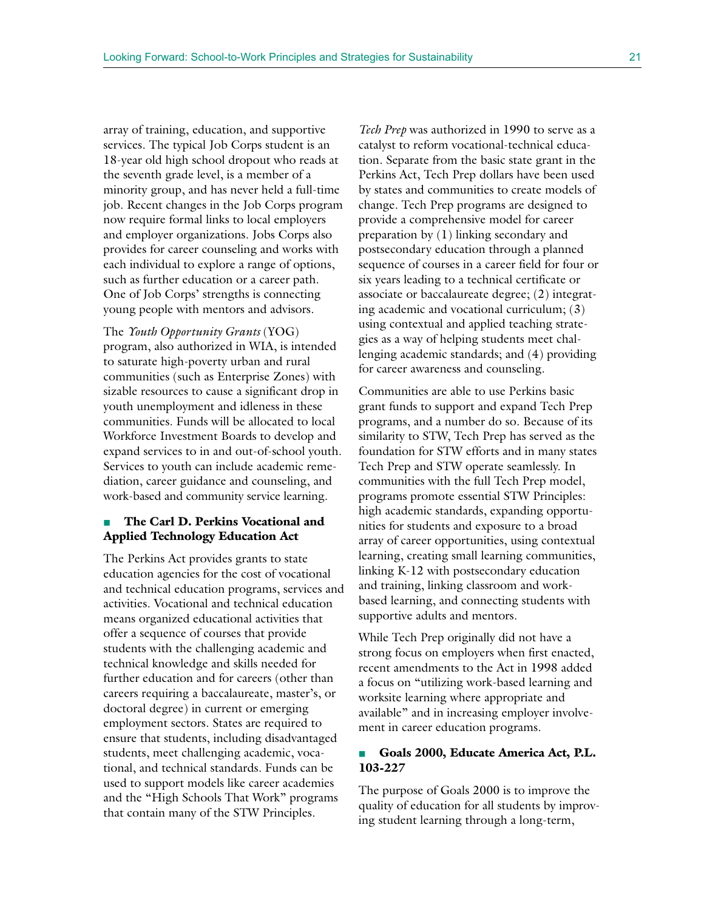array of training, education, and supportive services. The typical Job Corps student is an 18-year old high school dropout who reads at the seventh grade level, is a member of a minority group, and has never held a full-time job. Recent changes in the Job Corps program now require formal links to local employers and employer organizations. Jobs Corps also provides for career counseling and works with each individual to explore a range of options, such as further education or a career path. One of Job Corps' strengths is connecting young people with mentors and advisors.

The *Youth Opportunity Grants* (YOG) program, also authorized in WIA, is intended to saturate high-poverty urban and rural communities (such as Enterprise Zones) with sizable resources to cause a significant drop in youth unemployment and idleness in these communities. Funds will be allocated to local Workforce Investment Boards to develop and expand services to in and out-of-school youth. Services to youth can include academic remediation, career guidance and counseling, and work-based and community service learning.

### ■ The Carl D. Perkins Vocational and Applied Technology Education Act

The Perkins Act provides grants to state education agencies for the cost of vocational and technical education programs, services and activities. Vocational and technical education means organized educational activities that offer a sequence of courses that provide students with the challenging academic and technical knowledge and skills needed for further education and for careers (other than careers requiring a baccalaureate, master's, or doctoral degree) in current or emerging employment sectors. States are required to ensure that students, including disadvantaged students, meet challenging academic, vocational, and technical standards. Funds can be used to support models like career academies and the "High Schools That Work" programs that contain many of the STW Principles.

*Tech Prep* was authorized in 1990 to serve as a catalyst to reform vocational-technical education. Separate from the basic state grant in the Perkins Act, Tech Prep dollars have been used by states and communities to create models of change. Tech Prep programs are designed to provide a comprehensive model for career preparation by (1) linking secondary and postsecondary education through a planned sequence of courses in a career field for four or six years leading to a technical certificate or associate or baccalaureate degree; (2) integrating academic and vocational curriculum; (3) using contextual and applied teaching strategies as a way of helping students meet challenging academic standards; and (4) providing for career awareness and counseling.

Communities are able to use Perkins basic grant funds to support and expand Tech Prep programs, and a number do so. Because of its similarity to STW, Tech Prep has served as the foundation for STW efforts and in many states Tech Prep and STW operate seamlessly. In communities with the full Tech Prep model, programs promote essential STW Principles: high academic standards, expanding opportunities for students and exposure to a broad array of career opportunities, using contextual learning, creating small learning communities, linking K-12 with postsecondary education and training, linking classroom and work-based learning, and connecting students with supportive adults and mentors.

While Tech Prep originally did not have a strong focus on employers when first enacted, recent amendments to the Act in 1998 added a focus on "utilizing work-based learning and worksite learning where appropriate and available" and in increasing employer involvement in career education programs.

### ■ Goals 2000, Educate America Act, P.L. 103-227

The purpose of Goals 2000 is to improve the quality of education for all students by improving student learning through a long-term,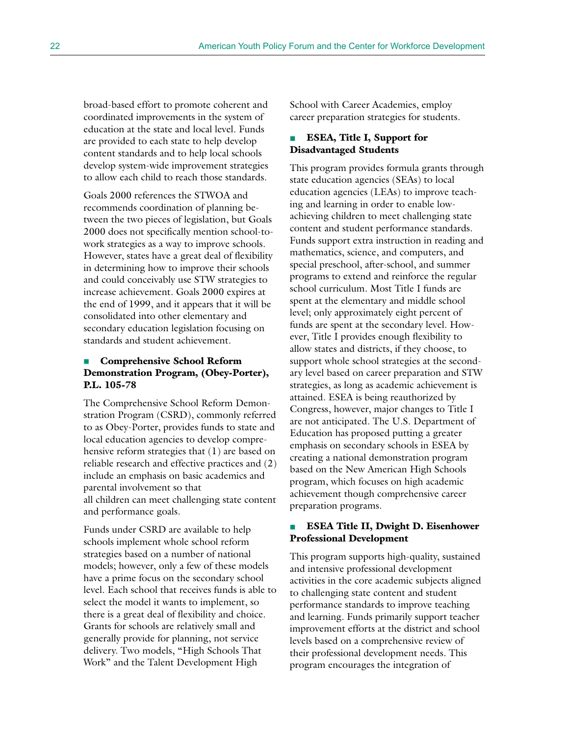broad-based effort to promote coherent and coordinated improvements in the system of education at the state and local level. Funds are provided to each state to help develop content standards and to help local schools develop system-wide improvement strategies to allow each child to reach those standards.

Goals 2000 references the STWOA and recommends coordination of planning between the two pieces of legislation, but Goals 2000 does not specifically mention school-to-work strategies as a way to improve schools. However, states have a great deal of flexibility in determining how to improve their schools and could conceivably use STW strategies to increase achievement. Goals 2000 expires at the end of 1999, and it appears that it will be consolidated into other elementary and secondary education legislation focusing on standards and student achievement.

### Comprehensive School Reform Demonstration Program, (Obey-Porter), P.L. 105-78

The Comprehensive School Reform Demonstration Program (CSRD), commonly referred to as Obey-Porter, provides funds to state and local education agencies to develop comprehensive reform strategies that (1) are based on reliable research and effective practices and (2) include an emphasis on basic academics and parental involvement so that all children can meet challenging state content and performance goals.

Funds under CSRD are available to help schools implement whole school reform strategies based on a number of national models; however, only a few of these models have a prime focus on the secondary school level. Each school that receives funds is able to select the model it wants to implement, so there is a great deal of flexibility and choice. Grants for schools are relatively small and generally provide for planning, not service delivery. Two models, "High Schools That Work" and the Talent Development High School with Career Academies, employ career preparation strategies for students.

### ESEA, Title I, Support for Disadvantaged Students

This program provides formula grants through state education agencies (SEAs) to local education agencies (LEAs) to improve teaching and learning in order to enable low-achieving children to meet challenging state content and student performance standards. Funds support extra instruction in reading and mathematics, science, and computers, and special preschool, after-school, and summer programs to extend and reinforce the regular school curriculum. Most Title I funds are spent at the elementary and middle school level; only approximately eight percent of funds are spent at the secondary level. However, Title I provides enough flexibility to allow states and districts, if they choose, to support whole school strategies at the secondary level based on career preparation and STW strategies, as long as academic achievement is attained. ESEA is being reauthorized by Congress, however, major changes to Title I are not anticipated. The U.S. Department of Education has proposed putting a greater emphasis on secondary schools in ESEA by creating a national demonstration program based on the New American High Schools program, which focuses on high academic achievement though comprehensive career preparation programs.

### ESEA Title II, Dwight D. Eisenhower Professional Development

This program supports high-quality, sustained and intensive professional development activities in the core academic subjects aligned to challenging state content and student performance standards to improve teaching and learning. Funds primarily support teacher improvement efforts at the district and school levels based on a comprehensive review of their professional development needs. This program encourages the integration of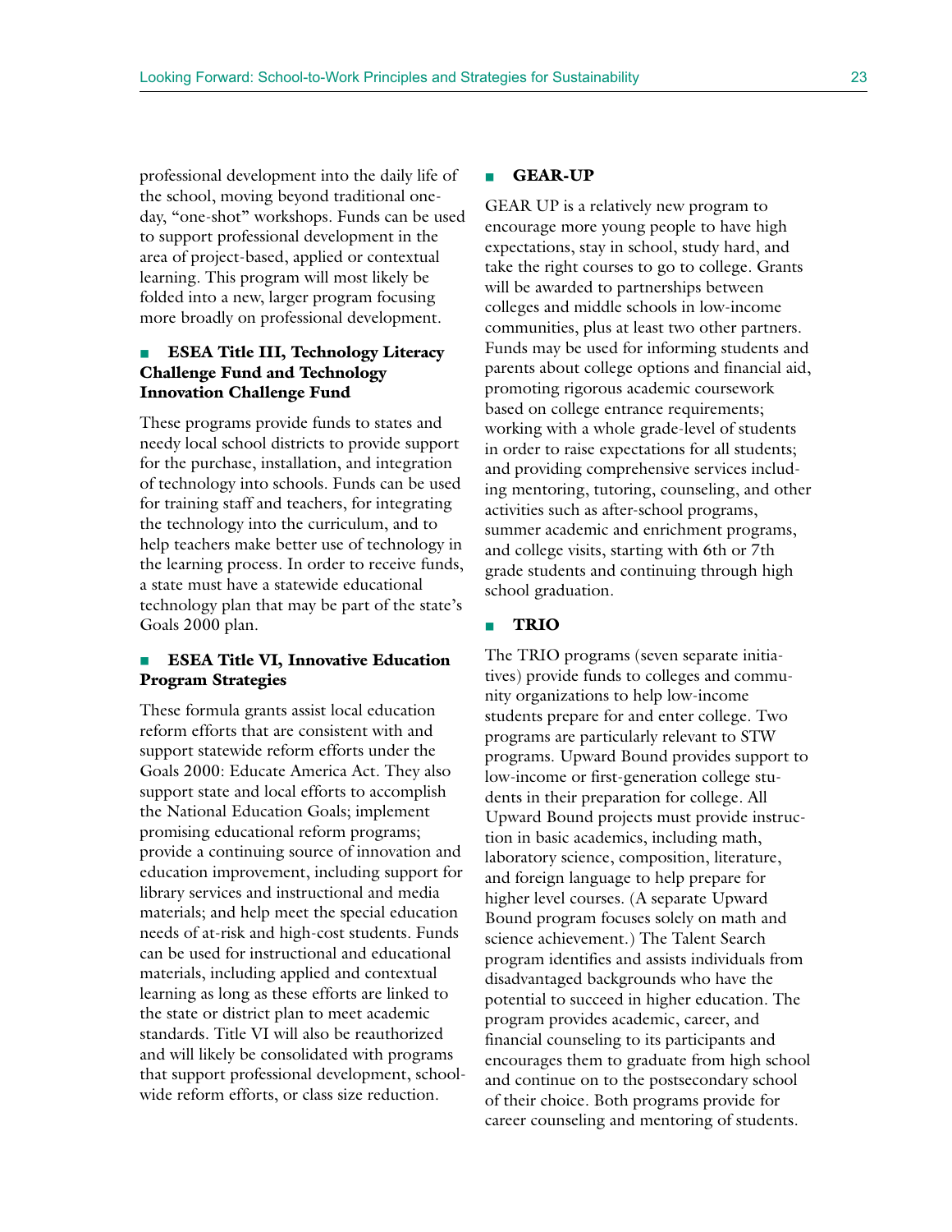professional development into the daily life of the school, moving beyond traditional one-day, "one-shot" workshops. Funds can be used to support professional development in the area of project-based, applied or contextual learning. This program will most likely be folded into a new, larger program focusing more broadly on professional development.

### ESEA Title III, Technology Literacy Challenge Fund and Technology Innovation Challenge Fund

These programs provide funds to states and needy local school districts to provide support for the purchase, installation, and integration of technology into schools. Funds can be used for training staff and teachers, for integrating the technology into the curriculum, and to help teachers make better use of technology in the learning process. In order to receive funds, a state must have a statewide educational technology plan that may be part of the state's Goals 2000 plan.

### ESEA Title VI, Innovative Education Program Strategies

These formula grants assist local education reform efforts that are consistent with and support statewide reform efforts under the Goals 2000: Educate America Act. They also support state and local efforts to accomplish the National Education Goals; implement promising educational reform programs; provide a continuing source of innovation and education improvement, including support for library services and instructional and media materials; and help meet the special education needs of at-risk and high-cost students. Funds can be used for instructional and educational materials, including applied and contextual learning as long as these efforts are linked to the state or district plan to meet academic standards. Title VI will also be reauthorized and will likely be consolidated with programs that support professional development, school-wide reform efforts, or class size reduction.

### GEAR-UP

GEAR UP is a relatively new program to encourage more young people to have high expectations, stay in school, study hard, and take the right courses to go to college. Grants will be awarded to partnerships between colleges and middle schools in low-income communities, plus at least two other partners. Funds may be used for informing students and parents about college options and financial aid, promoting rigorous academic coursework based on college entrance requirements; working with a whole grade-level of students in order to raise expectations for all students; and providing comprehensive services including mentoring, tutoring, counseling, and other activities such as after-school programs, summer academic and enrichment programs, and college visits, starting with 6th or 7th grade students and continuing through high school graduation.

### TRIO

The TRIO programs (seven separate initiatives) provide funds to colleges and community organizations to help low-income students prepare for and enter college. Two programs are particularly relevant to STW programs. Upward Bound provides support to low-income or first-generation college students in their preparation for college. All Upward Bound projects must provide instruction in basic academics, including math, laboratory science, composition, literature, and foreign language to help prepare for higher level courses. (A separate Upward Bound program focuses solely on math and science achievement.) The Talent Search program identifies and assists individuals from disadvantaged backgrounds who have the potential to succeed in higher education. The program provides academic, career, and financial counseling to its participants and encourages them to graduate from high school and continue on to the postsecondary school of their choice. Both programs provide for career counseling and mentoring of students.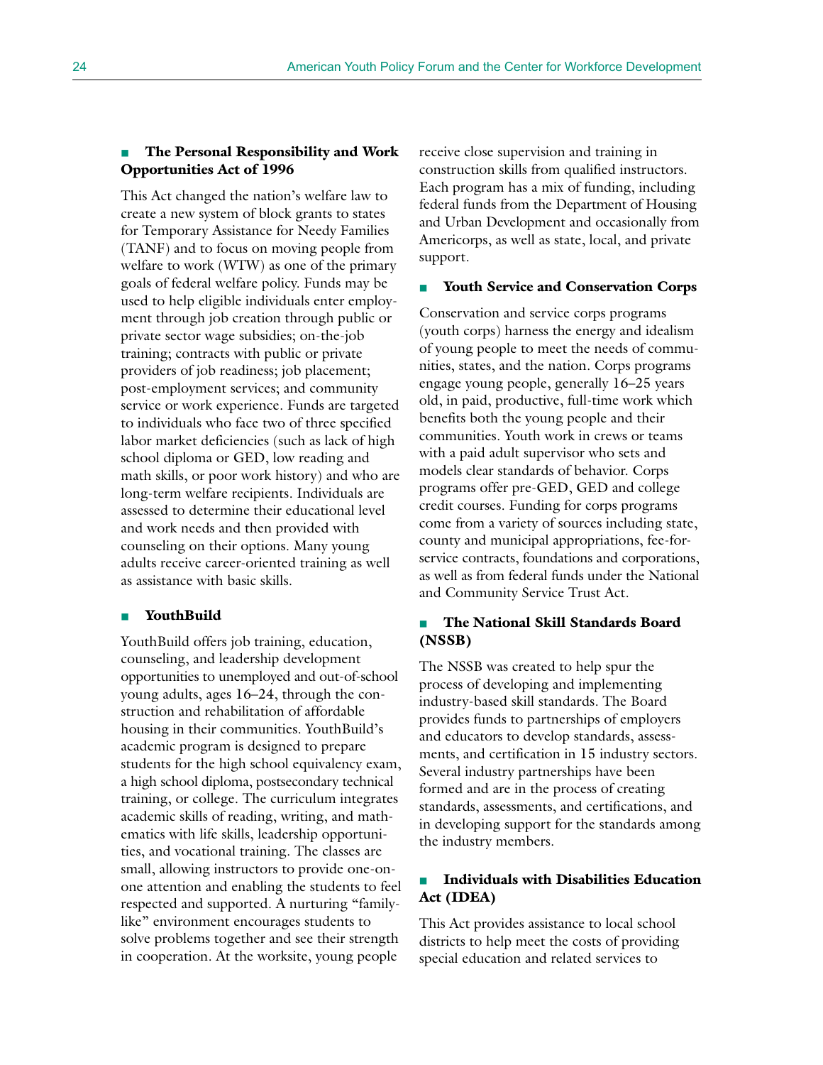### The Personal Responsibility and Work Opportunities Act of 1996

This Act changed the nation's welfare law to create a new system of block grants to states for Temporary Assistance for Needy Families (TANF) and to focus on moving people from welfare to work (WTW) as one of the primary goals of federal welfare policy. Funds may be used to help eligible individuals enter employment through job creation through public or private sector wage subsidies; on-the-job training; contracts with public or private providers of job readiness; job placement; post-employment services; and community service or work experience. Funds are targeted to individuals who face two of three specified labor market deficiencies (such as lack of high school diploma or GED, low reading and math skills, or poor work history) and who are long-term welfare recipients. Individuals are assessed to determine their educational level and work needs and then provided with counseling on their options. Many young adults receive career-oriented training as well as assistance with basic skills.

### YouthBuild

YouthBuild offers job training, education, counseling, and leadership development opportunities to unemployed and out-of-school young adults, ages 16–24, through the construction and rehabilitation of affordable housing in their communities. YouthBuild's academic program is designed to prepare students for the high school equivalency exam, a high school diploma, postsecondary technical training, or college. The curriculum integrates academic skills of reading, writing, and mathematics with life skills, leadership opportunities, and vocational training. The classes are small, allowing instructors to provide one-on-one attention and enabling the students to feel respected and supported. A nurturing "family-like" environment encourages students to solve problems together and see their strength in cooperation. At the worksite, young people receive close supervision and training in construction skills from qualified instructors. Each program has a mix of funding, including federal funds from the Department of Housing and Urban Development and occasionally from Americorps, as well as state, local, and private support.

### Youth Service and Conservation Corps

Conservation and service corps programs (youth corps) harness the energy and idealism of young people to meet the needs of communities, states, and the nation. Corps programs engage young people, generally 16–25 years old, in paid, productive, full-time work which benefits both the young people and their communities. Youth work in crews or teams with a paid adult supervisor who sets and models clear standards of behavior. Corps programs offer pre-GED, GED and college credit courses. Funding for corps programs come from a variety of sources including state, county and municipal appropriations, fee-for-service contracts, foundations and corporations, as well as from federal funds under the National and Community Service Trust Act.

### The National Skill Standards Board (NSSB)

The NSSB was created to help spur the process of developing and implementing industry-based skill standards. The Board provides funds to partnerships of employers and educators to develop standards, assessments, and certification in 15 industry sectors. Several industry partnerships have been formed and are in the process of creating standards, assessments, and certifications, and in developing support for the standards among the industry members.

### Individuals with Disabilities Education Act (IDEA)

This Act provides assistance to local school districts to help meet the costs of providing special education and related services to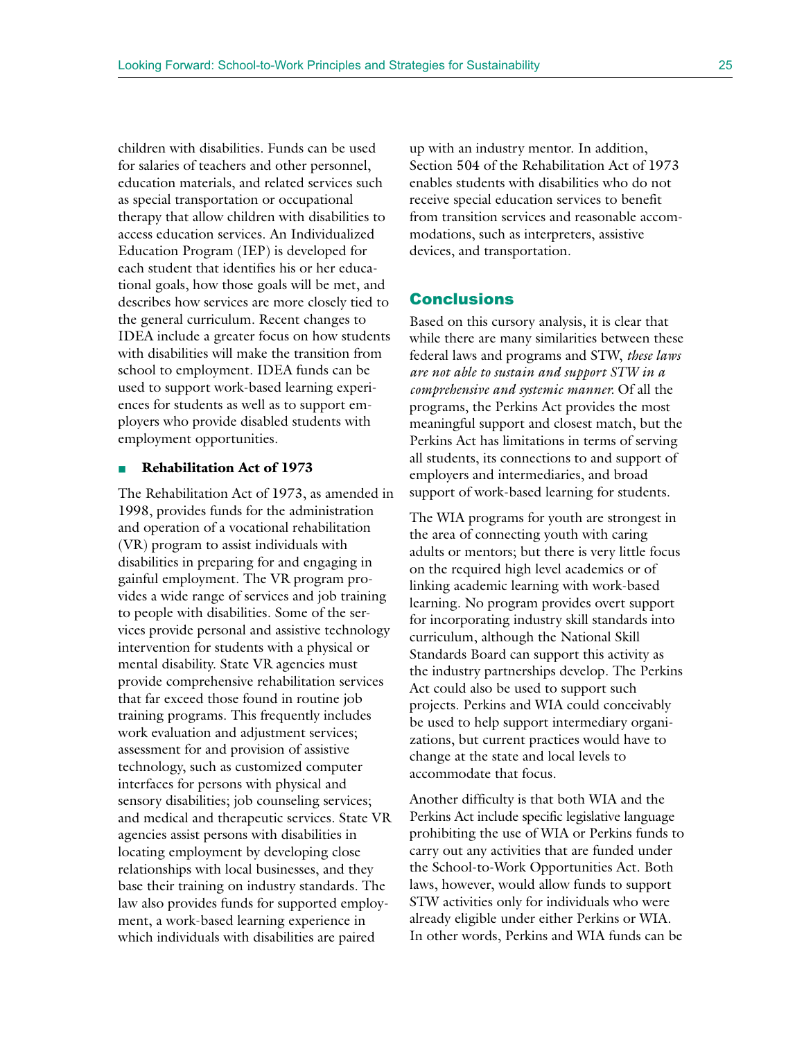children with disabilities. Funds can be used for salaries of teachers and other personnel, education materials, and related services such as special transportation or occupational therapy that allow children with disabilities to access education services. An Individualized Education Program (IEP) is developed for each student that identifies his or her educational goals, how those goals will be met, and describes how services are more closely tied to the general curriculum. Recent changes to IDEA include a greater focus on how students with disabilities will make the transition from school to employment. IDEA funds can be used to support work-based learning experiences for students as well as to support employers who provide disabled students with employment opportunities.

- **Rehabilitation Act of 1973**

The Rehabilitation Act of 1973, as amended in 1998, provides funds for the administration and operation of a vocational rehabilitation (VR) program to assist individuals with disabilities in preparing for and engaging in gainful employment. The VR program provides a wide range of services and job training to people with disabilities. Some of the services provide personal and assistive technology intervention for students with a physical or mental disability. State VR agencies must provide comprehensive rehabilitation services that far exceed those found in routine job training programs. This frequently includes work evaluation and adjustment services; assessment for and provision of assistive technology, such as customized computer interfaces for persons with physical and sensory disabilities; job counseling services; and medical and therapeutic services. State VR agencies assist persons with disabilities in locating employment by developing close relationships with local businesses, and they base their training on industry standards. The law also provides funds for supported employment, a work-based learning experience in which individuals with disabilities are paired up with an industry mentor. In addition, Section 504 of the Rehabilitation Act of 1973 enables students with disabilities who do not receive special education services to benefit from transition services and reasonable accommodations, such as interpreters, assistive devices, and transportation.

## Conclusions

Based on this cursory analysis, it is clear that while there are many similarities between these federal laws and programs and STW, *these laws are not able to sustain and support STW in a comprehensive and systemic manner.* Of all the programs, the Perkins Act provides the most meaningful support and closest match, but the Perkins Act has limitations in terms of serving all students, its connections to and support of employers and intermediaries, and broad support of work-based learning for students.

The WIA programs for youth are strongest in the area of connecting youth with caring adults or mentors; but there is very little focus on the required high level academics or of linking academic learning with work-based learning. No program provides overt support for incorporating industry skill standards into curriculum, although the National Skill Standards Board can support this activity as the industry partnerships develop. The Perkins Act could also be used to support such projects. Perkins and WIA could conceivably be used to help support intermediary organizations, but current practices would have to change at the state and local levels to accommodate that focus.

Another difficulty is that both WIA and the Perkins Act include specific legislative language prohibiting the use of WIA or Perkins funds to carry out any activities that are funded under the School-to-Work Opportunities Act. Both laws, however, would allow funds to support STW activities only for individuals who were already eligible under either Perkins or WIA. In other words, Perkins and WIA funds can be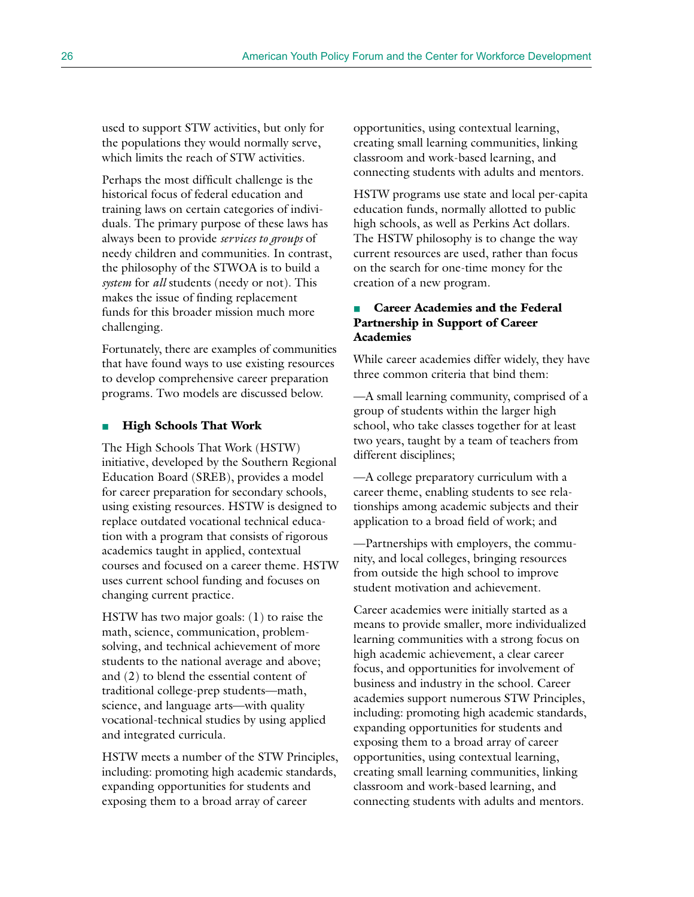used to support STW activities, but only for the populations they would normally serve, which limits the reach of STW activities.

Perhaps the most difficult challenge is the historical focus of federal education and training laws on certain categories of individuals. The primary purpose of these laws has always been to provide *services to groups* of needy children and communities. In contrast, the philosophy of the STWOA is to build a *system* for *all* students (needy or not). This makes the issue of finding replacement funds for this broader mission much more challenging.

Fortunately, there are examples of communities that have found ways to use existing resources to develop comprehensive career preparation programs. Two models are discussed below.

### ■ High Schools That Work

The High Schools That Work (HSTW) initiative, developed by the Southern Regional Education Board (SREB), provides a model for career preparation for secondary schools, using existing resources. HSTW is designed to replace outdated vocational technical education with a program that consists of rigorous academics taught in applied, contextual courses and focused on a career theme. HSTW uses current school funding and focuses on changing current practice.

HSTW has two major goals: (1) to raise the math, science, communication, problem-solving, and technical achievement of more students to the national average and above; and (2) to blend the essential content of traditional college-prep students—math, science, and language arts—with quality vocational-technical studies by using applied and integrated curricula.

HSTW meets a number of the STW Principles, including: promoting high academic standards, expanding opportunities for students and exposing them to a broad array of career opportunities, using contextual learning, creating small learning communities, linking classroom and work-based learning, and connecting students with adults and mentors.

HSTW programs use state and local per-capita education funds, normally allotted to public high schools, as well as Perkins Act dollars. The HSTW philosophy is to change the way current resources are used, rather than focus on the search for one-time money for the creation of a new program.

### ■ Career Academies and the Federal Partnership in Support of Career Academies

While career academies differ widely, they have three common criteria that bind them:

—A small learning community, comprised of a group of students within the larger high school, who take classes together for at least two years, taught by a team of teachers from different disciplines;

—A college preparatory curriculum with a career theme, enabling students to see relationships among academic subjects and their application to a broad field of work; and

—Partnerships with employers, the community, and local colleges, bringing resources from outside the high school to improve student motivation and achievement.

Career academies were initially started as a means to provide smaller, more individualized learning communities with a strong focus on high academic achievement, a clear career focus, and opportunities for involvement of business and industry in the school. Career academies support numerous STW Principles, including: promoting high academic standards, expanding opportunities for students and exposing them to a broad array of career opportunities, using contextual learning, creating small learning communities, linking classroom and work-based learning, and connecting students with adults and mentors.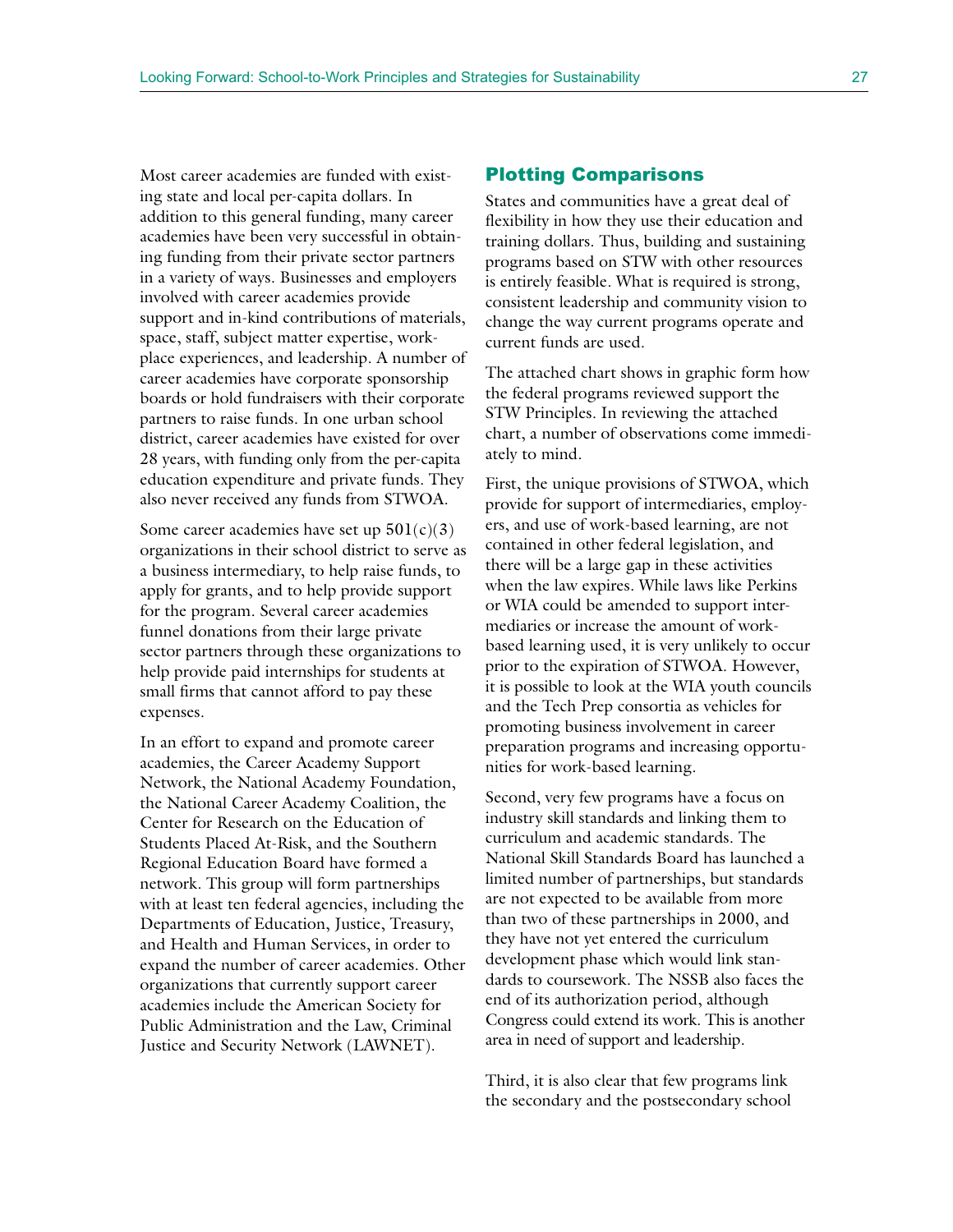Most career academies are funded with existing state and local per-capita dollars. In addition to this general funding, many career academies have been very successful in obtaining funding from their private sector partners in a variety of ways. Businesses and employers involved with career academies provide support and in-kind contributions of materials, space, staff, subject matter expertise, workplace experiences, and leadership. A number of career academies have corporate sponsorship boards or hold fundraisers with their corporate partners to raise funds. In one urban school district, career academies have existed for over 28 years, with funding only from the per-capita education expenditure and private funds. They also never received any funds from STWOA.

Some career academies have set up 501(c)(3) organizations in their school district to serve as a business intermediary, to help raise funds, to apply for grants, and to help provide support for the program. Several career academies funnel donations from their large private sector partners through these organizations to help provide paid internships for students at small firms that cannot afford to pay these expenses.

In an effort to expand and promote career academies, the Career Academy Support Network, the National Academy Foundation, the National Career Academy Coalition, the Center for Research on the Education of Students Placed At-Risk, and the Southern Regional Education Board have formed a network. This group will form partnerships with at least ten federal agencies, including the Departments of Education, Justice, Treasury, and Health and Human Services, in order to expand the number of career academies. Other organizations that currently support career academies include the American Society for Public Administration and the Law, Criminal Justice and Security Network (LAWNET).

## Plotting Comparisons

States and communities have a great deal of flexibility in how they use their education and training dollars. Thus, building and sustaining programs based on STW with other resources is entirely feasible. What is required is strong, consistent leadership and community vision to change the way current programs operate and current funds are used.

The attached chart shows in graphic form how the federal programs reviewed support the STW Principles. In reviewing the attached chart, a number of observations come immediately to mind.

First, the unique provisions of STWOA, which provide for support of intermediaries, employers, and use of work-based learning, are not contained in other federal legislation, and there will be a large gap in these activities when the law expires. While laws like Perkins or WIA could be amended to support intermediaries or increase the amount of work-based learning used, it is very unlikely to occur prior to the expiration of STWOA. However, it is possible to look at the WIA youth councils and the Tech Prep consortia as vehicles for promoting business involvement in career preparation programs and increasing opportunities for work-based learning.

Second, very few programs have a focus on industry skill standards and linking them to curriculum and academic standards. The National Skill Standards Board has launched a limited number of partnerships, but standards are not expected to be available from more than two of these partnerships in 2000, and they have not yet entered the curriculum development phase which would link standards to coursework. The NSSB also faces the end of its authorization period, although Congress could extend its work. This is another area in need of support and leadership.

Third, it is also clear that few programs link the secondary and the postsecondary school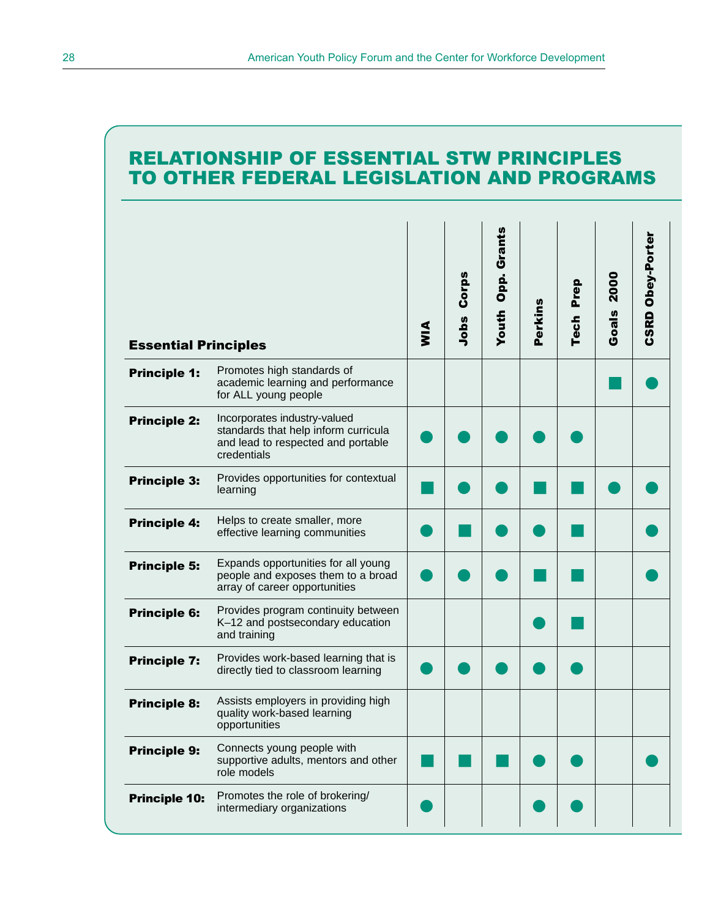## RELATIONSHIP OF ESSENTIAL STW PRINCIPLES TO OTHER FEDERAL LEGISLATION AND PROGRAMS

| Essential Principles | | WIA | Jobs Corps | Youth Opp. Grants | Perkins | Tech Prep | Goals 2000 | CSRD Obey-Porter |
|---|---|---|---|---|---|---|---|---|
| **Principle 1:** | Promotes high standards of academic learning and performance for ALL young people | | | | | | ■ | ● |
| **Principle 2:** | Incorporates industry-valued standards that help inform curricula and lead to respected and portable credentials | ● | ● | ● | ● | ● | | |
| **Principle 3:** | Provides opportunities for contextual learning | ■ | ● | ● | ■ | ■ | ● | ● |
| **Principle 4:** | Helps to create smaller, more effective learning communities | ● | ■ | ● | ● | ■ | | ● |
| **Principle 5:** | Expands opportunities for all young people and exposes them to a broad array of career opportunities | ● | ● | ● | ■ | ■ | | ● |
| **Principle 6:** | Provides program continuity between K–12 and postsecondary education and training | | | | ● | ■ | | |
| **Principle 7:** | Provides work-based learning that is directly tied to classroom learning | ● | ● | ● | ● | ● | | |
| **Principle 8:** | Assists employers in providing high quality work-based learning opportunities | | | | | | | |
| **Principle 9:** | Connects young people with supportive adults, mentors and other role models | ■ | ■ | ■ | ● | ● | | ● |
| **Principle 10:** | Promotes the role of brokering/ intermediary organizations | ● | | | ● | ● | | |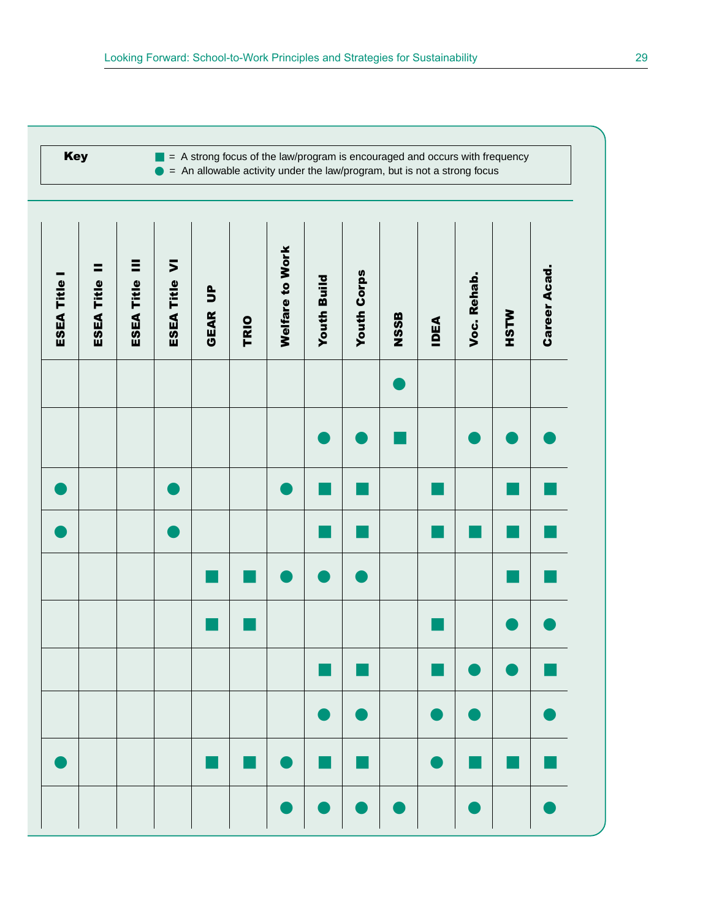**Key**

■ = A strong focus of the law/program is encouraged and occurs with frequency
● = An allowable activity under the law/program, but is not a strong focus

| ESEA Title I | ESEA Title II | ESEA Title III | ESEA Title VI | GEAR UP | TRIO | Welfare to Work | Youth Build | Youth Corps | NSSB | IDEA | Voc. Rehab. | HSTW | Career Acad. |
|---|---|---|---|---|---|---|---|---|---|---|---|---|---|
| | | | | | | | | | ● | | | | |
| | | | | | | | ● | ● | ■ | | ● | ● | ● |
| ● | | | ● | | | ● | ■ | ■ | | ■ | | ■ | ■ |
| ● | | | ● | | | | ■ | ■ | | ■ | ■ | ■ | ■ |
| | | | | ■ | ■ | ● | ● | ● | | | | ■ | ■ |
| | | | | ■ | ■ | | | | | ■ | | ● | ● |
| | | | | | | | ■ | ■ | | ■ | ● | ● | ■ |
| | | | | | | | ● | ● | | ● | ● | | ● |
| ● | | | | ■ | ■ | ● | ■ | ■ | | ● | ■ | ■ | ■ |
| | | | | | | ● | ● | ● | ● | | ● | | ● |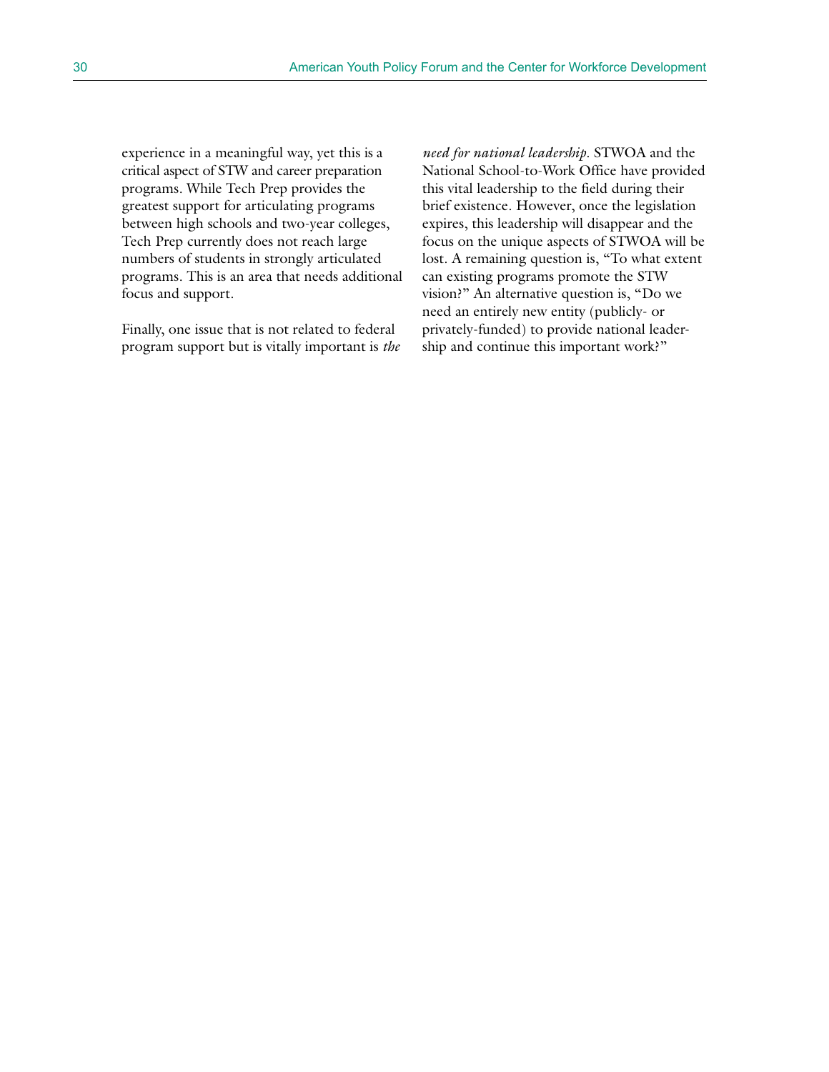experience in a meaningful way, yet this is a critical aspect of STW and career preparation programs. While Tech Prep provides the greatest support for articulating programs between high schools and two-year colleges, Tech Prep currently does not reach large numbers of students in strongly articulated programs. This is an area that needs additional focus and support.

Finally, one issue that is not related to federal program support but is vitally important is *the need for national leadership*. STWOA and the National School-to-Work Office have provided this vital leadership to the field during their brief existence. However, once the legislation expires, this leadership will disappear and the focus on the unique aspects of STWOA will be lost. A remaining question is, "To what extent can existing programs promote the STW vision?" An alternative question is, "Do we need an entirely new entity (publicly- or privately-funded) to provide national leadership and continue this important work?"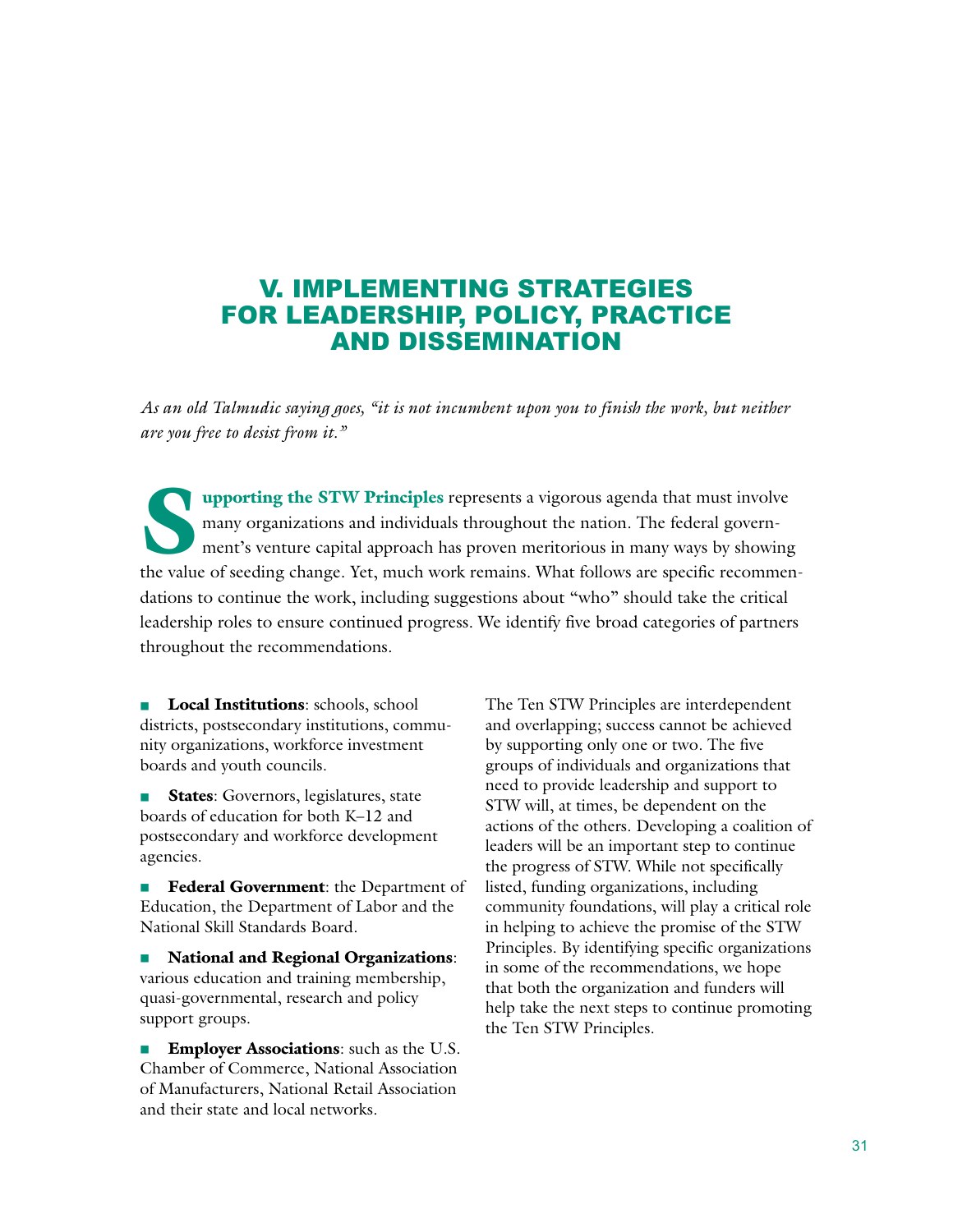# V. IMPLEMENTING STRATEGIES FOR LEADERSHIP, POLICY, PRACTICE AND DISSEMINATION

*As an old Talmudic saying goes, "it is not incumbent upon you to finish the work, but neither are you free to desist from it."*

**Supporting the STW Principles** represents a vigorous agenda that must involve many organizations and individuals throughout the nation. The federal government's venture capital approach has proven meritorious in many ways by showing the value of seeding change. Yet, much work remains. What follows are specific recommendations to continue the work, including suggestions about "who" should take the critical leadership roles to ensure continued progress. We identify five broad categories of partners throughout the recommendations.

- **Local Institutions**: schools, school districts, postsecondary institutions, community organizations, workforce investment boards and youth councils.
- **States**: Governors, legislatures, state boards of education for both K–12 and postsecondary and workforce development agencies.
- **Federal Government**: the Department of Education, the Department of Labor and the National Skill Standards Board.
- **National and Regional Organizations**: various education and training membership, quasi-governmental, research and policy support groups.
- **Employer Associations**: such as the U.S. Chamber of Commerce, National Association of Manufacturers, National Retail Association and their state and local networks.

The Ten STW Principles are interdependent and overlapping; success cannot be achieved by supporting only one or two. The five groups of individuals and organizations that need to provide leadership and support to STW will, at times, be dependent on the actions of the others. Developing a coalition of leaders will be an important step to continue the progress of STW. While not specifically listed, funding organizations, including community foundations, will play a critical role in helping to achieve the promise of the STW Principles. By identifying specific organizations in some of the recommendations, we hope that both the organization and funders will help take the next steps to continue promoting the Ten STW Principles.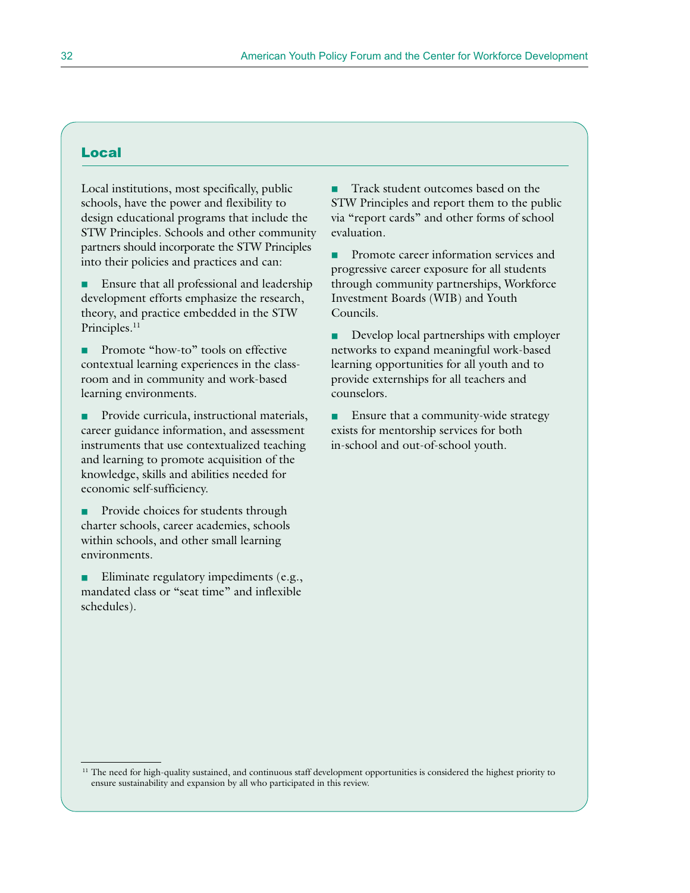## Local

Local institutions, most specifically, public schools, have the power and flexibility to design educational programs that include the STW Principles. Schools and other community partners should incorporate the STW Principles into their policies and practices and can:

- Ensure that all professional and leadership development efforts emphasize the research, theory, and practice embedded in the STW Principles.[11]
- Promote "how-to" tools on effective contextual learning experiences in the classroom and in community and work-based learning environments.
- Provide curricula, instructional materials, career guidance information, and assessment instruments that use contextualized teaching and learning to promote acquisition of the knowledge, skills and abilities needed for economic self-sufficiency.
- Provide choices for students through charter schools, career academies, schools within schools, and other small learning environments.
- Eliminate regulatory impediments (e.g., mandated class or "seat time" and inflexible schedules).
- Track student outcomes based on the STW Principles and report them to the public via "report cards" and other forms of school evaluation.
- Promote career information services and progressive career exposure for all students through community partnerships, Workforce Investment Boards (WIB) and Youth Councils.
- Develop local partnerships with employer networks to expand meaningful work-based learning opportunities for all youth and to provide externships for all teachers and counselors.
- Ensure that a community-wide strategy exists for mentorship services for both in-school and out-of-school youth.

---

[11] The need for high-quality sustained, and continuous staff development opportunities is considered the highest priority to ensure sustainability and expansion by all who participated in this review.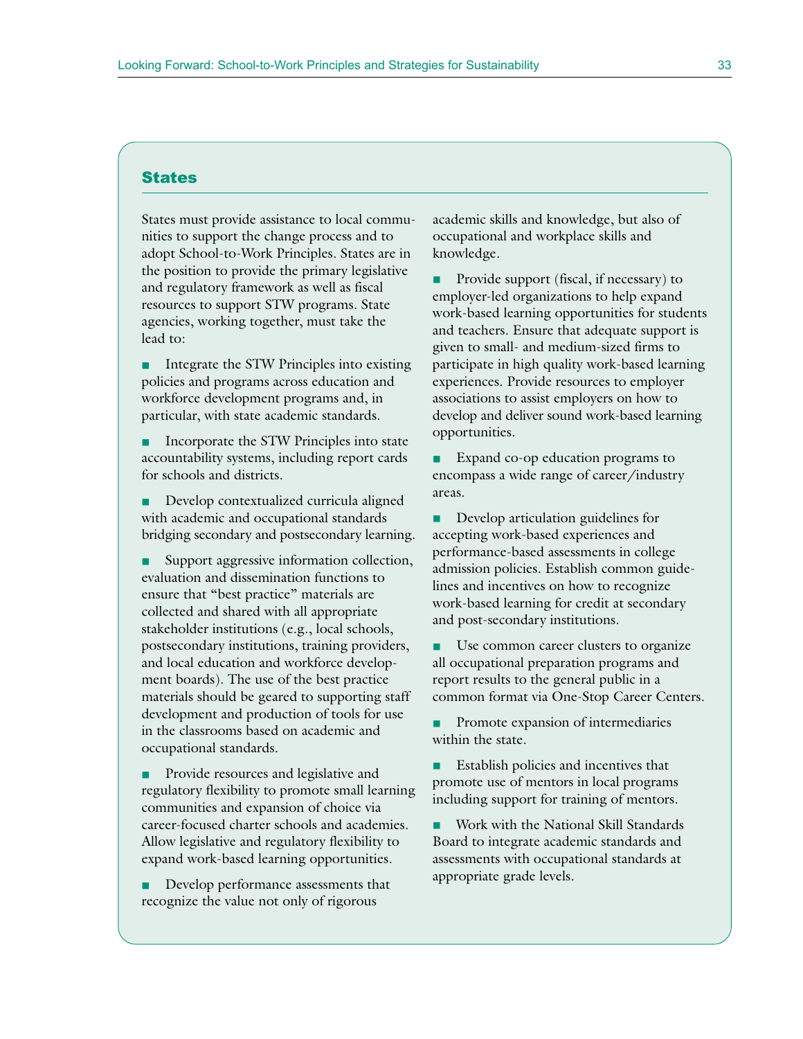## States

States must provide assistance to local communities to support the change process and to adopt School-to-Work Principles. States are in the position to provide the primary legislative and regulatory framework as well as fiscal resources to support STW programs. State agencies, working together, must take the lead to:

- Integrate the STW Principles into existing policies and programs across education and workforce development programs and, in particular, with state academic standards.
- Incorporate the STW Principles into state accountability systems, including report cards for schools and districts.
- Develop contextualized curricula aligned with academic and occupational standards bridging secondary and postsecondary learning.
- Support aggressive information collection, evaluation and dissemination functions to ensure that "best practice" materials are collected and shared with all appropriate stakeholder institutions (e.g., local schools, postsecondary institutions, training providers, and local education and workforce development boards). The use of the best practice materials should be geared to supporting staff development and production of tools for use in the classrooms based on academic and occupational standards.
- Provide resources and legislative and regulatory flexibility to promote small learning communities and expansion of choice via career-focused charter schools and academies. Allow legislative and regulatory flexibility to expand work-based learning opportunities.
- Develop performance assessments that recognize the value not only of rigorous academic skills and knowledge, but also of occupational and workplace skills and knowledge.
- Provide support (fiscal, if necessary) to employer-led organizations to help expand work-based learning opportunities for students and teachers. Ensure that adequate support is given to small- and medium-sized firms to participate in high quality work-based learning experiences. Provide resources to employer associations to assist employers on how to develop and deliver sound work-based learning opportunities.
- Expand co-op education programs to encompass a wide range of career/industry areas.
- Develop articulation guidelines for accepting work-based experiences and performance-based assessments in college admission policies. Establish common guidelines and incentives on how to recognize work-based learning for credit at secondary and post-secondary institutions.
- Use common career clusters to organize all occupational preparation programs and report results to the general public in a common format via One-Stop Career Centers.
- Promote expansion of intermediaries within the state.
- Establish policies and incentives that promote use of mentors in local programs including support for training of mentors.
- Work with the National Skill Standards Board to integrate academic standards and assessments with occupational standards at appropriate grade levels.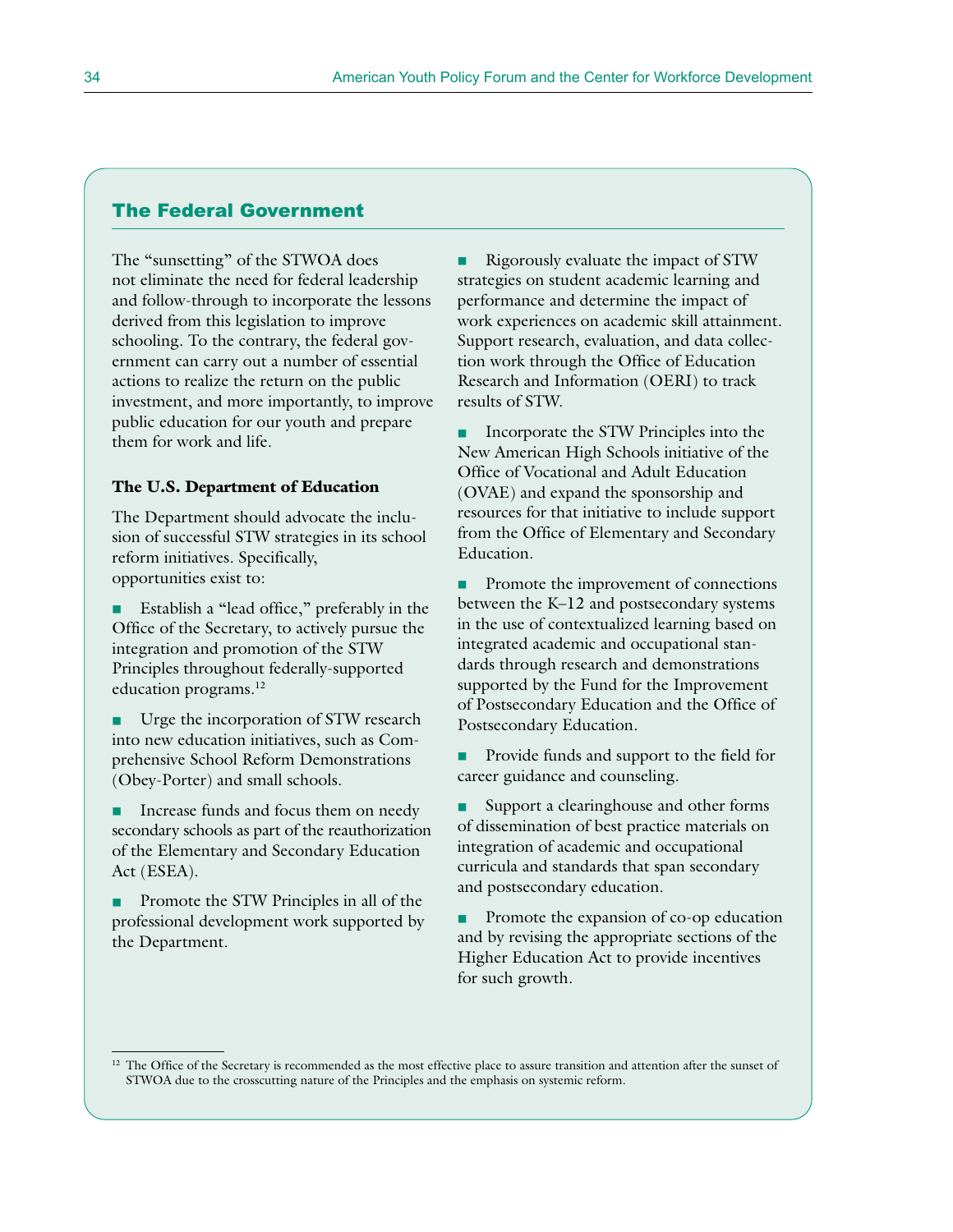## The Federal Government

The "sunsetting" of the STWOA does not eliminate the need for federal leadership and follow-through to incorporate the lessons derived from this legislation to improve schooling. To the contrary, the federal government can carry out a number of essential actions to realize the return on the public investment, and more importantly, to improve public education for our youth and prepare them for work and life.

### The U.S. Department of Education

The Department should advocate the inclusion of successful STW strategies in its school reform initiatives. Specifically, opportunities exist to:

- Establish a "lead office," preferably in the Office of the Secretary, to actively pursue the integration and promotion of the STW Principles throughout federally-supported education programs.[12]
- Urge the incorporation of STW research into new education initiatives, such as Comprehensive School Reform Demonstrations (Obey-Porter) and small schools.
- Increase funds and focus them on needy secondary schools as part of the reauthorization of the Elementary and Secondary Education Act (ESEA).
- Promote the STW Principles in all of the professional development work supported by the Department.
- Rigorously evaluate the impact of STW strategies on student academic learning and performance and determine the impact of work experiences on academic skill attainment. Support research, evaluation, and data collection work through the Office of Education Research and Information (OERI) to track results of STW.
- Incorporate the STW Principles into the New American High Schools initiative of the Office of Vocational and Adult Education (OVAE) and expand the sponsorship and resources for that initiative to include support from the Office of Elementary and Secondary Education.
- Promote the improvement of connections between the K–12 and postsecondary systems in the use of contextualized learning based on integrated academic and occupational standards through research and demonstrations supported by the Fund for the Improvement of Postsecondary Education and the Office of Postsecondary Education.
- Provide funds and support to the field for career guidance and counseling.
- Support a clearinghouse and other forms of dissemination of best practice materials on integration of academic and occupational curricula and standards that span secondary and postsecondary education.
- Promote the expansion of co-op education and by revising the appropriate sections of the Higher Education Act to provide incentives for such growth.

[12] The Office of the Secretary is recommended as the most effective place to assure transition and attention after the sunset of STWOA due to the crosscutting nature of the Principles and the emphasis on systemic reform.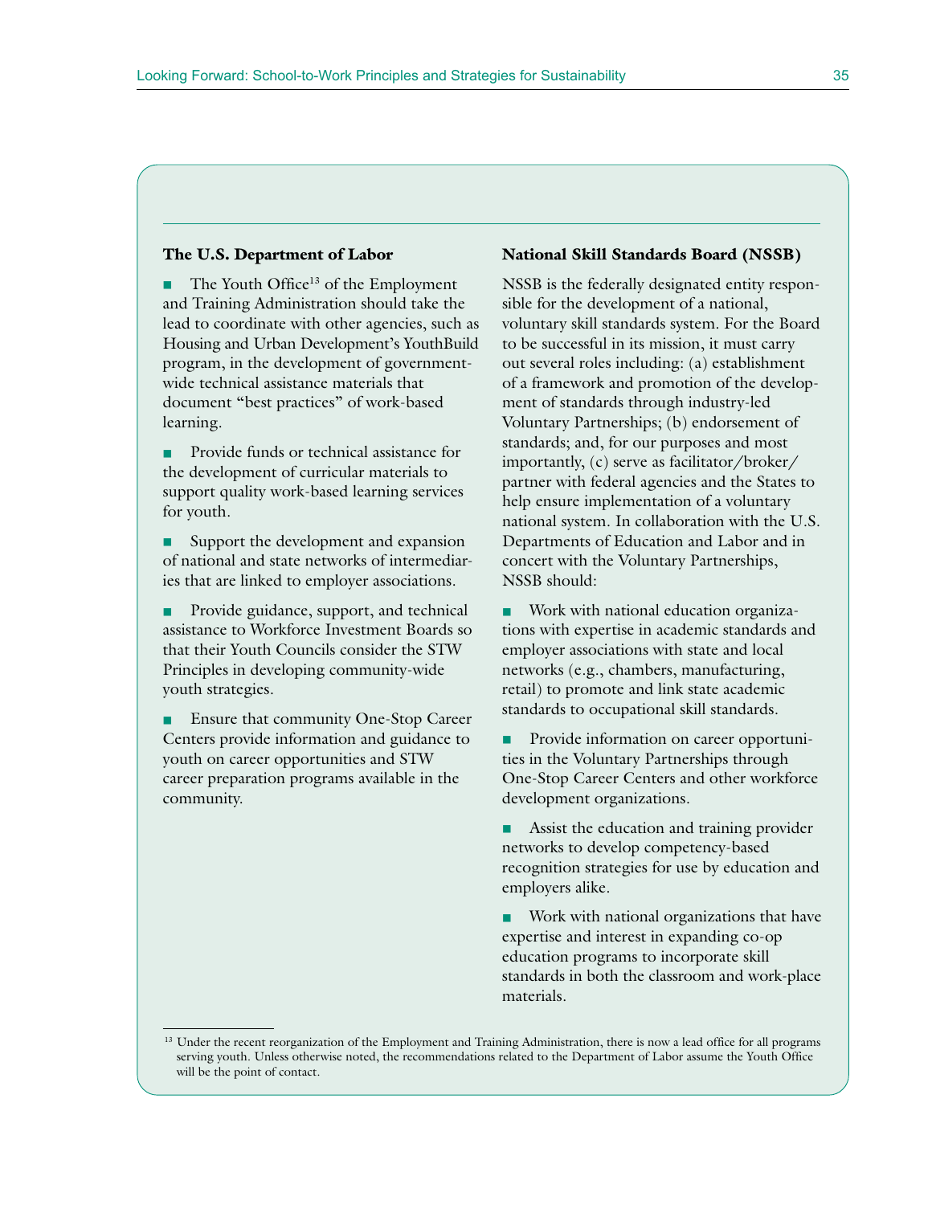### The U.S. Department of Labor

- The Youth Office[13] of the Employment and Training Administration should take the lead to coordinate with other agencies, such as Housing and Urban Development's YouthBuild program, in the development of government-wide technical assistance materials that document "best practices" of work-based learning.

- Provide funds or technical assistance for the development of curricular materials to support quality work-based learning services for youth.

- Support the development and expansion of national and state networks of intermediaries that are linked to employer associations.

- Provide guidance, support, and technical assistance to Workforce Investment Boards so that their Youth Councils consider the STW Principles in developing community-wide youth strategies.

- Ensure that community One-Stop Career Centers provide information and guidance to youth on career opportunities and STW career preparation programs available in the community.

### National Skill Standards Board (NSSB)

NSSB is the federally designated entity responsible for the development of a national, voluntary skill standards system. For the Board to be successful in its mission, it must carry out several roles including: (a) establishment of a framework and promotion of the development of standards through industry-led Voluntary Partnerships; (b) endorsement of standards; and, for our purposes and most importantly, (c) serve as facilitator/broker/partner with federal agencies and the States to help ensure implementation of a voluntary national system. In collaboration with the U.S. Departments of Education and Labor and in concert with the Voluntary Partnerships, NSSB should:

- Work with national education organizations with expertise in academic standards and employer associations with state and local networks (e.g., chambers, manufacturing, retail) to promote and link state academic standards to occupational skill standards.

- Provide information on career opportunities in the Voluntary Partnerships through One-Stop Career Centers and other workforce development organizations.

- Assist the education and training provider networks to develop competency-based recognition strategies for use by education and employers alike.

- Work with national organizations that have expertise and interest in expanding co-op education programs to incorporate skill standards in both the classroom and work-place materials.

---

[13] Under the recent reorganization of the Employment and Training Administration, there is now a lead office for all programs serving youth. Unless otherwise noted, the recommendations related to the Department of Labor assume the Youth Office will be the point of contact.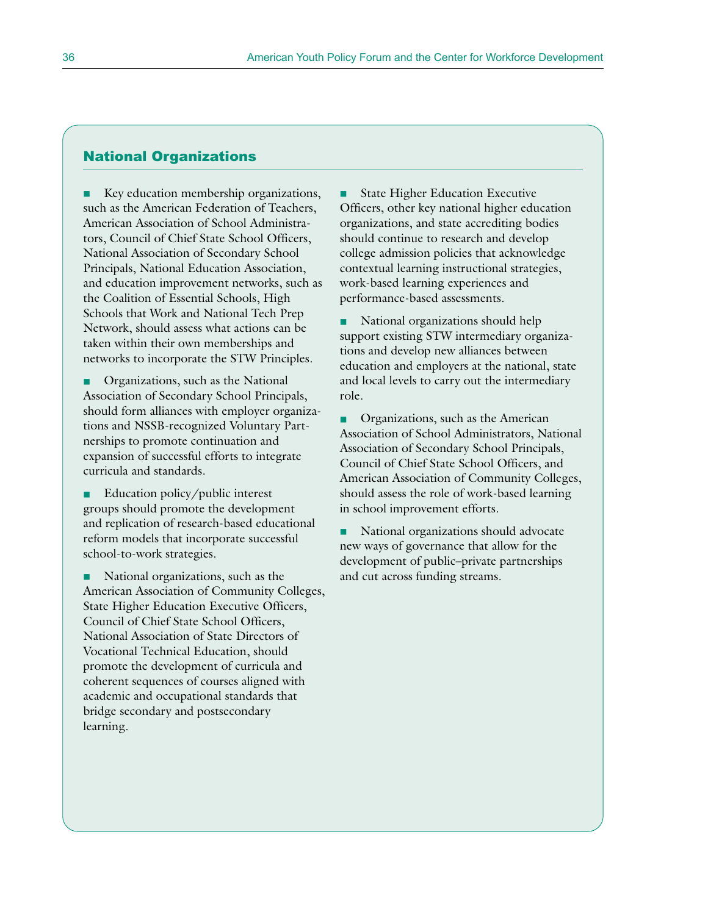## National Organizations

- Key education membership organizations, such as the American Federation of Teachers, American Association of School Administrators, Council of Chief State School Officers, National Association of Secondary School Principals, National Education Association, and education improvement networks, such as the Coalition of Essential Schools, High Schools that Work and National Tech Prep Network, should assess what actions can be taken within their own memberships and networks to incorporate the STW Principles.

- Organizations, such as the National Association of Secondary School Principals, should form alliances with employer organizations and NSSB-recognized Voluntary Partnerships to promote continuation and expansion of successful efforts to integrate curricula and standards.

- Education policy/public interest groups should promote the development and replication of research-based educational reform models that incorporate successful school-to-work strategies.

- National organizations, such as the American Association of Community Colleges, State Higher Education Executive Officers, Council of Chief State School Officers, National Association of State Directors of Vocational Technical Education, should promote the development of curricula and coherent sequences of courses aligned with academic and occupational standards that bridge secondary and postsecondary learning.

- State Higher Education Executive Officers, other key national higher education organizations, and state accrediting bodies should continue to research and develop college admission policies that acknowledge contextual learning instructional strategies, work-based learning experiences and performance-based assessments.

- National organizations should help support existing STW intermediary organizations and develop new alliances between education and employers at the national, state and local levels to carry out the intermediary role.

- Organizations, such as the American Association of School Administrators, National Association of Secondary School Principals, Council of Chief State School Officers, and American Association of Community Colleges, should assess the role of work-based learning in school improvement efforts.

- National organizations should advocate new ways of governance that allow for the development of public–private partnerships and cut across funding streams.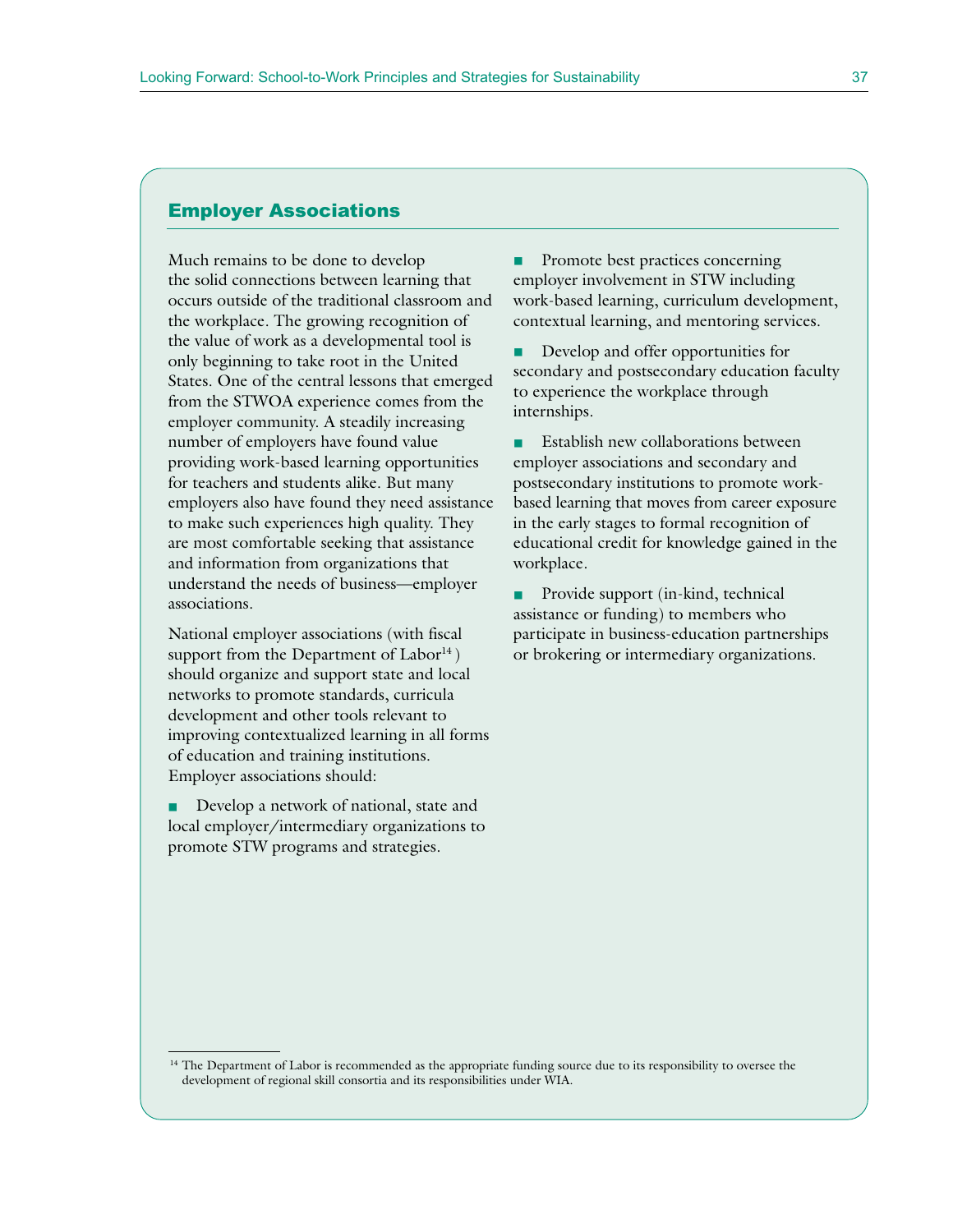## Employer Associations

Much remains to be done to develop the solid connections between learning that occurs outside of the traditional classroom and the workplace. The growing recognition of the value of work as a developmental tool is only beginning to take root in the United States. One of the central lessons that emerged from the STWOA experience comes from the employer community. A steadily increasing number of employers have found value providing work-based learning opportunities for teachers and students alike. But many employers also have found they need assistance to make such experiences high quality. They are most comfortable seeking that assistance and information from organizations that understand the needs of business—employer associations.

National employer associations (with fiscal support from the Department of Labor[14]) should organize and support state and local networks to promote standards, curricula development and other tools relevant to improving contextualized learning in all forms of education and training institutions. Employer associations should:

- Develop a network of national, state and local employer/intermediary organizations to promote STW programs and strategies.
- Promote best practices concerning employer involvement in STW including work-based learning, curriculum development, contextual learning, and mentoring services.
- Develop and offer opportunities for secondary and postsecondary education faculty to experience the workplace through internships.
- Establish new collaborations between employer associations and secondary and postsecondary institutions to promote work-based learning that moves from career exposure in the early stages to formal recognition of educational credit for knowledge gained in the workplace.
- Provide support (in-kind, technical assistance or funding) to members who participate in business-education partnerships or brokering or intermediary organizations.

[14] The Department of Labor is recommended as the appropriate funding source due to its responsibility to oversee the development of regional skill consortia and its responsibilities under WIA.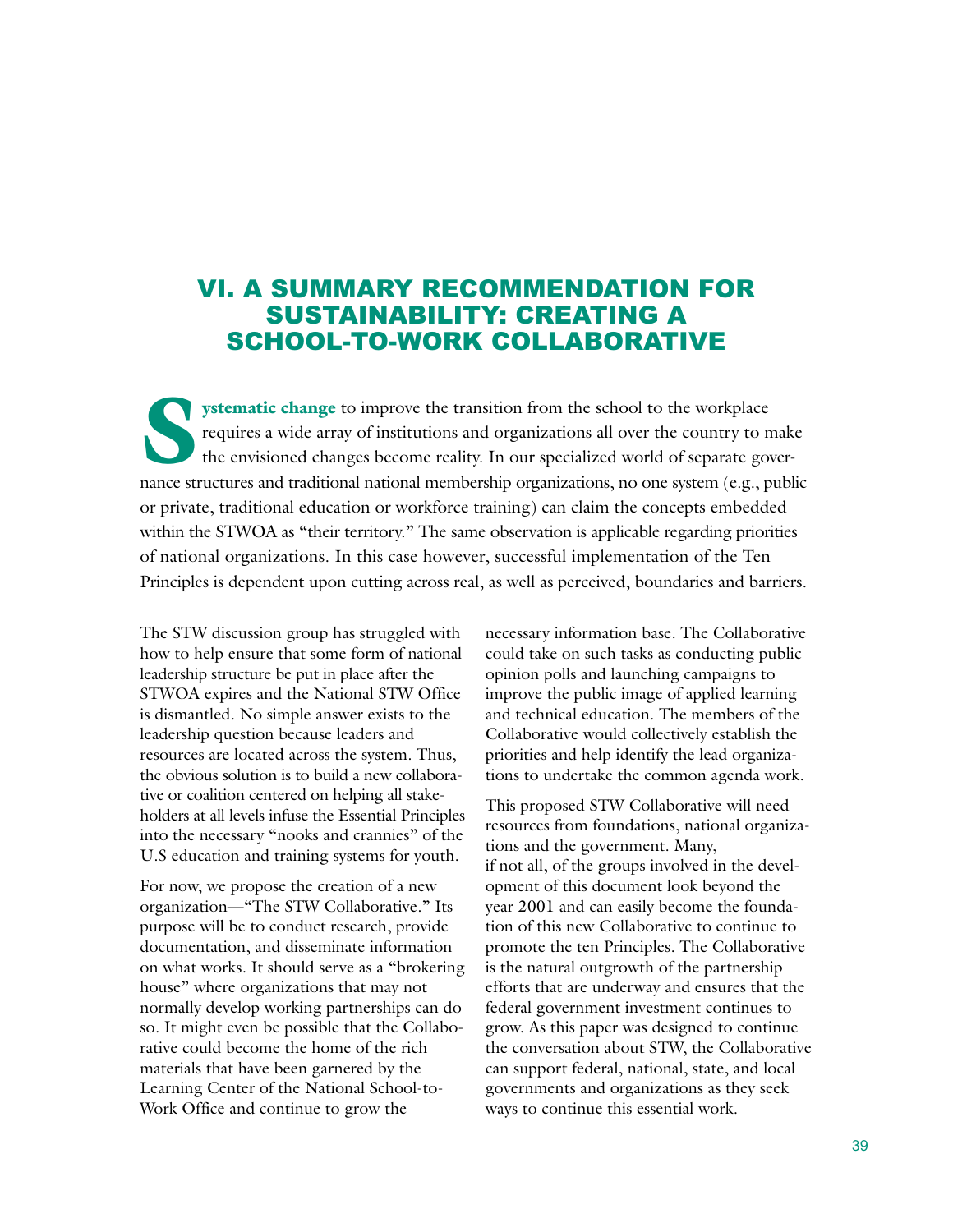# VI. A SUMMARY RECOMMENDATION FOR SUSTAINABILITY: CREATING A SCHOOL-TO-WORK COLLABORATIVE

**Systematic change** to improve the transition from the school to the workplace requires a wide array of institutions and organizations all over the country to make the envisioned changes become reality. In our specialized world of separate governance structures and traditional national membership organizations, no one system (e.g., public or private, traditional education or workforce training) can claim the concepts embedded within the STWOA as "their territory." The same observation is applicable regarding priorities of national organizations. In this case however, successful implementation of the Ten Principles is dependent upon cutting across real, as well as perceived, boundaries and barriers.

The STW discussion group has struggled with how to help ensure that some form of national leadership structure be put in place after the STWOA expires and the National STW Office is dismantled. No simple answer exists to the leadership question because leaders and resources are located across the system. Thus, the obvious solution is to build a new collaborative or coalition centered on helping all stakeholders at all levels infuse the Essential Principles into the necessary "nooks and crannies" of the U.S education and training systems for youth.

For now, we propose the creation of a new organization—"The STW Collaborative." Its purpose will be to conduct research, provide documentation, and disseminate information on what works. It should serve as a "brokering house" where organizations that may not normally develop working partnerships can do so. It might even be possible that the Collaborative could become the home of the rich materials that have been garnered by the Learning Center of the National School-to-Work Office and continue to grow the necessary information base. The Collaborative could take on such tasks as conducting public opinion polls and launching campaigns to improve the public image of applied learning and technical education. The members of the Collaborative would collectively establish the priorities and help identify the lead organizations to undertake the common agenda work.

This proposed STW Collaborative will need resources from foundations, national organizations and the government. Many, if not all, of the groups involved in the development of this document look beyond the year 2001 and can easily become the foundation of this new Collaborative to continue to promote the ten Principles. The Collaborative is the natural outgrowth of the partnership efforts that are underway and ensures that the federal government investment continues to grow. As this paper was designed to continue the conversation about STW, the Collaborative can support federal, national, state, and local governments and organizations as they seek ways to continue this essential work.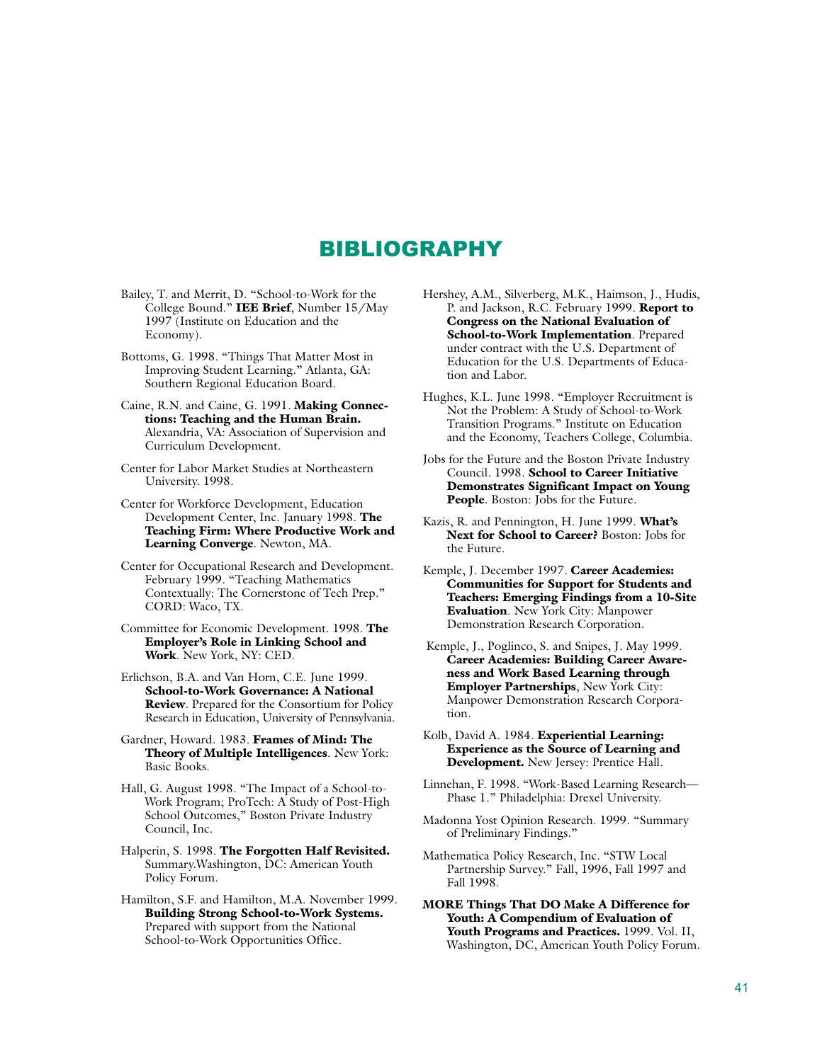# BIBLIOGRAPHY

Bailey, T. and Merrit, D. "School-to-Work for the College Bound." **IEE Brief**, Number 15/May 1997 (Institute on Education and the Economy).

Bottoms, G. 1998. "Things That Matter Most in Improving Student Learning." Atlanta, GA: Southern Regional Education Board.

Caine, R.N. and Caine, G. 1991. **Making Connections: Teaching and the Human Brain.** Alexandria, VA: Association of Supervision and Curriculum Development.

Center for Labor Market Studies at Northeastern University. 1998.

Center for Workforce Development, Education Development Center, Inc. January 1998. **The Teaching Firm: Where Productive Work and Learning Converge**. Newton, MA.

Center for Occupational Research and Development. February 1999. "Teaching Mathematics Contextually: The Cornerstone of Tech Prep." CORD: Waco, TX.

Committee for Economic Development. 1998. **The Employer's Role in Linking School and Work**. New York, NY: CED.

Erlichson, B.A. and Van Horn, C.E. June 1999. **School-to-Work Governance: A National Review**. Prepared for the Consortium for Policy Research in Education, University of Pennsylvania.

Gardner, Howard. 1983. **Frames of Mind: The Theory of Multiple Intelligences**. New York: Basic Books.

Hall, G. August 1998. "The Impact of a School-to-Work Program; ProTech: A Study of Post-High School Outcomes," Boston Private Industry Council, Inc.

Halperin, S. 1998. **The Forgotten Half Revisited.** Summary.Washington, DC: American Youth Policy Forum.

Hamilton, S.F. and Hamilton, M.A. November 1999. **Building Strong School-to-Work Systems.** Prepared with support from the National School-to-Work Opportunities Office.

Hershey, A.M., Silverberg, M.K., Haimson, J., Hudis, P. and Jackson, R.C. February 1999. **Report to Congress on the National Evaluation of School-to-Work Implementation**. Prepared under contract with the U.S. Department of Education for the U.S. Departments of Education and Labor.

Hughes, K.L. June 1998. "Employer Recruitment is Not the Problem: A Study of School-to-Work Transition Programs." Institute on Education and the Economy, Teachers College, Columbia.

Jobs for the Future and the Boston Private Industry Council. 1998. **School to Career Initiative Demonstrates Significant Impact on Young People**. Boston: Jobs for the Future.

Kazis, R. and Pennington, H. June 1999. **What's Next for School to Career?** Boston: Jobs for the Future.

Kemple, J. December 1997. **Career Academies: Communities for Support for Students and Teachers: Emerging Findings from a 10-Site Evaluation**. New York City: Manpower Demonstration Research Corporation.

Kemple, J., Poglinco, S. and Snipes, J. May 1999. **Career Academies: Building Career Awareness and Work Based Learning through Employer Partnerships**, New York City: Manpower Demonstration Research Corporation.

Kolb, David A. 1984. **Experiential Learning: Experience as the Source of Learning and Development.** New Jersey: Prentice Hall.

Linnehan, F. 1998. "Work-Based Learning Research—Phase 1." Philadelphia: Drexel University.

Madonna Yost Opinion Research. 1999. "Summary of Preliminary Findings."

Mathematica Policy Research, Inc. "STW Local Partnership Survey." Fall, 1996, Fall 1997 and Fall 1998.

**MORE Things That DO Make A Difference for Youth: A Compendium of Evaluation of Youth Programs and Practices.** 1999. Vol. II, Washington, DC, American Youth Policy Forum.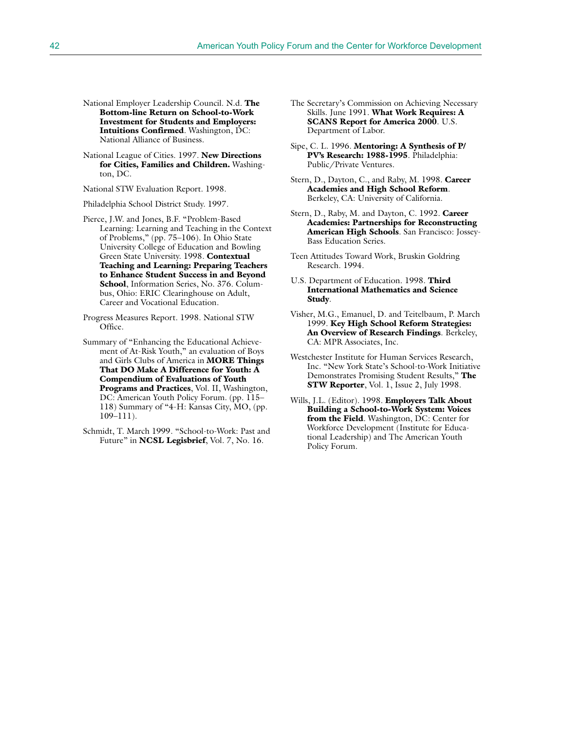National Employer Leadership Council. N.d. **The Bottom-line Return on School-to-Work Investment for Students and Employers: Intuitions Confirmed**. Washington, DC: National Alliance of Business.

National League of Cities. 1997. **New Directions for Cities, Families and Children.** Washington, DC.

National STW Evaluation Report. 1998.

Philadelphia School District Study. 1997.

Pierce, J.W. and Jones, B.F. "Problem-Based Learning: Learning and Teaching in the Context of Problems," (pp. 75–106). In Ohio State University College of Education and Bowling Green State University. 1998. **Contextual Teaching and Learning: Preparing Teachers to Enhance Student Success in and Beyond School**, Information Series, No. 376. Columbus, Ohio: ERIC Clearinghouse on Adult, Career and Vocational Education.

Progress Measures Report. 1998. National STW Office.

Summary of "Enhancing the Educational Achievement of At-Risk Youth," an evaluation of Boys and Girls Clubs of America in **MORE Things That DO Make A Difference for Youth: A Compendium of Evaluations of Youth Programs and Practices**, Vol. II, Washington, DC: American Youth Policy Forum. (pp. 115–118) Summary of "4-H: Kansas City, MO, (pp. 109–111).

Schmidt, T. March 1999. "School-to-Work: Past and Future" in **NCSL Legisbrief**, Vol. 7, No. 16.

The Secretary's Commission on Achieving Necessary Skills. June 1991. **What Work Requires: A SCANS Report for America 2000**. U.S. Department of Labor.

Sipe, C. L. 1996. **Mentoring: A Synthesis of P/PV's Research: 1988-1995**. Philadelphia: Public/Private Ventures.

Stern, D., Dayton, C., and Raby, M. 1998. **Career Academies and High School Reform**. Berkeley, CA: University of California.

Stern, D., Raby, M. and Dayton, C. 1992. **Career Academies: Partnerships for Reconstructing American High Schools**. San Francisco: Jossey-Bass Education Series.

Teen Attitudes Toward Work, Bruskin Goldring Research. 1994.

U.S. Department of Education. 1998. **Third International Mathematics and Science Study**.

Visher, M.G., Emanuel, D. and Teitelbaum, P. March 1999. **Key High School Reform Strategies: An Overview of Research Findings**. Berkeley, CA: MPR Associates, Inc.

Westchester Institute for Human Services Research, Inc. "New York State's School-to-Work Initiative Demonstrates Promising Student Results," **The STW Reporter**, Vol. 1, Issue 2, July 1998.

Wills, J.L. (Editor). 1998. **Employers Talk About Building a School-to-Work System: Voices from the Field**. Washington, DC: Center for Workforce Development (Institute for Educational Leadership) and The American Youth Policy Forum.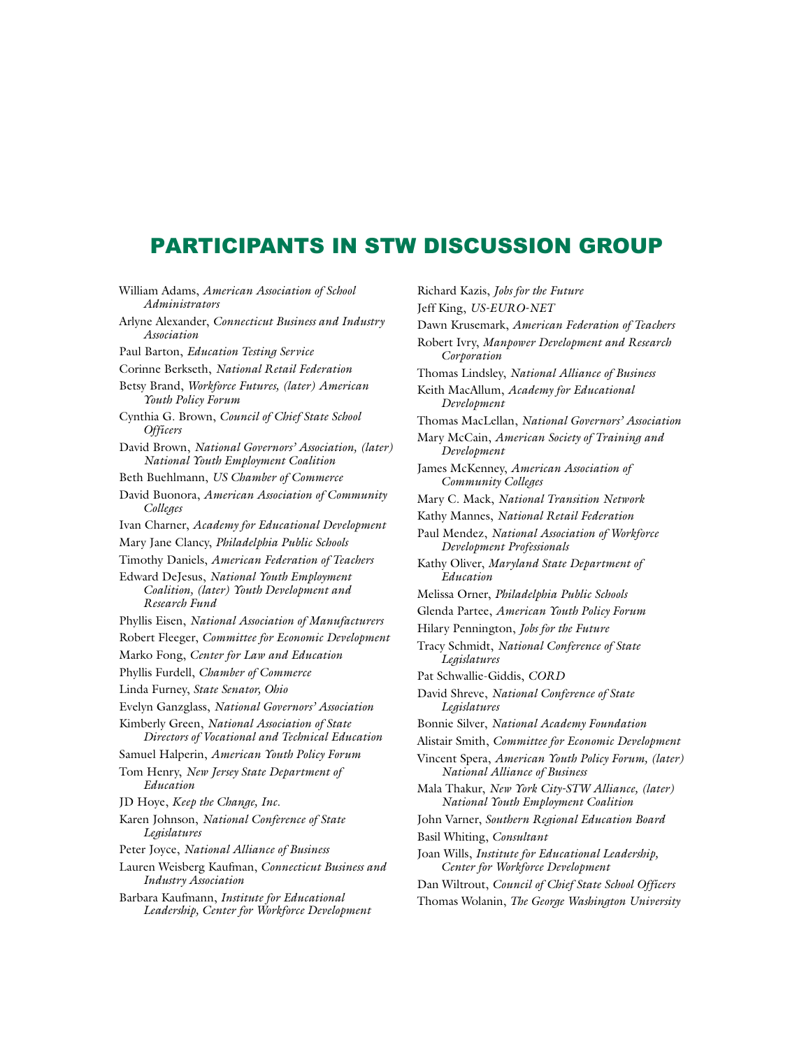# PARTICIPANTS IN STW DISCUSSION GROUP

William Adams, *American Association of School Administrators*

Arlyne Alexander, *Connecticut Business and Industry Association*

Paul Barton, *Education Testing Service*

Corinne Berkseth, *National Retail Federation*

Betsy Brand, *Workforce Futures, (later) American Youth Policy Forum*

Cynthia G. Brown, *Council of Chief State School Officers*

David Brown, *National Governors' Association, (later) National Youth Employment Coalition*

Beth Buehlmann, *US Chamber of Commerce*

David Buonora, *American Association of Community Colleges*

Ivan Charner, *Academy for Educational Development*

Mary Jane Clancy, *Philadelphia Public Schools*

Timothy Daniels, *American Federation of Teachers*

Edward DeJesus, *National Youth Employment Coalition, (later) Youth Development and Research Fund*

Phyllis Eisen, *National Association of Manufacturers*

Robert Fleeger, *Committee for Economic Development*

Marko Fong, *Center for Law and Education*

Phyllis Furdell, *Chamber of Commerce*

Linda Furney, *State Senator, Ohio*

Evelyn Ganzglass, *National Governors' Association*

Kimberly Green, *National Association of State Directors of Vocational and Technical Education*

Samuel Halperin, *American Youth Policy Forum*

Tom Henry, *New Jersey State Department of Education*

JD Hoye, *Keep the Change, Inc.*

Karen Johnson, *National Conference of State Legislatures*

Peter Joyce, *National Alliance of Business*

Lauren Weisberg Kaufman, *Connecticut Business and Industry Association*

Barbara Kaufmann, *Institute for Educational Leadership, Center for Workforce Development*

Richard Kazis, *Jobs for the Future*

Jeff King, *US-EURO-NET*

Dawn Krusemark, *American Federation of Teachers*

Robert Ivry, *Manpower Development and Research Corporation*

Thomas Lindsley, *National Alliance of Business*

Keith MacAllum, *Academy for Educational Development*

Thomas MacLellan, *National Governors' Association*

Mary McCain, *American Society of Training and Development*

James McKenney, *American Association of Community Colleges*

Mary C. Mack, *National Transition Network*

Kathy Mannes, *National Retail Federation*

Paul Mendez, *National Association of Workforce Development Professionals*

Kathy Oliver, *Maryland State Department of Education*

Melissa Orner, *Philadelphia Public Schools*

Glenda Partee, *American Youth Policy Forum*

Hilary Pennington, *Jobs for the Future*

Tracy Schmidt, *National Conference of State Legislatures*

Pat Schwallie-Giddis, *CORD*

David Shreve, *National Conference of State Legislatures*

Bonnie Silver, *National Academy Foundation*

Alistair Smith, *Committee for Economic Development*

Vincent Spera, *American Youth Policy Forum, (later) National Alliance of Business*

Mala Thakur, *New York City-STW Alliance, (later) National Youth Employment Coalition*

John Varner, *Southern Regional Education Board*

Basil Whiting, *Consultant*

Joan Wills, *Institute for Educational Leadership, Center for Workforce Development*

Dan Wiltrout, *Council of Chief State School Officers*

Thomas Wolanin, *The George Washington University*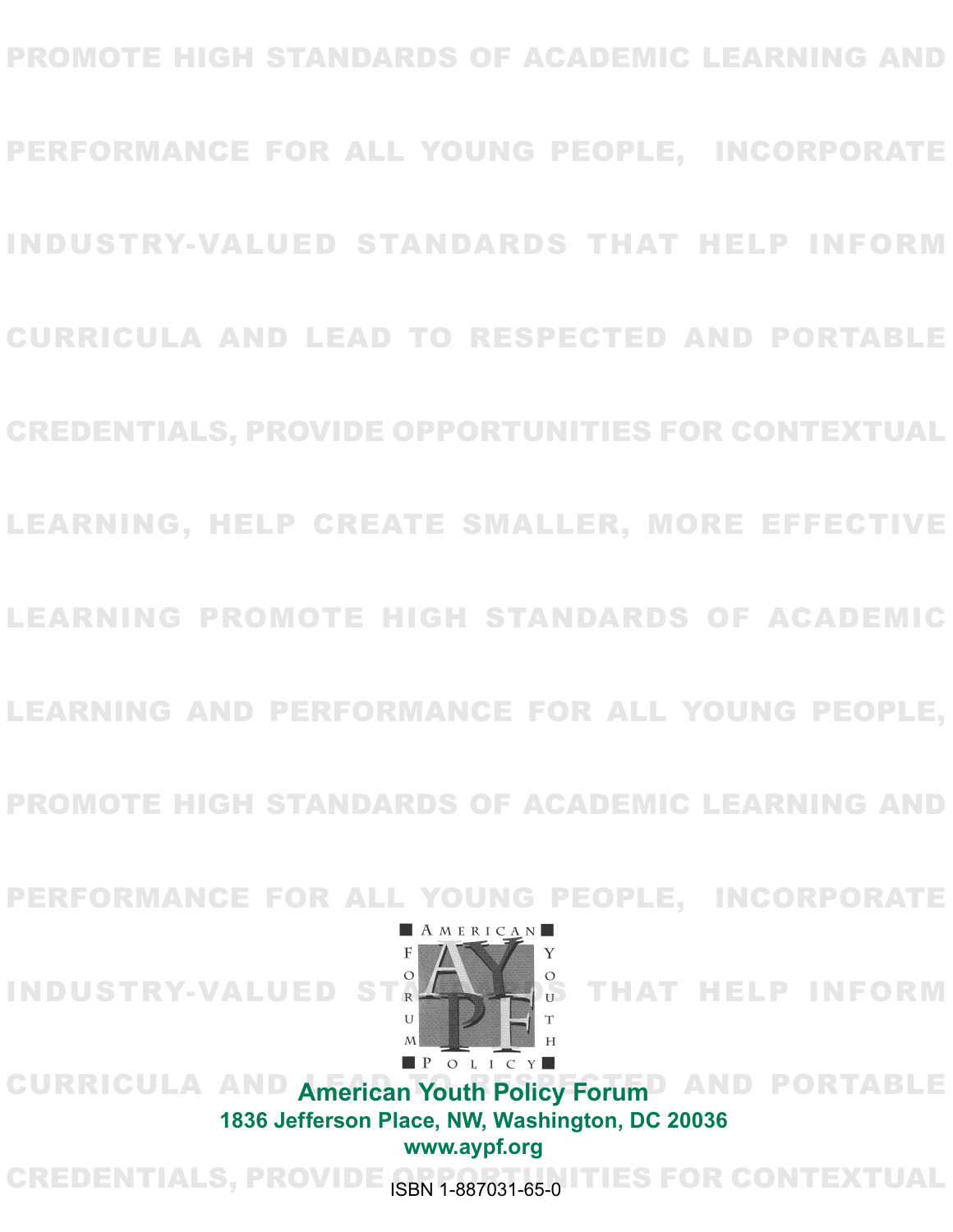PROMOTE HIGH STANDARDS OF ACADEMIC LEARNING AND PERFORMANCE FOR ALL YOUNG PEOPLE, INCORPORATE INDUSTRY-VALUED STANDARDS THAT HELP INFORM CURRICULA AND LEAD TO RESPECTED AND PORTABLE CREDENTIALS, PROVIDE OPPORTUNITIES FOR CONTEXTUAL LEARNING, HELP CREATE SMALLER, MORE EFFECTIVE LEARNING PROMOTE HIGH STANDARDS OF ACADEMIC LEARNING AND PERFORMANCE FOR ALL YOUNG PEOPLE, PROMOTE HIGH STANDARDS OF ACADEMIC LEARNING AND PERFORMANCE FOR ALL YOUNG PEOPLE, INCORPORATE INDUSTRY-VALUED STANDARDS THAT HELP INFORM CURRICULA AND LEAD TO RESPECTED AND PORTABLE CREDENTIALS, PROVIDE OPPORTUNITIES FOR CONTEXTUAL

American Forum Youth Policy

**American Youth Policy Forum**

**1836 Jefferson Place, NW, Washington, DC 20036**

**www.aypf.org**

ISBN 1-887031-65-0